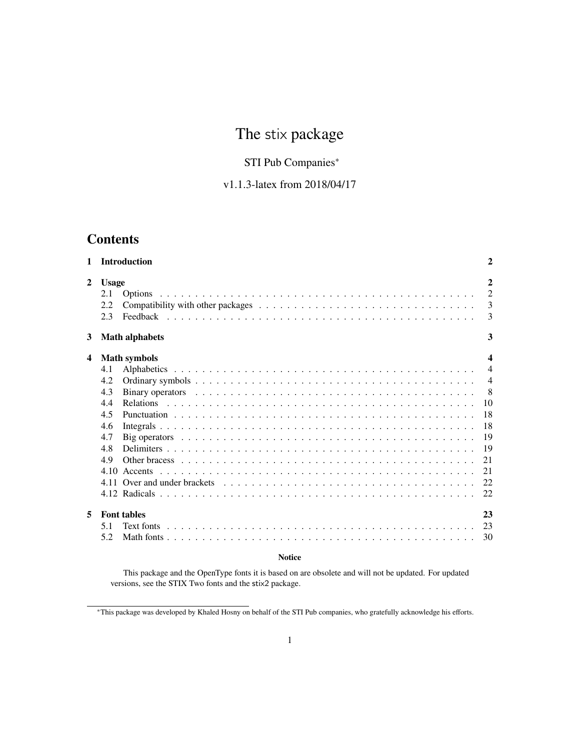# The stix package

STI Pub Companies[*]

v1.1.3-latex from 2018/04/17

## Contents

| | | |
|---|---|---|
| **1** | **Introduction** | **2** |
| **2** | **Usage** | **2** |
| 2.1 | Options | 2 |
| 2.2 | Compatibility with other packages | 3 |
| 2.3 | Feedback | 3 |
| **3** | **Math alphabets** | **3** |
| **4** | **Math symbols** | **4** |
| 4.1 | Alphabetics | 4 |
| 4.2 | Ordinary symbols | 4 |
| 4.3 | Binary operators | 8 |
| 4.4 | Relations | 10 |
| 4.5 | Punctuation | 18 |
| 4.6 | Integrals | 18 |
| 4.7 | Big operators | 19 |
| 4.8 | Delimiters | 19 |
| 4.9 | Other bracess | 21 |
| 4.10 | Accents | 21 |
| 4.11 | Over and under brackets | 22 |
| 4.12 | Radicals | 22 |
| **5** | **Font tables** | **23** |
| 5.1 | Text fonts | 23 |
| 5.2 | Math fonts | 30 |

**Notice**

This package and the OpenType fonts it is based on are obsolete and will not be updated. For updated versions, see the STIX Two fonts and the stix2 package.

[*] This package was developed by Khaled Hosny on behalf of the STI Pub companies, who gratefully acknowledge his efforts.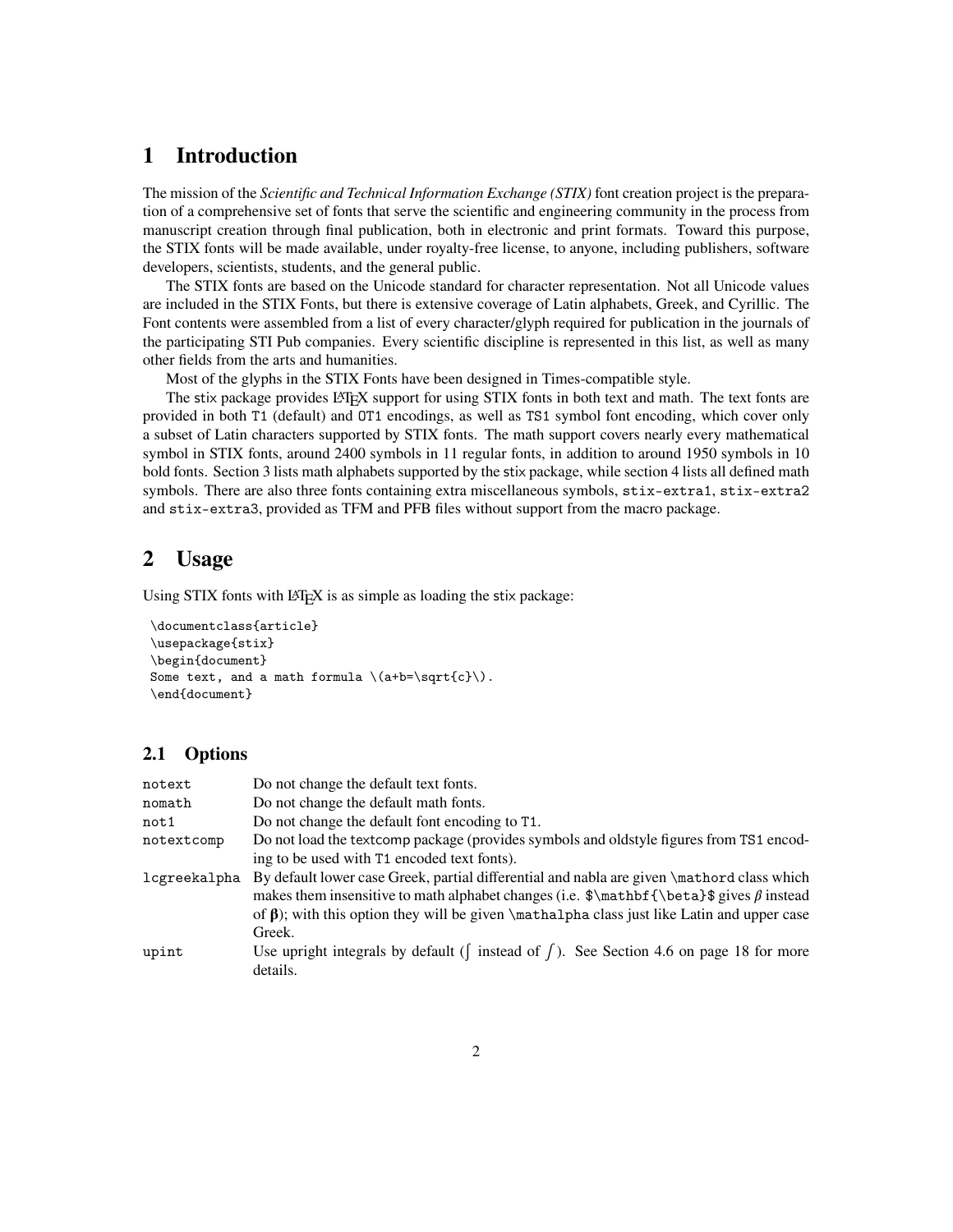# 1 Introduction

The mission of the *Scientific and Technical Information Exchange (STIX)* font creation project is the preparation of a comprehensive set of fonts that serve the scientific and engineering community in the process from manuscript creation through final publication, both in electronic and print formats. Toward this purpose, the STIX fonts will be made available, under royalty-free license, to anyone, including publishers, software developers, scientists, students, and the general public.

The STIX fonts are based on the Unicode standard for character representation. Not all Unicode values are included in the STIX Fonts, but there is extensive coverage of Latin alphabets, Greek, and Cyrillic. The Font contents were assembled from a list of every character/glyph required for publication in the journals of the participating STI Pub companies. Every scientific discipline is represented in this list, as well as many other fields from the arts and humanities.

Most of the glyphs in the STIX Fonts have been designed in Times-compatible style.

The stix package provides LaTeX support for using STIX fonts in both text and math. The text fonts are provided in both `T1` (default) and `OT1` encodings, as well as `TS1` symbol font encoding, which cover only a subset of Latin characters supported by STIX fonts. The math support covers nearly every mathematical symbol in STIX fonts, around 2400 symbols in 11 regular fonts, in addition to around 1950 symbols in 10 bold fonts. Section 3 lists math alphabets supported by the stix package, while section 4 lists all defined math symbols. There are also three fonts containing extra miscellaneous symbols, `stix-extra1`, `stix-extra2` and `stix-extra3`, provided as TFM and PFB files without support from the macro package.

# 2 Usage

Using STIX fonts with LaTeX is as simple as loading the stix package:

```
\documentclass{article}
\usepackage{stix}
\begin{document}
Some text, and a math formula \(a+b=\sqrt{c}\).
\end{document}
```

## 2.1 Options

| | |
|---|---|
| `notext` | Do not change the default text fonts. |
| `nomath` | Do not change the default math fonts. |
| `not1` | Do not change the default font encoding to `T1`. |
| `notextcomp` | Do not load the textcomp package (provides symbols and oldstyle figures from `TS1` encoding to be used with `T1` encoded text fonts). |
| `lcgreekalpha` | By default lower case Greek, partial differential and nabla are given `\mathord` class which makes them insensitive to math alphabet changes (i.e. `$\mathbf{\beta}$` gives $\beta$ instead of $\boldsymbol{\beta}$); with this option they will be given `\mathalpha` class just like Latin and upper case Greek. |
| `upint` | Use upright integrals by default (⨜ instead of $\int$). See Section 4.6 on page 18 for more details. |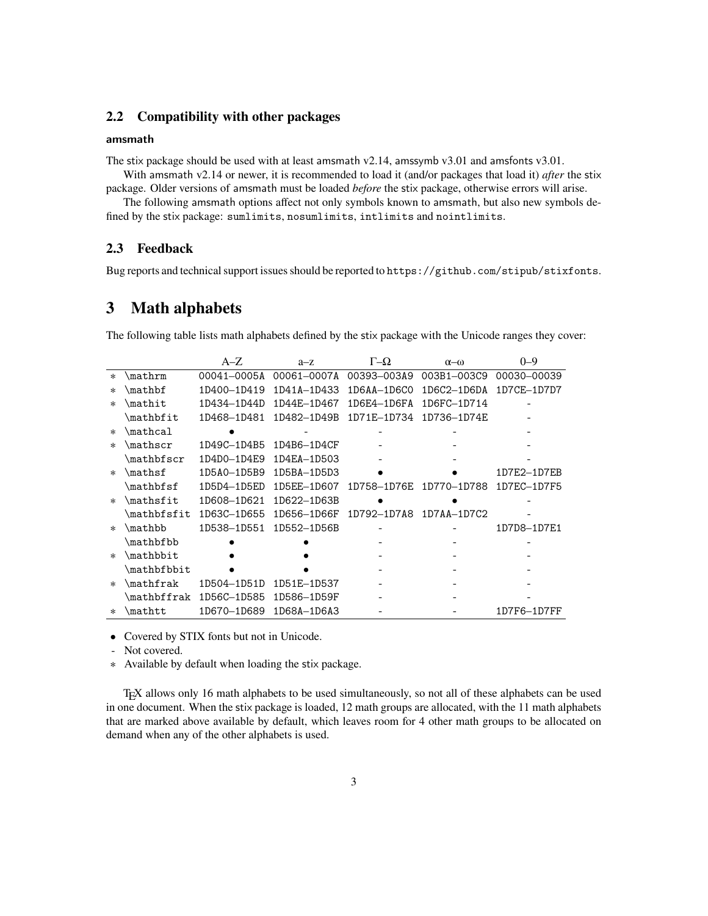### 2.2 Compatibility with other packages

#### amsmath

The stix package should be used with at least amsmath v2.14, amssymb v3.01 and amsfonts v3.01.

With amsmath v2.14 or newer, it is recommended to load it (and/or packages that load it) *after* the stix package. Older versions of amsmath must be loaded *before* the stix package, otherwise errors will arise.

The following amsmath options affect not only symbols known to amsmath, but also new symbols defined by the stix package: `sumlimits`, `nosumlimits`, `intlimits` and `nointlimits`.

### 2.3 Feedback

Bug reports and technical support issues should be reported to `https://github.com/stipub/stixfonts`.

## 3 Math alphabets

The following table lists math alphabets defined by the stix package with the Unicode ranges they cover:

| | | A–Z | a–z | Γ–Ω | α–ω | 0–9 |
|---|---|---|---|---|---|---|
| ∗ | \mathrm | 00041–0005A | 00061–0007A | 00393–003A9 | 003B1–003C9 | 00030–00039 |
| ∗ | \mathbf | 1D400–1D419 | 1D41A–1D433 | 1D6AA–1D6C0 | 1D6C2–1D6DA | 1D7CE–1D7D7 |
| ∗ | \mathit | 1D434–1D44D | 1D44E–1D467 | 1D6E4–1D6FA | 1D6FC–1D714 | - |
| | \mathbfit | 1D468–1D481 | 1D482–1D49B | 1D71E–1D734 | 1D736–1D74E | - |
| ∗ | \mathcal | • | - | - | - | - |
| ∗ | \mathscr | 1D49C–1D4B5 | 1D4B6–1D4CF | - | - | - |
| | \mathbfscr | 1D4D0–1D4E9 | 1D4EA–1D503 | - | - | - |
| ∗ | \mathsf | 1D5A0–1D5B9 | 1D5BA–1D5D3 | • | • | 1D7E2–1D7EB |
| | \mathbfsf | 1D5D4–1D5ED | 1D5EE–1D607 | 1D758–1D76E | 1D770–1D788 | 1D7EC–1D7F5 |
| ∗ | \mathsfit | 1D608–1D621 | 1D622–1D63B | • | • | - |
| | \mathbfsfit | 1D63C–1D655 | 1D656–1D66F | 1D792–1D7A8 | 1D7AA–1D7C2 | - |
| ∗ | \mathbb | 1D538–1D551 | 1D552–1D56B | - | - | 1D7D8–1D7E1 |
| | \mathbfbb | • | • | - | - | - |
| ∗ | \mathbbit | • | • | - | - | - |
| | \mathbfbbit | • | • | - | - | - |
| ∗ | \mathfrak | 1D504–1D51D | 1D51E–1D537 | - | - | - |
| | \mathbffrak | 1D56C–1D585 | 1D586–1D59F | - | - | - |
| ∗ | \mathtt | 1D670–1D689 | 1D68A–1D6A3 | - | - | 1D7F6–1D7FF |

- • Covered by STIX fonts but not in Unicode.
- \- Not covered.
- ∗ Available by default when loading the stix package.

TeX allows only 16 math alphabets to be used simultaneously, so not all of these alphabets can be used in one document. When the stix package is loaded, 12 math groups are allocated, with the 11 math alphabets that are marked above available by default, which leaves room for 4 other math groups to be allocated on demand when any of the other alphabets is used.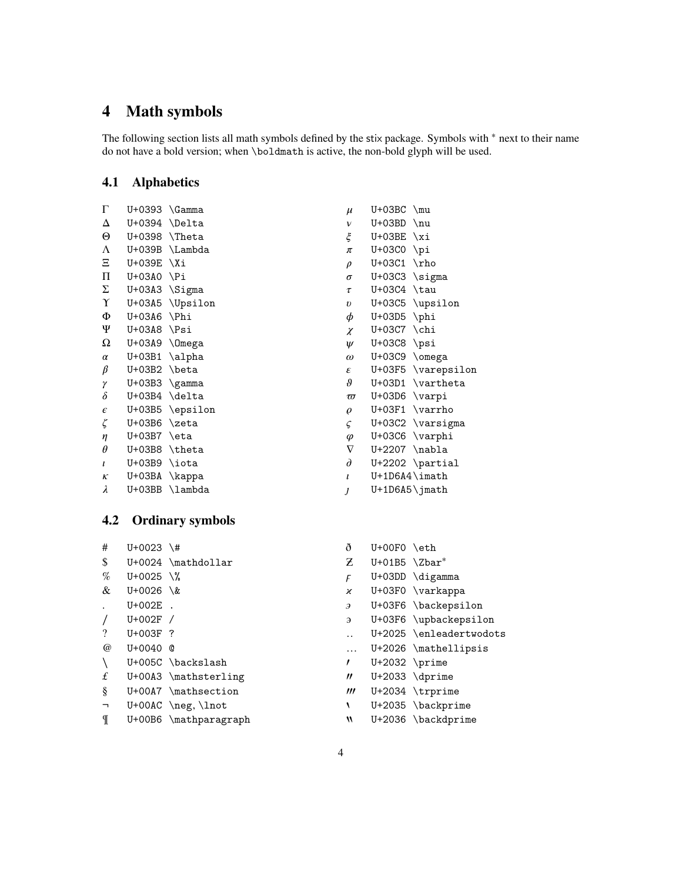# 4 Math symbols

The following section lists all math symbols defined by the stix package. Symbols with * next to their name do not have a bold version; when `\boldmath` is active, the non-bold glyph will be used.

## 4.1 Alphabetics

| Symbol | Code | Command | Symbol | Code | Command |
|---|---|---|---|---|---|
| $\Gamma$ | U+0393 | `\Gamma` | $\mu$ | U+03BC | `\mu` |
| $\Delta$ | U+0394 | `\Delta` | $\nu$ | U+03BD | `\nu` |
| $\Theta$ | U+0398 | `\Theta` | $\xi$ | U+03BE | `\xi` |
| $\Lambda$ | U+039B | `\Lambda` | $\pi$ | U+03C0 | `\pi` |
| $\Xi$ | U+039E | `\Xi` | $\rho$ | U+03C1 | `\rho` |
| $\Pi$ | U+03A0 | `\Pi` | $\sigma$ | U+03C3 | `\sigma` |
| $\Sigma$ | U+03A3 | `\Sigma` | $\tau$ | U+03C4 | `\tau` |
| $\Upsilon$ | U+03A5 | `\Upsilon` | $\upsilon$ | U+03C5 | `\upsilon` |
| $\Phi$ | U+03A6 | `\Phi` | $\phi$ | U+03D5 | `\phi` |
| $\Psi$ | U+03A8 | `\Psi` | $\chi$ | U+03C7 | `\chi` |
| $\Omega$ | U+03A9 | `\Omega` | $\psi$ | U+03C8 | `\psi` |
| $\alpha$ | U+03B1 | `\alpha` | $\omega$ | U+03C9 | `\omega` |
| $\beta$ | U+03B2 | `\beta` | $\varepsilon$ | U+03F5 | `\varepsilon` |
| $\gamma$ | U+03B3 | `\gamma` | $\vartheta$ | U+03D1 | `\vartheta` |
| $\delta$ | U+03B4 | `\delta` | $\varpi$ | U+03D6 | `\varpi` |
| $\epsilon$ | U+03B5 | `\epsilon` | $\varrho$ | U+03F1 | `\varrho` |
| $\zeta$ | U+03B6 | `\zeta` | $\varsigma$ | U+03C2 | `\varsigma` |
| $\eta$ | U+03B7 | `\eta` | $\varphi$ | U+03C6 | `\varphi` |
| $\theta$ | U+03B8 | `\theta` | $\nabla$ | U+2207 | `\nabla` |
| $\iota$ | U+03B9 | `\iota` | $\partial$ | U+2202 | `\partial` |
| $\kappa$ | U+03BA | `\kappa` | $\imath$ | U+1D6A4 | `\imath` |
| $\lambda$ | U+03BB | `\lambda` | $\jmath$ | U+1D6A5 | `\jmath` |

## 4.2 Ordinary symbols

| Symbol | Code | Command | Symbol | Code | Command |
|---|---|---|---|---|---|
| # | U+0023 | `\#` | ð | U+00F0 | `\eth` |
| $ | U+0024 | `\mathdollar` | Ƶ | U+01B5 | `\Zbar`* |
| % | U+0025 | `\%` | ϝ | U+03DD | `\digamma` |
| & | U+0026 | `\&` | ϰ | U+03F0 | `\varkappa` |
| . | U+002E | `.` | ϶ | U+03F6 | `\backepsilon` |
| / | U+002F | `/` | ϶ | U+03F6 | `\upbackepsilon` |
| ? | U+003F | `?` | ‥ | U+2025 | `\enleadertwodots` |
| @ | U+0040 | `@` | … | U+2026 | `\mathellipsis` |
| \ | U+005C | `\backslash` | ′ | U+2032 | `\prime` |
| £ | U+00A3 | `\mathsterling` | ″ | U+2033 | `\dprime` |
| § | U+00A7 | `\mathsection` | ‴ | U+2034 | `\trprime` |
| ¬ | U+00AC | `\neg`, `\lnot` | ‵ | U+2035 | `\backprime` |
| ¶ | U+00B6 | `\mathparagraph` | ‶ | U+2036 | `\backdprime` |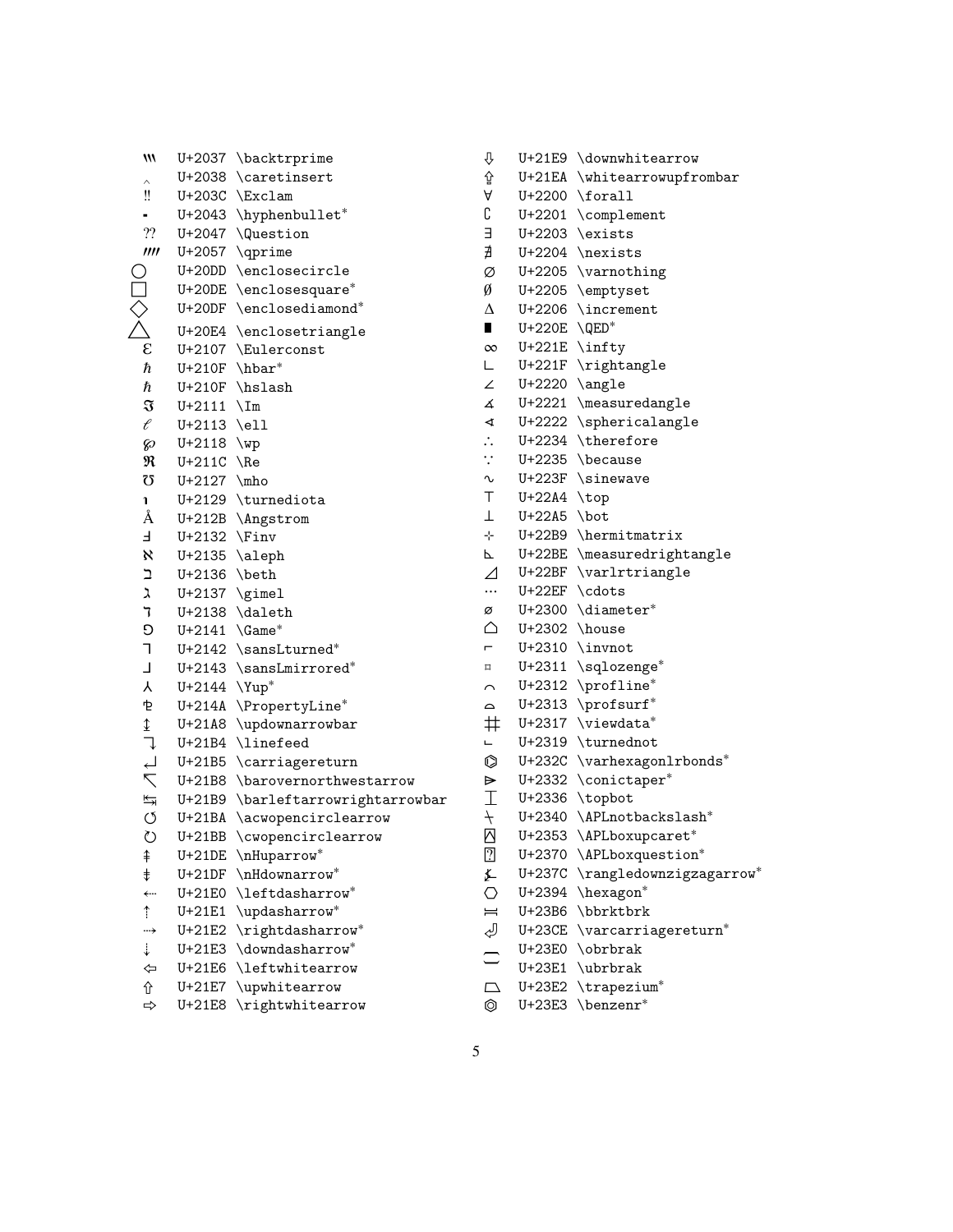| Symbol | Code | Command |
|---|---|---|
| ‷ | U+2037 | \backtrprime |
| ‸ | U+2038 | \caretinsert |
| ‼ | U+203C | \Exclam |
| ⁃ | U+2043 | \hyphenbullet* |
| ⁇ | U+2047 | \Question |
| ⁗ | U+2057 | \qprime |
| ⃝ | U+20DD | \enclosecircle |
| ⃞ | U+20DE | \enclosesquare* |
| ⃟ | U+20DF | \enclosediamond* |
| ⃤ | U+20E4 | \enclosetriangle |
| ℇ | U+2107 | \Eulerconst |
| ℏ | U+210F | \hbar* |
| ℏ | U+210F | \hslash |
| ℑ | U+2111 | \Im |
| ℓ | U+2113 | \ell |
| ℘ | U+2118 | \wp |
| ℜ | U+211C | \Re |
| ℧ | U+2127 | \mho |
| ℩ | U+2129 | \turnediota |
| Å | U+212B | \Angstrom |
| Ⅎ | U+2132 | \Finv |
| ℵ | U+2135 | \aleph |
| ℶ | U+2136 | \beth |
| ℷ | U+2137 | \gimel |
| ℸ | U+2138 | \daleth |
| ⅁ | U+2141 | \Game* |
| ⅂ | U+2142 | \sansLturned* |
| ⅃ | U+2143 | \sansLmirrored* |
| ⅄ | U+2144 | \Yup* |
| ⅊ | U+214A | \PropertyLine* |
| ↨ | U+21A8 | \updownarrowbar |
| ↴ | U+21B4 | \linefeed |
| ↵ | U+21B5 | \carriagereturn |
| ↸ | U+21B8 | \barovernorthwestarrow |
| ↹ | U+21B9 | \barleftarrowrightarrowbar |
| ↺ | U+21BA | \acwopencirclearrow |
| ↻ | U+21BB | \cwopencirclearrow |
| ⇞ | U+21DE | \nHuparrow* |
| ⇟ | U+21DF | \nHdownarrow* |
| ⇠ | U+21E0 | \leftdasharrow* |
| ⇡ | U+21E1 | \updasharrow* |
| ⇢ | U+21E2 | \rightdasharrow* |
| ⇣ | U+21E3 | \downdasharrow* |
| ⇦ | U+21E6 | \leftwhitearrow |
| ⇧ | U+21E7 | \upwhitearrow |
| ⇨ | U+21E8 | \rightwhitearrow |
| ⇩ | U+21E9 | \downwhitearrow |
| ⇪ | U+21EA | \whitearrowupfrombar |
| ∀ | U+2200 | \forall |
| ∁ | U+2201 | \complement |
| ∃ | U+2203 | \exists |
| ∄ | U+2204 | \nexists |
| ∅ | U+2205 | \varnothing |
| ∅ | U+2205 | \emptyset |
| ∆ | U+2206 | \increment |
| ∎ | U+220E | \QED* |
| ∞ | U+221E | \infty |
| ∟ | U+221F | \rightangle |
| ∠ | U+2220 | \angle |
| ∡ | U+2221 | \measuredangle |
| ∢ | U+2222 | \sphericalangle |
| ∴ | U+2234 | \therefore |
| ∵ | U+2235 | \because |
| ∿ | U+223F | \sinewave |
| ⊤ | U+22A4 | \top |
| ⊥ | U+22A5 | \bot |
| ⊹ | U+22B9 | \hermitmatrix |
| ⊾ | U+22BE | \measuredrightangle |
| ⊿ | U+22BF | \varlrtriangle |
| ⋯ | U+22EF | \cdots |
| ⌀ | U+2300 | \diameter* |
| ⌂ | U+2302 | \house |
| ⌐ | U+2310 | \invnot |
| ⌑ | U+2311 | \sqlozenge* |
| ⌒ | U+2312 | \profline* |
| ⌓ | U+2313 | \profsurf* |
| ⌗ | U+2317 | \viewdata* |
| ⌙ | U+2319 | \turnednot |
| ⌬ | U+232C | \varhexagonlrbonds* |
| ⌲ | U+2332 | \conictaper* |
| ⌶ | U+2336 | \topbot |
| ⍀ | U+2340 | \APLnotbackslash* |
| ⍓ | U+2353 | \APLboxupcaret* |
| ⍰ | U+2370 | \APLboxquestion* |
| ⍼ | U+237C | \rangledownzigzagarrow* |
| ⎔ | U+2394 | \hexagon* |
| ⎶ | U+23B6 | \bbrktbrk |
| ⏎ | U+23CE | \varcarriagereturn* |
| ⏠ | U+23E0 | \obrbrak |
| ⏡ | U+23E1 | \ubrbrak |
| ⏢ | U+23E2 | \trapezium* |
| ⏣ | U+23E3 | \benzenr* |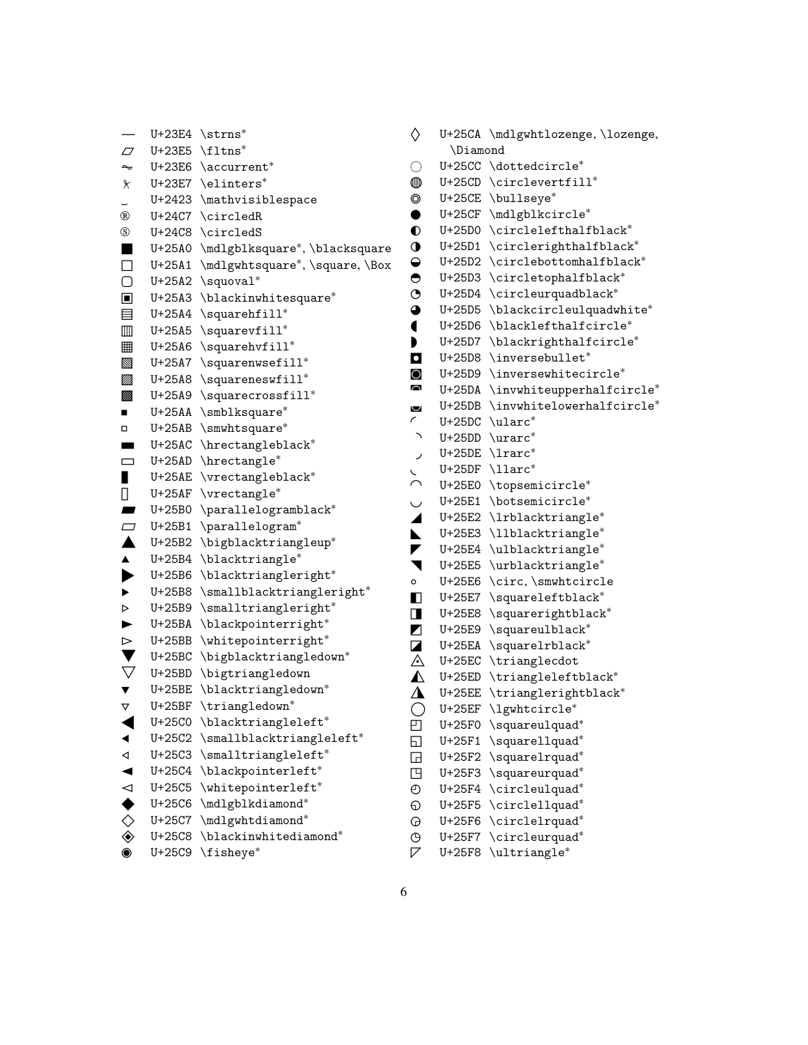| | | |
|---|---|---|
| ⏤ | U+23E4 | \strns* |
| ⏥ | U+23E5 | \fltns* |
| ⏦ | U+23E6 | \accurrent* |
| ⏧ | U+23E7 | \elinters* |
| ␣ | U+2423 | \mathvisiblespace |
| Ⓡ | U+24C7 | \circledR |
| Ⓢ | U+24C8 | \circledS |
| ■ | U+25A0 | \mdlgblksquare*, \blacksquare |
| □ | U+25A1 | \mdlgwhtsquare*, \square, \Box |
| ▢ | U+25A2 | \squoval* |
| ▣ | U+25A3 | \blackinwhitesquare* |
| ▤ | U+25A4 | \squarehfill* |
| ▥ | U+25A5 | \squarevfill* |
| ▦ | U+25A6 | \squarehvfill* |
| ▧ | U+25A7 | \squarenwsefill* |
| ▨ | U+25A8 | \squareneswfill* |
| ▩ | U+25A9 | \squarecrossfill* |
| ▪ | U+25AA | \smblksquare* |
| ▫ | U+25AB | \smwhtsquare* |
| ▬ | U+25AC | \hrectangleblack* |
| ▭ | U+25AD | \hrectangle* |
| ▮ | U+25AE | \vrectangleblack* |
| ▯ | U+25AF | \vrectangle* |
| ▰ | U+25B0 | \parallelogramblack* |
| ▱ | U+25B1 | \parallelogram* |
| ▲ | U+25B2 | \bigblacktriangleup* |
| ▴ | U+25B4 | \blacktriangle* |
| ▶ | U+25B6 | \blacktriangleright* |
| ▸ | U+25B8 | \smallblacktriangleright* |
| ▹ | U+25B9 | \smalltriangleright* |
| ► | U+25BA | \blackpointerright* |
| ▻ | U+25BB | \whitepointerright* |
| ▼ | U+25BC | \bigblacktriangledown* |
| ▽ | U+25BD | \bigtriangledown |
| ▾ | U+25BE | \blacktriangledown* |
| ▿ | U+25BF | \triangledown* |
| ◀ | U+25C0 | \blacktriangleleft* |
| ◂ | U+25C2 | \smallblacktriangleleft* |
| ◃ | U+25C3 | \smalltriangleleft* |
| ◄ | U+25C4 | \blackpointerleft* |
| ◅ | U+25C5 | \whitepointerleft* |
| ◆ | U+25C6 | \mdlgblkdiamond* |
| ◇ | U+25C7 | \mdlgwhtdiamond* |
| ◈ | U+25C8 | \blackinwhitediamond* |
| ◉ | U+25C9 | \fisheye* |
| ◊ | U+25CA | \mdlgwhtlozenge, \lozenge, \Diamond |
| ◌ | U+25CC | \dottedcircle* |
| ◍ | U+25CD | \circlevertfill* |
| ◎ | U+25CE | \bullseye* |
| ● | U+25CF | \mdlgblkcircle* |
| ◐ | U+25D0 | \circlelefthalfblack* |
| ◑ | U+25D1 | \circlerighthalfblack* |
| ◒ | U+25D2 | \circlebottomhalfblack* |
| ◓ | U+25D3 | \circletophalfblack* |
| ◔ | U+25D4 | \circleurquadblack* |
| ◕ | U+25D5 | \blackcircleulquadwhite* |
| ◖ | U+25D6 | \blacklefthalfcircle* |
| ◗ | U+25D7 | \blackrighthalfcircle* |
| ◘ | U+25D8 | \inversebullet* |
| ◙ | U+25D9 | \inversewhitecircle* |
| ◚ | U+25DA | \invwhiteupperhalfcircle* |
| ◛ | U+25DB | \invwhitelowerhalfcircle* |
| ◜ | U+25DC | \ularc* |
| ◝ | U+25DD | \urarc* |
| ◞ | U+25DE | \lrarc* |
| ◟ | U+25DF | \llarc* |
| ◠ | U+25E0 | \topsemicircle* |
| ◡ | U+25E1 | \botsemicircle* |
| ◢ | U+25E2 | \lrblacktriangle* |
| ◣ | U+25E3 | \llblacktriangle* |
| ◤ | U+25E4 | \ulblacktriangle* |
| ◥ | U+25E5 | \urblacktriangle* |
| ◦ | U+25E6 | \circ, \smwhtcircle |
| ◧ | U+25E7 | \squareleftblack* |
| ◨ | U+25E8 | \squarerightblack* |
| ◩ | U+25E9 | \squareulblack* |
| ◪ | U+25EA | \squarelrblack* |
| ◬ | U+25EC | \trianglecdot |
| ◭ | U+25ED | \triangleleftblack* |
| ◮ | U+25EE | \trianglerightblack* |
| ◯ | U+25EF | \lgwhtcircle* |
| ◰ | U+25F0 | \squareulquad* |
| ◱ | U+25F1 | \squarellquad* |
| ◲ | U+25F2 | \squarelrquad* |
| ◳ | U+25F3 | \squareurquad* |
| ◴ | U+25F4 | \circleulquad* |
| ◵ | U+25F5 | \circlellquad* |
| ◶ | U+25F6 | \circlelrquad* |
| ◷ | U+25F7 | \circleurquad* |
| ◸ | U+25F8 | \ultriangle* |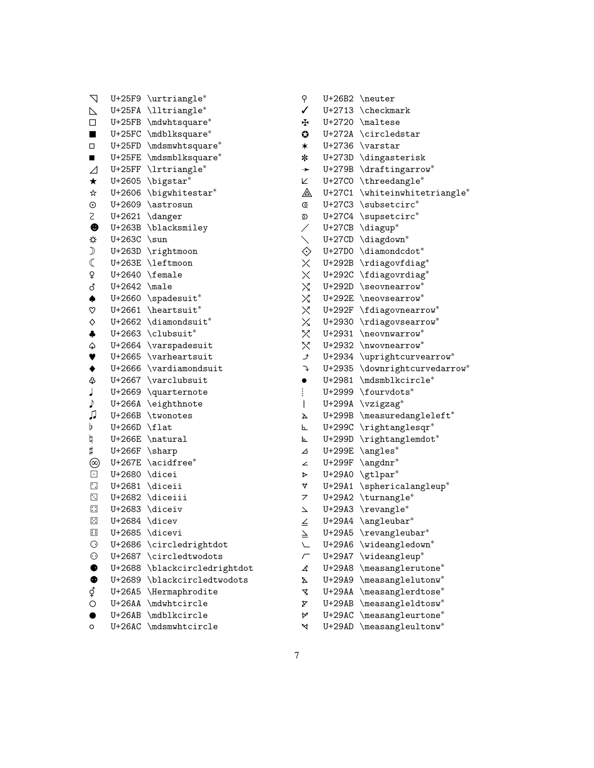| | | |
|---|---|---|
| ◹ | U+25F9 | \urtriangle* |
| ◺ | U+25FA | \lltriangle* |
| ◻ | U+25FB | \mdwhtsquare* |
| ◼ | U+25FC | \mdblksquare* |
| ◽ | U+25FD | \mdsmwhtsquare* |
| ◾ | U+25FE | \mdsmblksquare* |
| ◿ | U+25FF | \lrtriangle* |
| ★ | U+2605 | \bigstar* |
| ☆ | U+2606 | \bigwhitestar* |
| ☉ | U+2609 | \astrosun |
| ☡ | U+2621 | \danger |
| ☻ | U+263B | \blacksmiley |
| ☼ | U+263C | \sun |
| ☽ | U+263D | \rightmoon |
| ☾ | U+263E | \leftmoon |
| ♀ | U+2640 | \female |
| ♂ | U+2642 | \male |
| ♠ | U+2660 | \spadesuit* |
| ♡ | U+2661 | \heartsuit* |
| ♢ | U+2662 | \diamondsuit* |
| ♣ | U+2663 | \clubsuit* |
| ♤ | U+2664 | \varspadesuit |
| ♥ | U+2665 | \varheartsuit |
| ♦ | U+2666 | \vardiamondsuit |
| ♧ | U+2667 | \varclubsuit |
| ♩ | U+2669 | \quarternote |
| ♪ | U+266A | \eighthnote |
| ♫ | U+266B | \twonotes |
| ♭ | U+266D | \flat |
| ♮ | U+266E | \natural |
| ♯ | U+266F | \sharp |
| ♾ | U+267E | \acidfree* |
| ⚀ | U+2680 | \dicei |
| ⚁ | U+2681 | \diceii |
| ⚂ | U+2682 | \diceiii |
| ⚃ | U+2683 | \diceiv |
| ⚄ | U+2684 | \dicev |
| ⚅ | U+2685 | \dicevi |
| ⚆ | U+2686 | \circledrightdot |
| ⚇ | U+2687 | \circledtwodots |
| ⚈ | U+2688 | \blackcircledrightdot |
| ⚉ | U+2689 | \blackcircledtwodots |
| ⚥ | U+26A5 | \Hermaphrodite |
| ⚪ | U+26AA | \mdwhtcircle |
| ⚫ | U+26AB | \mdblkcircle |
| ⚬ | U+26AC | \mdsmwhtcircle |
| ⚲ | U+26B2 | \neuter |
| ✓ | U+2713 | \checkmark |
| ✠ | U+2720 | \maltese |
| ✪ | U+272A | \circledstar |
| ✶ | U+2736 | \varstar |
| ✽ | U+273D | \dingasterisk |
| ➛ | U+279B | \draftingarrow* |
| ⟀ | U+27C0 | \threedangle* |
| ⟁ | U+27C1 | \whiteinwhitetriangle* |
| ⟃ | U+27C3 | \subsetcirc* |
| ⟄ | U+27C4 | \supsetcirc* |
| ⟋ | U+27CB | \diagup* |
| ⟍ | U+27CD | \diagdown* |
| ⟐ | U+27D0 | \diamondcdot* |
| ⤫ | U+292B | \rdiagovfdiag* |
| ⤬ | U+292C | \fdiagovrdiag* |
| ⤭ | U+292D | \seovnearrow* |
| ⤮ | U+292E | \neovsearrow* |
| ⤯ | U+292F | \fdiagovnearrow* |
| ⤰ | U+2930 | \rdiagovsearrow* |
| ⤱ | U+2931 | \neovnwarrow* |
| ⤲ | U+2932 | \nwovnearrow* |
| ⤴ | U+2934 | \uprightcurvearrow* |
| ⤵ | U+2935 | \downrightcurvedarrow* |
| ⦁ | U+2981 | \mdsmblkcircle* |
| ⦙ | U+2999 | \fourvdots* |
| ⦚ | U+299A | \vzigzag* |
| ⦛ | U+299B | \measuredangleleft* |
| ⦜ | U+299C | \rightanglesqr* |
| ⦝ | U+299D | \rightanglemdot* |
| ⦞ | U+299E | \angles* |
| ⦟ | U+299F | \angdnr* |
| ⦠ | U+29A0 | \gtlpar* |
| ⦡ | U+29A1 | \sphericalangleup* |
| ⦢ | U+29A2 | \turnangle* |
| ⦣ | U+29A3 | \revangle* |
| ⦤ | U+29A4 | \angleubar* |
| ⦥ | U+29A5 | \revangleubar* |
| ⦦ | U+29A6 | \wideangledown* |
| ⦧ | U+29A7 | \wideangleup* |
| ⦨ | U+29A8 | \measanglerutone* |
| ⦩ | U+29A9 | \measanglelutonw* |
| ⦪ | U+29AA | \measanglerdtose* |
| ⦫ | U+29AB | \measangleldtosw* |
| ⦬ | U+29AC | \measangleurtone* |
| ⦭ | U+29AD | \measangleultonw* |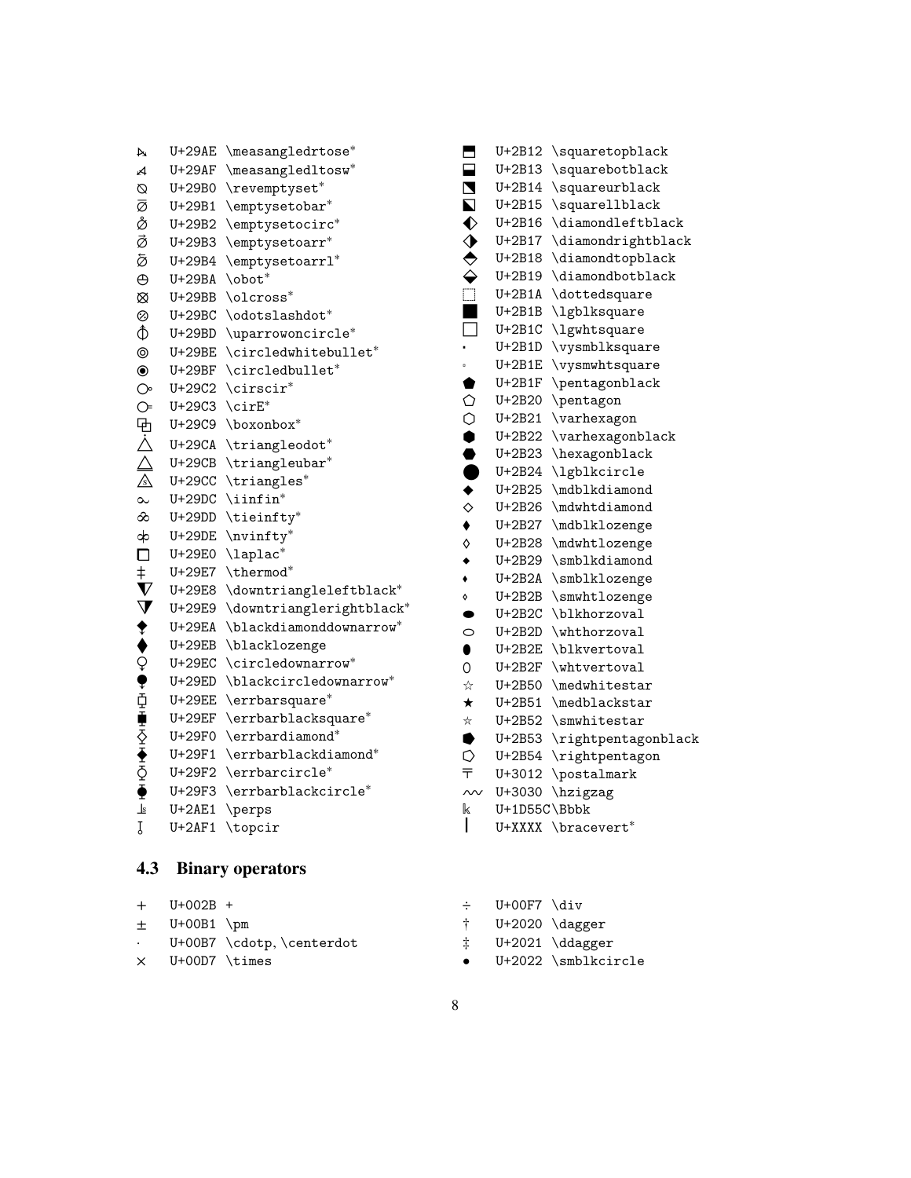| | | |
|---|---|---|
| ⦮ | U+29AE | \measangledrtose* |
| ⦯ | U+29AF | \measangledltosw* |
| ⦰ | U+29B0 | \revemptyset* |
| ⦱ | U+29B1 | \emptysetobar* |
| ⦲ | U+29B2 | \emptysetocirc* |
| ⦳ | U+29B3 | \emptysetoarr* |
| ⦴ | U+29B4 | \emptysetoarrl* |
| ⦺ | U+29BA | \obot* |
| ⦻ | U+29BB | \olcross* |
| ⦼ | U+29BC | \odotslashdot* |
| ⦽ | U+29BD | \uparrowoncircle* |
| ⦾ | U+29BE | \circledwhitebullet* |
| ⦿ | U+29BF | \circledbullet* |
| ⧂ | U+29C2 | \cirscir* |
| ⧃ | U+29C3 | \cirE* |
| ⧉ | U+29C9 | \boxonbox* |
| ⧊ | U+29CA | \triangleodot* |
| ⧋ | U+29CB | \triangleubar* |
| ⧌ | U+29CC | \triangles* |
| ⧜ | U+29DC | \iinfin* |
| ⧝ | U+29DD | \tieinfty* |
| ⧞ | U+29DE | \nvinfty* |
| ⧠ | U+29E0 | \laplac* |
| ⧧ | U+29E7 | \thermod* |
| ⧨ | U+29E8 | \downtriangleleftblack* |
| ⧩ | U+29E9 | \downtrianglerightblack* |
| ⧪ | U+29EA | \blackdiamonddownarrow* |
| ⧫ | U+29EB | \blacklozenge |
| ⧬ | U+29EC | \circledownarrow* |
| ⧭ | U+29ED | \blackcircledownarrow* |
| ⧮ | U+29EE | \errbarsquare* |
| ⧯ | U+29EF | \errbarblacksquare* |
| ⧰ | U+29F0 | \errbardiamond* |
| ⧱ | U+29F1 | \errbarblackdiamond* |
| ⧲ | U+29F2 | \errbarcircle* |
| ⧳ | U+29F3 | \errbarblackcircle* |
| ⫡ | U+2AE1 | \perps |
| ⫱ | U+2AF1 | \topcir |
| ⬒ | U+2B12 | \squaretopblack |
| ⬓ | U+2B13 | \squarebotblack |
| ⬔ | U+2B14 | \squareurblack |
| ⬕ | U+2B15 | \squarellblack |
| ⬖ | U+2B16 | \diamondleftblack |
| ⬗ | U+2B17 | \diamondrightblack |
| ⬘ | U+2B18 | \diamondtopblack |
| ⬙ | U+2B19 | \diamondbotblack |
| ⬚ | U+2B1A | \dottedsquare |
| ⬛ | U+2B1B | \lgblksquare |
| ⬜ | U+2B1C | \lgwhtsquare |
| ⬝ | U+2B1D | \vysmblksquare |
| ⬞ | U+2B1E | \vysmwhtsquare |
| ⬟ | U+2B1F | \pentagonblack |
| ⬠ | U+2B20 | \pentagon |
| ⬡ | U+2B21 | \varhexagon |
| ⬢ | U+2B22 | \varhexagonblack |
| ⬣ | U+2B23 | \hexagonblack |
| ⬤ | U+2B24 | \lgblkcircle |
| ⬥ | U+2B25 | \mdblkdiamond |
| ⬦ | U+2B26 | \mdwhtdiamond |
| ⬧ | U+2B27 | \mdblklozenge |
| ⬨ | U+2B28 | \mdwhtlozenge |
| ⬩ | U+2B29 | \smblkdiamond |
| ⬪ | U+2B2A | \smblklozenge |
| ⬫ | U+2B2B | \smwhtlozenge |
| ⬬ | U+2B2C | \blkhorzoval |
| ⬭ | U+2B2D | \whthorzoval |
| ⬮ | U+2B2E | \blkvertoval |
| ⬯ | U+2B2F | \whtvertoval |
| ⭐ | U+2B50 | \medwhitestar |
| ⭑ | U+2B51 | \medblackstar |
| ⭒ | U+2B52 | \smwhitestar |
| ⭓ | U+2B53 | \rightpentagonblack |
| ⭔ | U+2B54 | \rightpentagon |
| 〒 | U+3012 | \postalmark |
| 〰 | U+3030 | \hzigzag |
| 𝕜 | U+1D55C | \Bbbk |
| ❘ | U+XXXX | \bracevert* |

## 4.3 Binary operators

| | | |
|---|---|---|
| + | U+002B | + |
| ± | U+00B1 | \pm |
| · | U+00B7 | \cdotp, \centerdot |
| × | U+00D7 | \times |
| ÷ | U+00F7 | \div |
| † | U+2020 | \dagger |
| ‡ | U+2021 | \ddagger |
| • | U+2022 | \smblkcircle |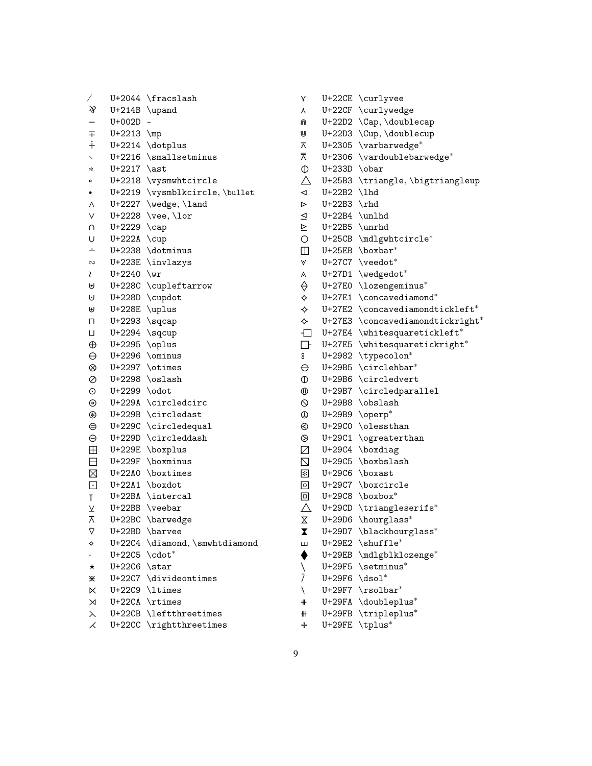| Symbol | Code | Command |
|---|---|---|
| ⁄ | U+2044 | \fracslash |
| ⅋ | U+214B | \upand |
| − | U+002D | - |
| ∓ | U+2213 | \mp |
| ∔ | U+2214 | \dotplus |
| ∖ | U+2216 | \smallsetminus |
| ∗ | U+2217 | \ast |
| ∘ | U+2218 | \vysmwhtcircle |
| ∙ | U+2219 | \vysmblkcircle, \bullet |
| ∧ | U+2227 | \wedge, \land |
| ∨ | U+2228 | \vee, \lor |
| ∩ | U+2229 | \cap |
| ∪ | U+222A | \cup |
| ∸ | U+2238 | \dotminus |
| ∾ | U+223E | \invlazys |
| ≀ | U+2240 | \wr |
| ⊌ | U+228C | \cupleftarrow |
| ⊍ | U+228D | \cupdot |
| ⊎ | U+228E | \uplus |
| ⊓ | U+2293 | \sqcap |
| ⊔ | U+2294 | \sqcup |
| ⊕ | U+2295 | \oplus |
| ⊖ | U+2296 | \ominus |
| ⊗ | U+2297 | \otimes |
| ⊘ | U+2298 | \oslash |
| ⊙ | U+2299 | \odot |
| ⊚ | U+229A | \circledcirc |
| ⊛ | U+229B | \circledast |
| ⊜ | U+229C | \circledequal |
| ⊝ | U+229D | \circleddash |
| ⊞ | U+229E | \boxplus |
| ⊟ | U+229F | \boxminus |
| ⊠ | U+22A0 | \boxtimes |
| ⊡ | U+22A1 | \boxdot |
| ⊺ | U+22BA | \intercal |
| ⊻ | U+22BB | \veebar |
| ⊼ | U+22BC | \barwedge |
| ⊽ | U+22BD | \barvee |
| ⋄ | U+22C4 | \diamond, \smwhtdiamond |
| ⋅ | U+22C5 | \cdot* |
| ⋆ | U+22C6 | \star |
| ⋇ | U+22C7 | \divideontimes |
| ⋉ | U+22C9 | \ltimes |
| ⋊ | U+22CA | \rtimes |
| ⋋ | U+22CB | \leftthreetimes |
| ⋌ | U+22CC | \rightthreetimes |
| ⋎ | U+22CE | \curlyvee |
| ⋏ | U+22CF | \curlywedge |
| ⋒ | U+22D2 | \Cap, \doublecap |
| ⋓ | U+22D3 | \Cup, \doublecup |
| ⌅ | U+2305 | \varbarwedge* |
| ⌆ | U+2306 | \vardoublebarwedge* |
| ⌽ | U+233D | \obar |
| △ | U+25B3 | \triangle, \bigtriangleup |
| ⊲ | U+22B2 | \lhd |
| ⊳ | U+22B3 | \rhd |
| ⊴ | U+22B4 | \unlhd |
| ⊵ | U+22B5 | \unrhd |
| ○ | U+25CB | \mdlgwhtcircle* |
| ◫ | U+25EB | \boxbar* |
| ⟇ | U+27C7 | \veedot* |
| ⟑ | U+27D1 | \wedgedot* |
| ⟠ | U+27E0 | \lozengeminus* |
| ⟡ | U+27E1 | \concavediamond* |
| ⟢ | U+27E2 | \concavediamondtickleft* |
| ⟣ | U+27E3 | \concavediamondtickright* |
| ⟤ | U+27E4 | \whitesquaretickleft* |
| ⟥ | U+27E5 | \whitesquaretickright* |
| ⦂ | U+2982 | \typecolon* |
| ⦵ | U+29B5 | \circlehbar* |
| ⦶ | U+29B6 | \circledvert |
| ⦷ | U+29B7 | \circledparallel |
| ⦸ | U+29B8 | \obslash |
| ⦹ | U+29B9 | \operp* |
| ⧀ | U+29C0 | \olessthan |
| ⧁ | U+29C1 | \ogreaterthan |
| ⧄ | U+29C4 | \boxdiag |
| ⧅ | U+29C5 | \boxbslash |
| ⧆ | U+29C6 | \boxast |
| ⧇ | U+29C7 | \boxcircle |
| ⧈ | U+29C8 | \boxbox* |
| ⧍ | U+29CD | \triangleserifs* |
| ⧖ | U+29D6 | \hourglass* |
| ⧗ | U+29D7 | \blackhourglass* |
| ⧢ | U+29E2 | \shuffle* |
| ⧫ | U+29EB | \mdlgblklozenge* |
| ⧵ | U+29F5 | \setminus* |
| ⧶ | U+29F6 | \dsol* |
| ⧷ | U+29F7 | \rsolbar* |
| ⧺ | U+29FA | \doubleplus* |
| ⧻ | U+29FB | \tripleplus* |
| ⧾ | U+29FE | \tplus* |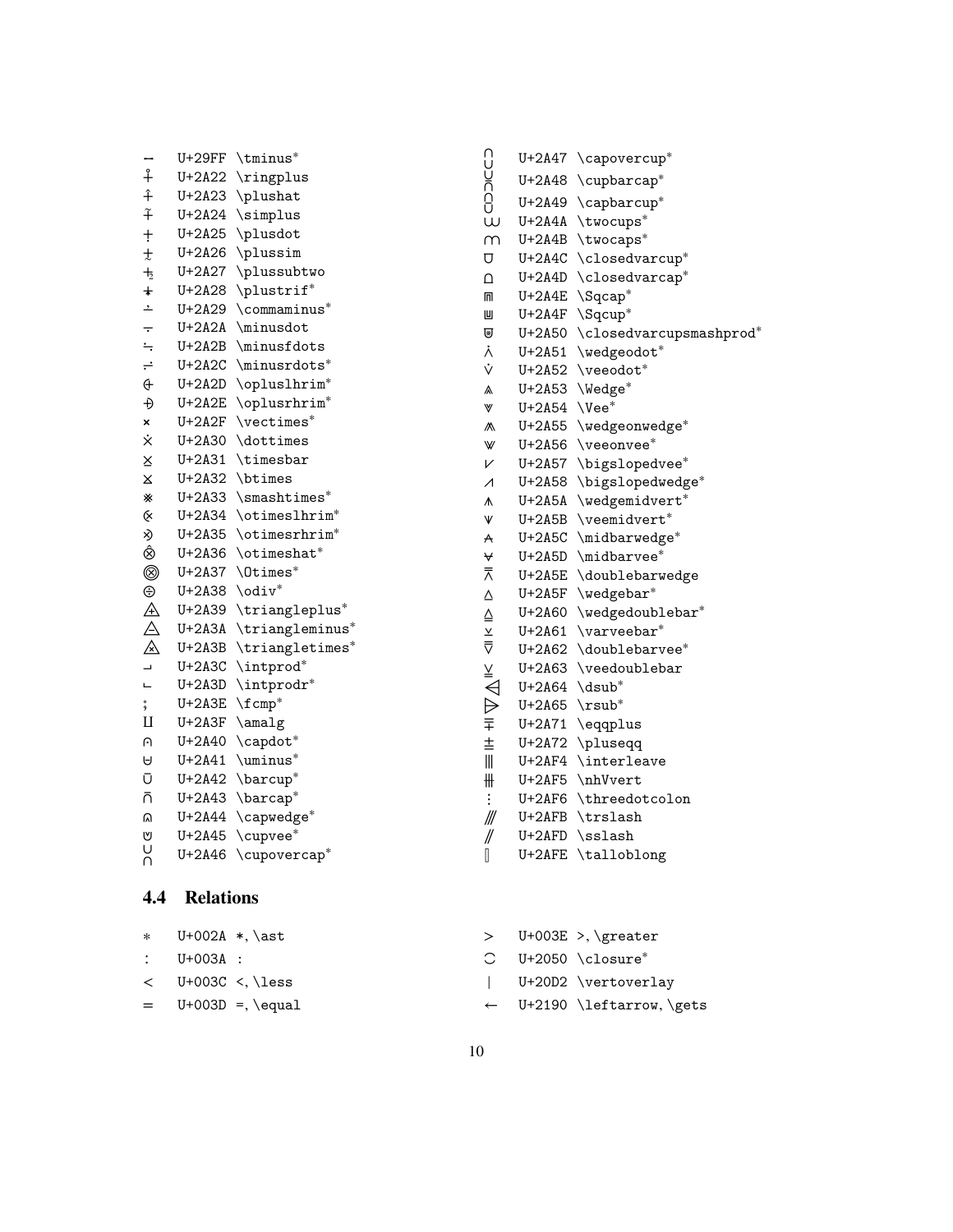| Symbol | Code | Command |
| --- | --- | --- |
| ⧿ | U+29FF | \tminus* |
| ⨢ | U+2A22 | \ringplus |
| ⨣ | U+2A23 | \plushat |
| ⨤ | U+2A24 | \simplus |
| ⨥ | U+2A25 | \plusdot |
| ⨦ | U+2A26 | \plussim |
| ⨧ | U+2A27 | \plussubtwo |
| ⨨ | U+2A28 | \plustrif* |
| ⨩ | U+2A29 | \commaminus* |
| ⨪ | U+2A2A | \minusdot |
| ⨫ | U+2A2B | \minusfdots |
| ⨬ | U+2A2C | \minusrdots* |
| ⨭ | U+2A2D | \opluslhrim* |
| ⨮ | U+2A2E | \oplusrhrim* |
| ⨯ | U+2A2F | \vectimes* |
| ⨰ | U+2A30 | \dottimes |
| ⨱ | U+2A31 | \timesbar |
| ⨲ | U+2A32 | \btimes |
| ⨳ | U+2A33 | \smashtimes* |
| ⨴ | U+2A34 | \otimeslhrim* |
| ⨵ | U+2A35 | \otimesrhrim* |
| ⨶ | U+2A36 | \otimeshat* |
| ⨷ | U+2A37 | \Otimes* |
| ⨸ | U+2A38 | \odiv* |
| ⨹ | U+2A39 | \triangleplus* |
| ⨺ | U+2A3A | \triangleminus* |
| ⨻ | U+2A3B | \triangletimes* |
| ⨼ | U+2A3C | \intprod* |
| ⨽ | U+2A3D | \intprodr* |
| ⨾ | U+2A3E | \fcmp* |
| ⨿ | U+2A3F | \amalg |
| ⩀ | U+2A40 | \capdot* |
| ⩁ | U+2A41 | \uminus* |
| ⩂ | U+2A42 | \barcup* |
| ⩃ | U+2A43 | \barcap* |
| ⩄ | U+2A44 | \capwedge* |
| ⩅ | U+2A45 | \cupvee* |
| ⩆ | U+2A46 | \cupovercap* |
| ⩇ | U+2A47 | \capovercup* |
| ⩈ | U+2A48 | \cupbarcap* |
| ⩉ | U+2A49 | \capbarcup* |
| ⩊ | U+2A4A | \twocups* |
| ⩋ | U+2A4B | \twocaps* |
| ⩌ | U+2A4C | \closedvarcup* |
| ⩍ | U+2A4D | \closedvarcap* |
| ⩎ | U+2A4E | \Sqcap* |
| ⩏ | U+2A4F | \Sqcup* |
| ⩐ | U+2A50 | \closedvarcupsmashprod* |
| ⩑ | U+2A51 | \wedgeodot* |
| ⩒ | U+2A52 | \veeodot* |
| ⩓ | U+2A53 | \Wedge* |
| ⩔ | U+2A54 | \Vee* |
| ⩕ | U+2A55 | \wedgeonwedge* |
| ⩖ | U+2A56 | \veeonvee* |
| ⩗ | U+2A57 | \bigslopedvee* |
| ⩘ | U+2A58 | \bigslopedwedge* |
| ⩚ | U+2A5A | \wedgemidvert* |
| ⩛ | U+2A5B | \veemidvert* |
| ⩜ | U+2A5C | \midbarwedge* |
| ⩝ | U+2A5D | \midbarvee* |
| ⩞ | U+2A5E | \doublebarwedge |
| ⩟ | U+2A5F | \wedgebar* |
| ⩠ | U+2A60 | \wedgedoublebar* |
| ⩡ | U+2A61 | \varveebar* |
| ⩢ | U+2A62 | \doublebarvee* |
| ⩣ | U+2A63 | \veedoublebar |
| ⩤ | U+2A64 | \dsub* |
| ⩥ | U+2A65 | \rsub* |
| ⩱ | U+2A71 | \eqqplus |
| ⩲ | U+2A72 | \pluseqq |
| ⫴ | U+2AF4 | \interleave |
| ⫵ | U+2AF5 | \nhVvert |
| ⫶ | U+2AF6 | \threedotcolon |
| ⫻ | U+2AFB | \trslash |
| ⫽ | U+2AFD | \sslash |
| ⫾ | U+2AFE | \talloblong |

## 4.4 Relations

| Symbol | Code | Command |
| --- | --- | --- |
| * | U+002A | *, \ast |
| : | U+003A | : |
| < | U+003C | <, \less |
| = | U+003D | =, \equal |
| > | U+003E | >, \greater |
| ⁐ | U+2050 | \closure* |
| ⃒ | U+20D2 | \vertoverlay |
| ← | U+2190 | \leftarrow, \gets |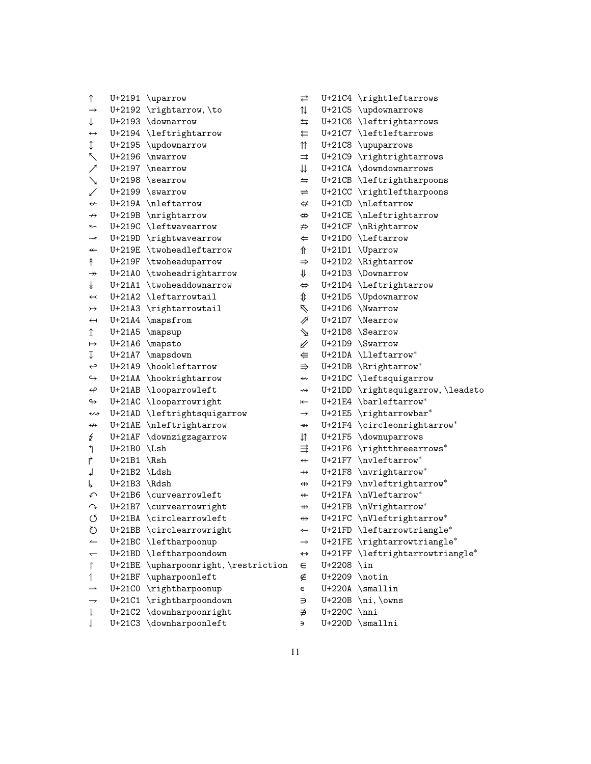| Symbol | Code | Command |
|---|---|---|
| ↑ | U+2191 | \uparrow |
| → | U+2192 | \rightarrow, \to |
| ↓ | U+2193 | \downarrow |
| ↔ | U+2194 | \leftrightarrow |
| ↕ | U+2195 | \updownarrow |
| ↖ | U+2196 | \nwarrow |
| ↗ | U+2197 | \nearrow |
| ↘ | U+2198 | \searrow |
| ↙ | U+2199 | \swarrow |
| ↚ | U+219A | \nleftarrow |
| ↛ | U+219B | \nrightarrow |
| ↜ | U+219C | \leftwavearrow |
| ↝ | U+219D | \rightwavearrow |
| ↞ | U+219E | \twoheadleftarrow |
| ↟ | U+219F | \twoheaduparrow |
| ↠ | U+21A0 | \twoheadrightarrow |
| ↡ | U+21A1 | \twoheaddownarrow |
| ↢ | U+21A2 | \leftarrowtail |
| ↣ | U+21A3 | \rightarrowtail |
| ↤ | U+21A4 | \mapsfrom |
| ↥ | U+21A5 | \mapsup |
| ↦ | U+21A6 | \mapsto |
| ↧ | U+21A7 | \mapsdown |
| ↩ | U+21A9 | \hookleftarrow |
| ↪ | U+21AA | \hookrightarrow |
| ↫ | U+21AB | \looparrowleft |
| ↬ | U+21AC | \looparrowright |
| ↭ | U+21AD | \leftrightsquigarrow |
| ↮ | U+21AE | \nleftrightarrow |
| ↯ | U+21AF | \downzigzagarrow |
| ↰ | U+21B0 | \Lsh |
| ↱ | U+21B1 | \Rsh |
| ↲ | U+21B2 | \Ldsh |
| ↳ | U+21B3 | \Rdsh |
| ↶ | U+21B6 | \curvearrowleft |
| ↷ | U+21B7 | \curvearrowright |
| ↺ | U+21BA | \circlearrowleft |
| ↻ | U+21BB | \circlearrowright |
| ↼ | U+21BC | \leftharpoonup |
| ↽ | U+21BD | \leftharpoondown |
| ↾ | U+21BE | \upharpoonright, \restriction |
| ↿ | U+21BF | \upharpoonleft |
| ⇀ | U+21C0 | \rightharpoonup |
| ⇁ | U+21C1 | \rightharpoondown |
| ⇂ | U+21C2 | \downharpoonright |
| ⇃ | U+21C3 | \downharpoonleft |
| ⇄ | U+21C4 | \rightleftarrows |
| ⇅ | U+21C5 | \updownarrows |
| ⇆ | U+21C6 | \leftrightarrows |
| ⇇ | U+21C7 | \leftleftarrows |
| ⇈ | U+21C8 | \upuparrows |
| ⇉ | U+21C9 | \rightrightarrows |
| ⇊ | U+21CA | \downdownarrows |
| ⇋ | U+21CB | \leftrightharpoons |
| ⇌ | U+21CC | \rightleftharpoons |
| ⇍ | U+21CD | \nLeftarrow |
| ⇎ | U+21CE | \nLeftrightarrow |
| ⇏ | U+21CF | \nRightarrow |
| ⇐ | U+21D0 | \Leftarrow |
| ⇑ | U+21D1 | \Uparrow |
| ⇒ | U+21D2 | \Rightarrow |
| ⇓ | U+21D3 | \Downarrow |
| ⇔ | U+21D4 | \Leftrightarrow |
| ⇕ | U+21D5 | \Updownarrow |
| ⇖ | U+21D6 | \Nwarrow |
| ⇗ | U+21D7 | \Nearrow |
| ⇘ | U+21D8 | \Searrow |
| ⇙ | U+21D9 | \Swarrow |
| ⇚ | U+21DA | \Lleftarrow* |
| ⇛ | U+21DB | \Rrightarrow* |
| ⇜ | U+21DC | \leftsquigarrow |
| ⇝ | U+21DD | \rightsquigarrow, \leadsto |
| ⇤ | U+21E4 | \barleftarrow* |
| ⇥ | U+21E5 | \rightarrowbar* |
| ⇴ | U+21F4 | \circleonrightarrow* |
| ⇵ | U+21F5 | \downuparrows |
| ⇶ | U+21F6 | \rightthreearrows* |
| ⇷ | U+21F7 | \nvleftarrow* |
| ⇸ | U+21F8 | \nvrightarrow* |
| ⇹ | U+21F9 | \nvleftrightarrow* |
| ⇺ | U+21FA | \nVleftarrow* |
| ⇻ | U+21FB | \nVrightarrow* |
| ⇼ | U+21FC | \nVleftrightarrow* |
| ⇽ | U+21FD | \leftarrowtriangle* |
| ⇾ | U+21FE | \rightarrowtriangle* |
| ⇿ | U+21FF | \leftrightarrowtriangle* |
| ∈ | U+2208 | \in |
| ∉ | U+2209 | \notin |
| ∊ | U+220A | \smallin |
| ∋ | U+220B | \ni, \owns |
| ∌ | U+220C | \nni |
| ∍ | U+220D | \smallni |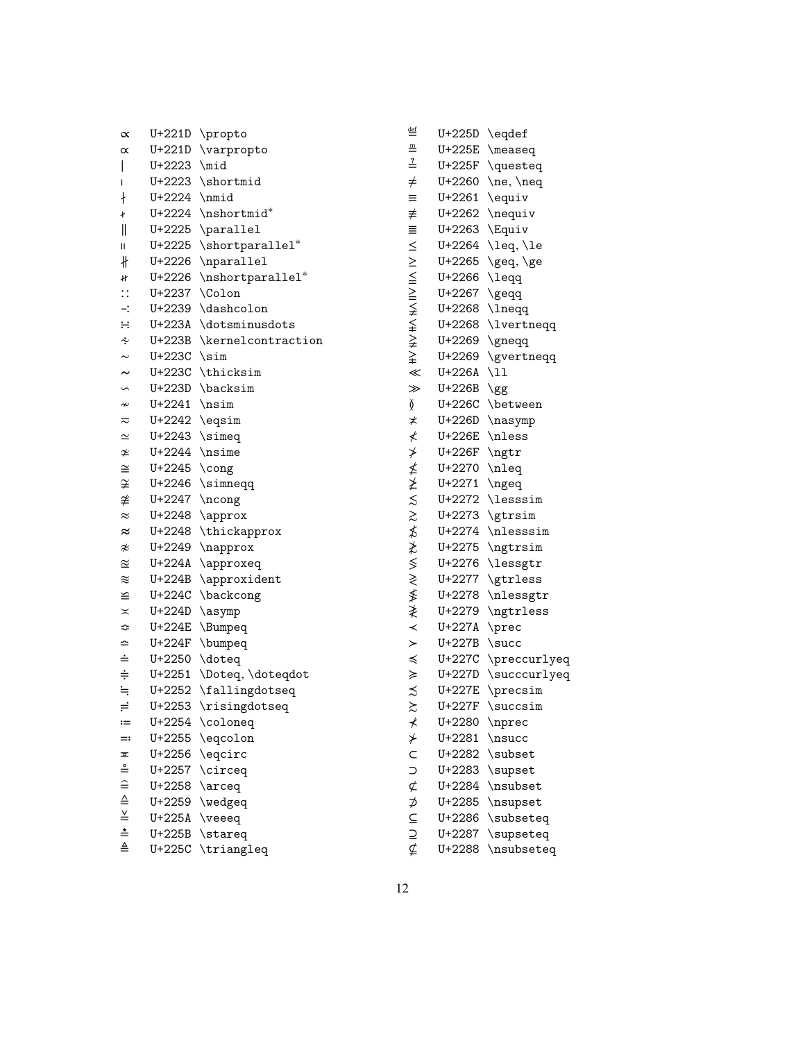| | | |
|---|---|---|
| ∝ | U+221D | \propto |
| ∝ | U+221D | \varpropto |
| ∣ | U+2223 | \mid |
| ∣ | U+2223 | \shortmid |
| ∤ | U+2224 | \nmid |
| ∤ | U+2224 | \nshortmid* |
| ∥ | U+2225 | \parallel |
| ∥ | U+2225 | \shortparallel* |
| ∦ | U+2226 | \nparallel |
| ∦ | U+2226 | \nshortparallel* |
| ∷ | U+2237 | \Colon |
| ∹ | U+2239 | \dashcolon |
| ∺ | U+223A | \dotsminusdots |
| ∻ | U+223B | \kernelcontraction |
| ∼ | U+223C | \sim |
| ∼ | U+223C | \thicksim |
| ∽ | U+223D | \backsim |
| ≁ | U+2241 | \nsim |
| ≂ | U+2242 | \eqsim |
| ≃ | U+2243 | \simeq |
| ≄ | U+2244 | \nsime |
| ≅ | U+2245 | \cong |
| ≆ | U+2246 | \simneqq |
| ≇ | U+2247 | \ncong |
| ≈ | U+2248 | \approx |
| ≈ | U+2248 | \thickapprox |
| ≉ | U+2249 | \napprox |
| ≊ | U+224A | \approxeq |
| ≋ | U+224B | \approxident |
| ≌ | U+224C | \backcong |
| ≍ | U+224D | \asymp |
| ≎ | U+224E | \Bumpeq |
| ≏ | U+224F | \bumpeq |
| ≐ | U+2250 | \doteq |
| ≑ | U+2251 | \Doteq, \doteqdot |
| ≒ | U+2252 | \fallingdotseq |
| ≓ | U+2253 | \risingdotseq |
| ≔ | U+2254 | \coloneq |
| ≕ | U+2255 | \eqcolon |
| ≖ | U+2256 | \eqcirc |
| ≗ | U+2257 | \circeq |
| ≘ | U+2258 | \arceq |
| ≙ | U+2259 | \wedgeq |
| ≚ | U+225A | \veeeq |
| ≛ | U+225B | \stareq |
| ≜ | U+225C | \triangleq |
| ≝ | U+225D | \eqdef |
| ≞ | U+225E | \measeq |
| ≟ | U+225F | \questeq |
| ≠ | U+2260 | \ne, \neq |
| ≡ | U+2261 | \equiv |
| ≢ | U+2262 | \nequiv |
| ≣ | U+2263 | \Equiv |
| ≤ | U+2264 | \leq, \le |
| ≥ | U+2265 | \geq, \ge |
| ≦ | U+2266 | \leqq |
| ≧ | U+2267 | \geqq |
| ≨ | U+2268 | \lneqq |
| ≨ | U+2268 | \lvertneqq |
| ≩ | U+2269 | \gneqq |
| ≩ | U+2269 | \gvertneqq |
| ≪ | U+226A | \ll |
| ≫ | U+226B | \gg |
| ≬ | U+226C | \between |
| ≭ | U+226D | \nasymp |
| ≮ | U+226E | \nless |
| ≯ | U+226F | \ngtr |
| ≰ | U+2270 | \nleq |
| ≱ | U+2271 | \ngeq |
| ≲ | U+2272 | \lesssim |
| ≳ | U+2273 | \gtrsim |
| ≴ | U+2274 | \nlesssim |
| ≵ | U+2275 | \ngtrsim |
| ≶ | U+2276 | \lessgtr |
| ≷ | U+2277 | \gtrless |
| ≸ | U+2278 | \nlessgtr |
| ≹ | U+2279 | \ngtrless |
| ≺ | U+227A | \prec |
| ≻ | U+227B | \succ |
| ≼ | U+227C | \preccurlyeq |
| ≽ | U+227D | \succcurlyeq |
| ≾ | U+227E | \precsim |
| ≿ | U+227F | \succsim |
| ⊀ | U+2280 | \nprec |
| ⊁ | U+2281 | \nsucc |
| ⊂ | U+2282 | \subset |
| ⊃ | U+2283 | \supset |
| ⊄ | U+2284 | \nsubset |
| ⊅ | U+2285 | \nsupset |
| ⊆ | U+2286 | \subseteq |
| ⊇ | U+2287 | \supseteq |
| ⊈ | U+2288 | \nsubseteq |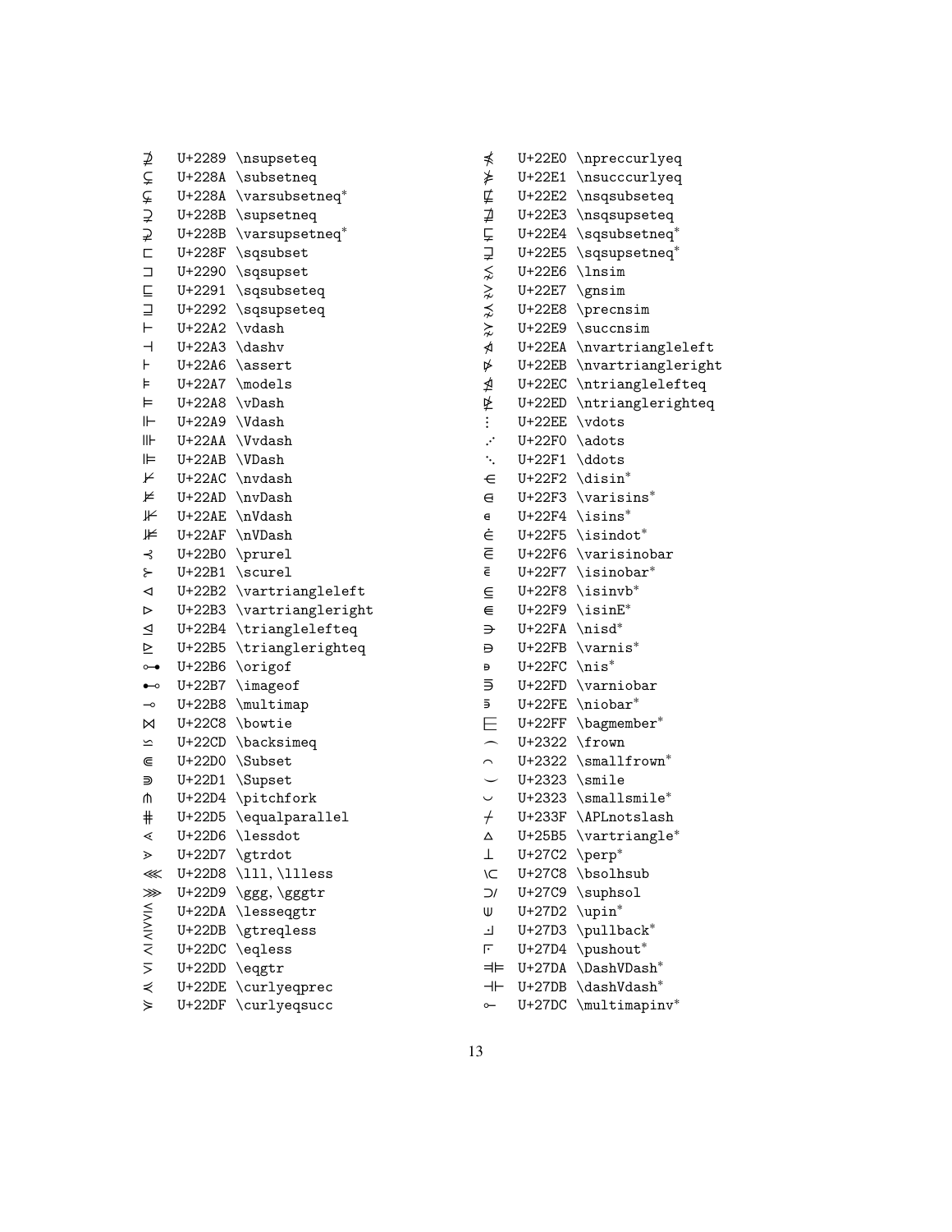| | | |
|---|---|---|
| ⊉ | U+2289 | \nsupseteq |
| ⊊ | U+228A | \subsetneq |
| ⊊ | U+228A | \varsubsetneq* |
| ⊋ | U+228B | \supsetneq |
| ⊋ | U+228B | \varsupsetneq* |
| ⊏ | U+228F | \sqsubset |
| ⊐ | U+2290 | \sqsupset |
| ⊑ | U+2291 | \sqsubseteq |
| ⊒ | U+2292 | \sqsupseteq |
| ⊢ | U+22A2 | \vdash |
| ⊣ | U+22A3 | \dashv |
| ⊦ | U+22A6 | \assert |
| ⊧ | U+22A7 | \models |
| ⊨ | U+22A8 | \vDash |
| ⊩ | U+22A9 | \Vdash |
| ⊪ | U+22AA | \Vvdash |
| ⊫ | U+22AB | \VDash |
| ⊬ | U+22AC | \nvdash |
| ⊭ | U+22AD | \nvDash |
| ⊮ | U+22AE | \nVdash |
| ⊯ | U+22AF | \nVDash |
| ⊰ | U+22B0 | \prurel |
| ⊱ | U+22B1 | \scurel |
| ⊲ | U+22B2 | \vartriangleleft |
| ⊳ | U+22B3 | \vartriangleright |
| ⊴ | U+22B4 | \trianglelefteq |
| ⊵ | U+22B5 | \trianglerighteq |
| ⊶ | U+22B6 | \origof |
| ⊷ | U+22B7 | \imageof |
| ⊸ | U+22B8 | \multimap |
| ⋈ | U+22C8 | \bowtie |
| ⋍ | U+22CD | \backsimeq |
| ⋐ | U+22D0 | \Subset |
| ⋑ | U+22D1 | \Supset |
| ⋔ | U+22D4 | \pitchfork |
| ⋕ | U+22D5 | \equalparallel |
| ⋖ | U+22D6 | \lessdot |
| ⋗ | U+22D7 | \gtrdot |
| ⋘ | U+22D8 | \lll, \llless |
| ⋙ | U+22D9 | \ggg, \gggtr |
| ⋚ | U+22DA | \lesseqgtr |
| ⋛ | U+22DB | \gtreqless |
| ⋜ | U+22DC | \eqless |
| ⋝ | U+22DD | \eqgtr |
| ⋞ | U+22DE | \curlyeqprec |
| ⋟ | U+22DF | \curlyeqsucc |
| ⋠ | U+22E0 | \npreccurlyeq |
| ⋡ | U+22E1 | \nsucccurlyeq |
| ⋢ | U+22E2 | \nsqsubseteq |
| ⋣ | U+22E3 | \nsqsupseteq |
| ⋤ | U+22E4 | \sqsubsetneq* |
| ⋥ | U+22E5 | \sqsupsetneq* |
| ⋦ | U+22E6 | \lnsim |
| ⋧ | U+22E7 | \gnsim |
| ⋨ | U+22E8 | \precnsim |
| ⋩ | U+22E9 | \succnsim |
| ⋪ | U+22EA | \nvartriangleleft |
| ⋫ | U+22EB | \nvartriangleright |
| ⋬ | U+22EC | \ntrianglelefteq |
| ⋭ | U+22ED | \ntrianglerighteq |
| ⋮ | U+22EE | \vdots |
| ⋰ | U+22F0 | \adots |
| ⋱ | U+22F1 | \ddots |
| ⋲ | U+22F2 | \disin* |
| ⋳ | U+22F3 | \varisins* |
| ⋴ | U+22F4 | \isins* |
| ⋵ | U+22F5 | \isindot* |
| ⋶ | U+22F6 | \varisinobar |
| ⋷ | U+22F7 | \isinobar* |
| ⋸ | U+22F8 | \isinvb* |
| ⋹ | U+22F9 | \isinE* |
| ⋺ | U+22FA | \nisd* |
| ⋻ | U+22FB | \varnis* |
| ⋼ | U+22FC | \nis* |
| ⋽ | U+22FD | \varniobar |
| ⋾ | U+22FE | \niobar* |
| ⋿ | U+22FF | \bagmember* |
| ⌢ | U+2322 | \frown |
| ⌢ | U+2322 | \smallfrown* |
| ⌣ | U+2323 | \smile |
| ⌣ | U+2323 | \smallsmile* |
| ⌿ | U+233F | \APLnotslash |
| ▵ | U+25B5 | \vartriangle* |
| ⟂ | U+27C2 | \perp* |
| ⟈ | U+27C8 | \bsolhsub |
| ⟉ | U+27C9 | \suphsol |
| ⟒ | U+27D2 | \upin* |
| ⟓ | U+27D3 | \pullback* |
| ⟔ | U+27D4 | \pushout* |
| ⟚ | U+27DA | \DashVDash* |
| ⟛ | U+27DB | \dashVdash* |
| ⟜ | U+27DC | \multimapinv* |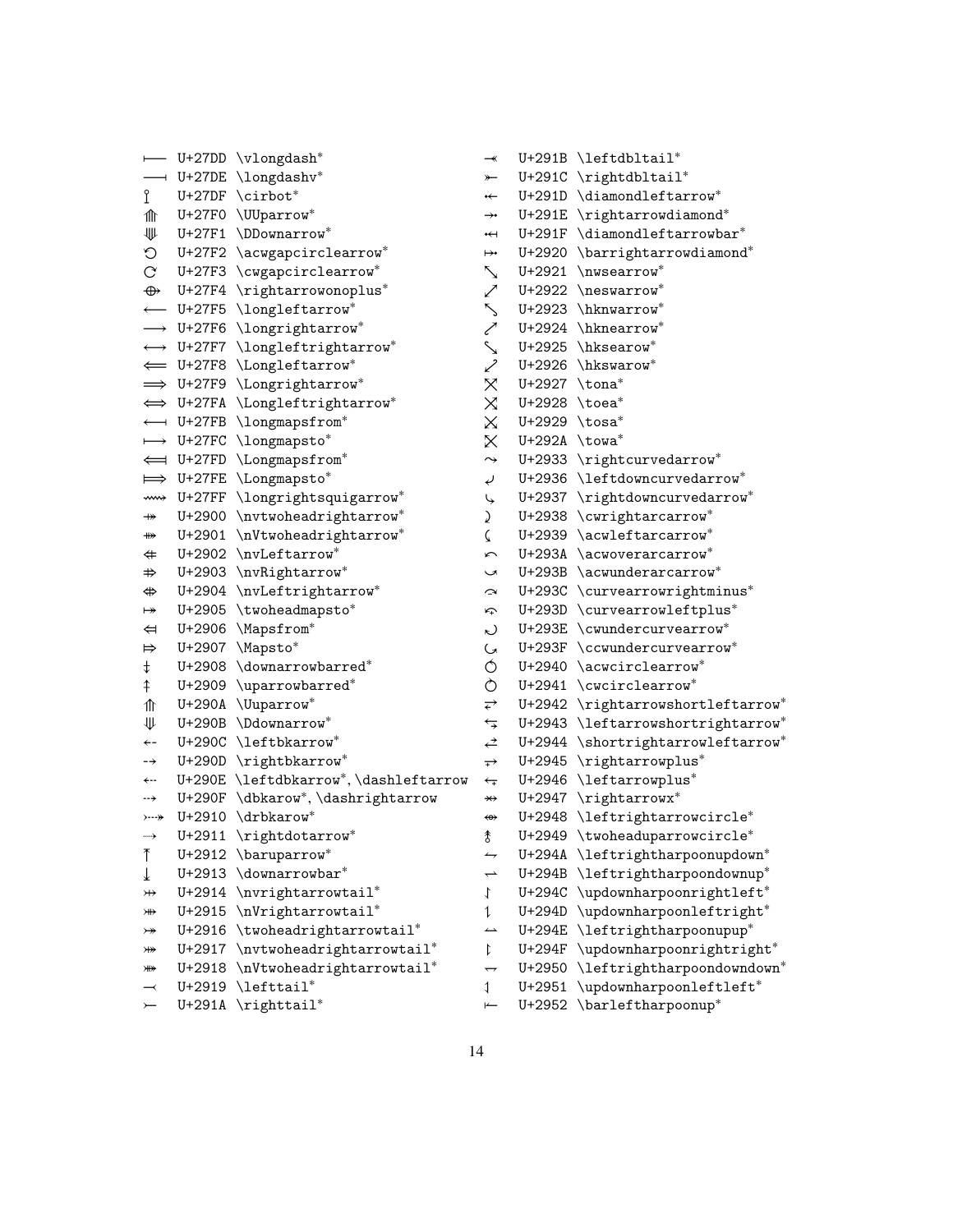| Symbol | Code | Command |
|---|---|---|
| ⟝ | U+27DD | \vlongdash* |
| ⟞ | U+27DE | \longdashv* |
| ⟟ | U+27DF | \cirbot* |
| ⟰ | U+27F0 | \UUparrow* |
| ⟱ | U+27F1 | \DDownarrow* |
| ⟲ | U+27F2 | \acwgapcirclearrow* |
| ⟳ | U+27F3 | \cwgapcirclearrow* |
| ⟴ | U+27F4 | \rightarrowonoplus* |
| ⟵ | U+27F5 | \longleftarrow* |
| ⟶ | U+27F6 | \longrightarrow* |
| ⟷ | U+27F7 | \longleftrightarrow* |
| ⟸ | U+27F8 | \Longleftarrow* |
| ⟹ | U+27F9 | \Longrightarrow* |
| ⟺ | U+27FA | \Longleftrightarrow* |
| ⟻ | U+27FB | \longmapsfrom* |
| ⟼ | U+27FC | \longmapsto* |
| ⟽ | U+27FD | \Longmapsfrom* |
| ⟾ | U+27FE | \Longmapsto* |
| ⟿ | U+27FF | \longrightsquigarrow* |
| ⤀ | U+2900 | \nvtwoheadrightarrow* |
| ⤁ | U+2901 | \nVtwoheadrightarrow* |
| ⤂ | U+2902 | \nvLeftarrow* |
| ⤃ | U+2903 | \nvRightarrow* |
| ⤄ | U+2904 | \nvLeftrightarrow* |
| ⤅ | U+2905 | \twoheadmapsto* |
| ⤆ | U+2906 | \Mapsfrom* |
| ⤇ | U+2907 | \Mapsto* |
| ⤈ | U+2908 | \downarrowbarred* |
| ⤉ | U+2909 | \uparrowbarred* |
| ⤊ | U+290A | \Uuparrow* |
| ⤋ | U+290B | \Ddownarrow* |
| ⤌ | U+290C | \leftbkarrow* |
| ⤍ | U+290D | \rightbkarrow* |
| ⤎ | U+290E | \leftdbkarrow*, \dashleftarrow |
| ⤏ | U+290F | \dbkarow*, \dashrightarrow |
| ⤐ | U+2910 | \drbkarow* |
| ⤑ | U+2911 | \rightdotarrow* |
| ⤒ | U+2912 | \baruparrow* |
| ⤓ | U+2913 | \downarrowbar* |
| ⤔ | U+2914 | \nvrightarrowtail* |
| ⤕ | U+2915 | \nVrightarrowtail* |
| ⤖ | U+2916 | \twoheadrightarrowtail* |
| ⤗ | U+2917 | \nvtwoheadrightarrowtail* |
| ⤘ | U+2918 | \nVtwoheadrightarrowtail* |
| ⤙ | U+2919 | \lefttail* |
| ⤚ | U+291A | \righttail* |
| ⤛ | U+291B | \leftdbltail* |
| ⤜ | U+291C | \rightdbltail* |
| ⤝ | U+291D | \diamondleftarrow* |
| ⤞ | U+291E | \rightarrowdiamond* |
| ⤟ | U+291F | \diamondleftarrowbar* |
| ⤠ | U+2920 | \barrightarrowdiamond* |
| ⤡ | U+2921 | \nwsearrow* |
| ⤢ | U+2922 | \neswarrow* |
| ⤣ | U+2923 | \hknwarrow* |
| ⤤ | U+2924 | \hknearrow* |
| ⤥ | U+2925 | \hksearow* |
| ⤦ | U+2926 | \hkswarow* |
| ⤧ | U+2927 | \tona* |
| ⤨ | U+2928 | \toea* |
| ⤩ | U+2929 | \tosa* |
| ⤪ | U+292A | \towa* |
| ⤳ | U+2933 | \rightcurvedarrow* |
| ⤶ | U+2936 | \leftdowncurvedarrow* |
| ⤷ | U+2937 | \rightdowncurvedarrow* |
| ⤸ | U+2938 | \cwrightarcarrow* |
| ⤹ | U+2939 | \acwleftarcarrow* |
| ⤺ | U+293A | \acwoverarcarrow* |
| ⤻ | U+293B | \acwunderarcarrow* |
| ⤼ | U+293C | \curvearrowrightminus* |
| ⤽ | U+293D | \curvearrowleftplus* |
| ⤾ | U+293E | \cwundercurvearrow* |
| ⤿ | U+293F | \ccwundercurvearrow* |
| ⥀ | U+2940 | \acwcirclearrow* |
| ⥁ | U+2941 | \cwcirclearrow* |
| ⥂ | U+2942 | \rightarrowshortleftarrow* |
| ⥃ | U+2943 | \leftarrowshortrightarrow* |
| ⥄ | U+2944 | \shortrightarrowleftarrow* |
| ⥅ | U+2945 | \rightarrowplus* |
| ⥆ | U+2946 | \leftarrowplus* |
| ⥇ | U+2947 | \rightarrowx* |
| ⥈ | U+2948 | \leftrightarrowcircle* |
| ⥉ | U+2949 | \twoheaduparrowcircle* |
| ⥊ | U+294A | \leftrightharpoonupdown* |
| ⥋ | U+294B | \leftrightharpoondownup* |
| ⥌ | U+294C | \updownharpoonrightleft* |
| ⥍ | U+294D | \updownharpoonleftright* |
| ⥎ | U+294E | \leftrightharpoonupup* |
| ⥏ | U+294F | \updownharpoonrightright* |
| ⥐ | U+2950 | \leftrightharpoondowndown* |
| ⥑ | U+2951 | \updownharpoonleftleft* |
| ⥒ | U+2952 | \barleftharpoonup* |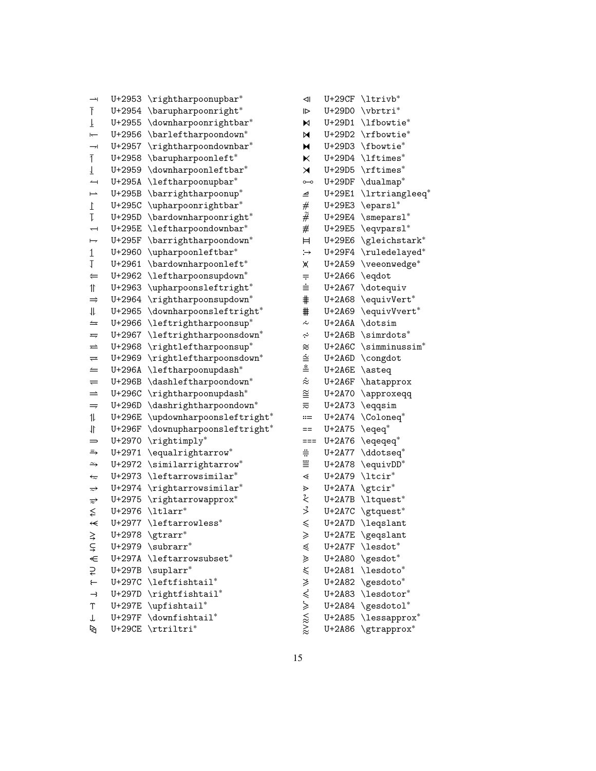| Symbol | Code | Command |
|---|---|---|
| ⥓ | U+2953 | \rightharpoonupbar* |
| ⥔ | U+2954 | \barupharpoonright* |
| ⥕ | U+2955 | \downharpoonrightbar* |
| ⥖ | U+2956 | \barleftharpoondown* |
| ⥗ | U+2957 | \rightharpoondownbar* |
| ⥘ | U+2958 | \barupharpoonleft* |
| ⥙ | U+2959 | \downharpoonleftbar* |
| ⥚ | U+295A | \leftharpoonupbar* |
| ⥛ | U+295B | \barrightharpoonup* |
| ⥜ | U+295C | \upharpoonrightbar* |
| ⥝ | U+295D | \bardownharpoonright* |
| ⥞ | U+295E | \leftharpoondownbar* |
| ⥟ | U+295F | \barrightharpoondown* |
| ⥠ | U+2960 | \upharpoonleftbar* |
| ⥡ | U+2961 | \bardownharpoonleft* |
| ⥢ | U+2962 | \leftharpoonsupdown* |
| ⥣ | U+2963 | \upharpoonsleftright* |
| ⥤ | U+2964 | \rightharpoonsupdown* |
| ⥥ | U+2965 | \downharpoonsleftright* |
| ⥦ | U+2966 | \leftrightharpoonsup* |
| ⥧ | U+2967 | \leftrightharpoonsdown* |
| ⥨ | U+2968 | \rightleftharpoonsup* |
| ⥩ | U+2969 | \rightleftharpoonsdown* |
| ⥪ | U+296A | \leftharpoonupdash* |
| ⥫ | U+296B | \dashleftharpoondown* |
| ⥬ | U+296C | \rightharpoonupdash* |
| ⥭ | U+296D | \dashrightharpoondown* |
| ⥮ | U+296E | \updownharpoonsleftright* |
| ⥯ | U+296F | \downupharpoonsleftright* |
| ⥰ | U+2970 | \rightimply* |
| ⥱ | U+2971 | \equalrightarrow* |
| ⥲ | U+2972 | \similarrightarrow* |
| ⥳ | U+2973 | \leftarrowsimilar* |
| ⥴ | U+2974 | \rightarrowsimilar* |
| ⥵ | U+2975 | \rightarrowapprox* |
| ⥶ | U+2976 | \ltlarr* |
| ⥷ | U+2977 | \leftarrowless* |
| ⥸ | U+2978 | \gtrarr* |
| ⥹ | U+2979 | \subrarr* |
| ⥺ | U+297A | \leftarrowsubset* |
| ⥻ | U+297B | \suplarr* |
| ⥼ | U+297C | \leftfishtail* |
| ⥽ | U+297D | \rightfishtail* |
| ⥾ | U+297E | \upfishtail* |
| ⥿ | U+297F | \downfishtail* |
| ⧎ | U+29CE | \rtriltri* |
| ⧏ | U+29CF | \ltrivb* |
| ⧐ | U+29D0 | \vbrtri* |
| ⧑ | U+29D1 | \lfbowtie* |
| ⧒ | U+29D2 | \rfbowtie* |
| ⧓ | U+29D3 | \fbowtie* |
| ⧔ | U+29D4 | \lftimes* |
| ⧕ | U+29D5 | \rftimes* |
| ⧟ | U+29DF | \dualmap* |
| ⧡ | U+29E1 | \lrtriangleeq* |
| ⧣ | U+29E3 | \eparsl* |
| ⧤ | U+29E4 | \smeparsl* |
| ⧥ | U+29E5 | \eqvparsl* |
| ⧦ | U+29E6 | \gleichstark* |
| ⧴ | U+29F4 | \ruledelayed* |
| ⩙ | U+2A59 | \veeonwedge* |
| ⩦ | U+2A66 | \eqdot |
| ⩧ | U+2A67 | \dotequiv |
| ⩨ | U+2A68 | \equivVert* |
| ⩩ | U+2A69 | \equivVvert* |
| ⩪ | U+2A6A | \dotsim |
| ⩫ | U+2A6B | \simrdots* |
| ⩬ | U+2A6C | \simminussim* |
| ⩭ | U+2A6D | \congdot |
| ⩮ | U+2A6E | \asteq |
| ⩯ | U+2A6F | \hatapprox |
| ⩰ | U+2A70 | \approxeqq |
| ⩳ | U+2A73 | \eqqsim |
| ⩴ | U+2A74 | \Coloneq* |
| ⩵ | U+2A75 | \eqeq* |
| ⩶ | U+2A76 | \eqeqeq* |
| ⩷ | U+2A77 | \ddotseq* |
| ⩸ | U+2A78 | \equivDD* |
| ⩹ | U+2A79 | \ltcir* |
| ⩺ | U+2A7A | \gtcir* |
| ⩻ | U+2A7B | \ltquest* |
| ⩼ | U+2A7C | \gtquest* |
| ⩽ | U+2A7D | \leqslant |
| ⩾ | U+2A7E | \geqslant |
| ⩿ | U+2A7F | \lesdot* |
| ⪀ | U+2A80 | \gesdot* |
| ⪁ | U+2A81 | \lesdoto* |
| ⪂ | U+2A82 | \gesdoto* |
| ⪃ | U+2A83 | \lesdotor* |
| ⪄ | U+2A84 | \gesdotol* |
| ⪅ | U+2A85 | \lessapprox* |
| ⪆ | U+2A86 | \gtrapprox* |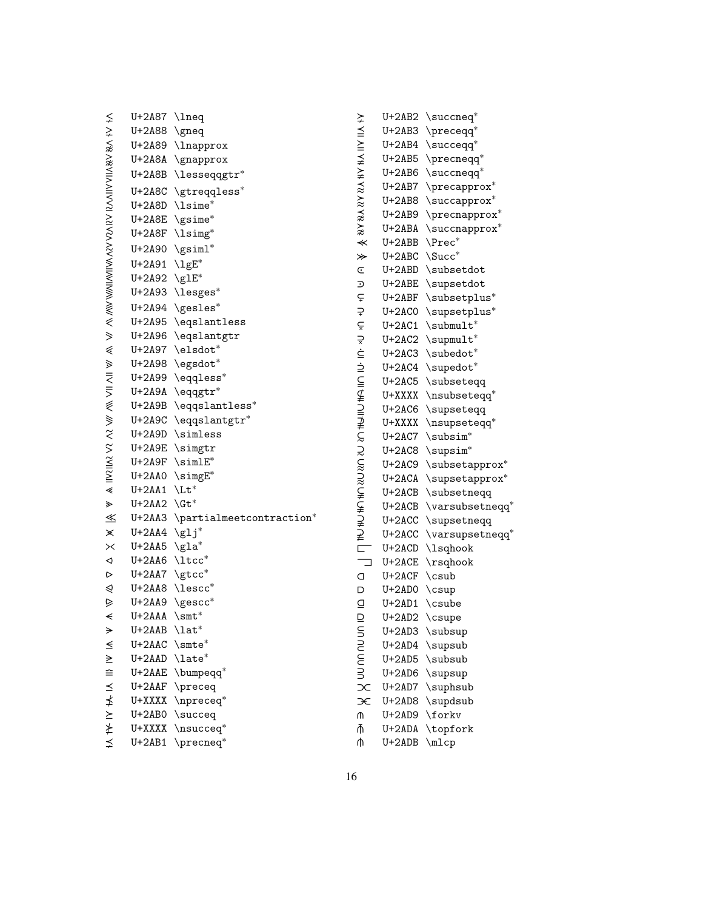| | | |
|---|---|---|
| ⪇ | U+2A87 | \lneq |
| ⪈ | U+2A88 | \gneq |
| ⪉ | U+2A89 | \lnapprox |
| ⪊ | U+2A8A | \gnapprox |
| ⪋ | U+2A8B | \lesseqqgtr* |
| ⪌ | U+2A8C | \gtreqqless* |
| ⪍ | U+2A8D | \lsime* |
| ⪎ | U+2A8E | \gsime* |
| ⪏ | U+2A8F | \lsimg* |
| ⪐ | U+2A90 | \gsiml* |
| ⪑ | U+2A91 | \lgE* |
| ⪒ | U+2A92 | \glE* |
| ⪓ | U+2A93 | \lesges* |
| ⪔ | U+2A94 | \gesles* |
| ⪕ | U+2A95 | \eqslantless |
| ⪖ | U+2A96 | \eqslantgtr |
| ⪗ | U+2A97 | \elsdot* |
| ⪘ | U+2A98 | \egsdot* |
| ⪙ | U+2A99 | \eqqless* |
| ⪚ | U+2A9A | \eqqgtr* |
| ⪛ | U+2A9B | \eqqslantless* |
| ⪜ | U+2A9C | \eqqslantgtr* |
| ⪝ | U+2A9D | \simless |
| ⪞ | U+2A9E | \simgtr |
| ⪟ | U+2A9F | \simlE* |
| ⪠ | U+2AA0 | \simgE* |
| ⪡ | U+2AA1 | \Lt* |
| ⪢ | U+2AA2 | \Gt* |
| ⪣ | U+2AA3 | \partialmeetcontraction* |
| ⪤ | U+2AA4 | \glj* |
| ⪥ | U+2AA5 | \gla* |
| ⪦ | U+2AA6 | \ltcc* |
| ⪧ | U+2AA7 | \gtcc* |
| ⪨ | U+2AA8 | \lescc* |
| ⪩ | U+2AA9 | \gescc* |
| ⪪ | U+2AAA | \smt* |
| ⪫ | U+2AAB | \lat* |
| ⪬ | U+2AAC | \smte* |
| ⪭ | U+2AAD | \late* |
| ⪮ | U+2AAE | \bumpeqq* |
| ⪯ | U+2AAF | \preceq |
| ⪯̸ | U+XXXX | \npreceq* |
| ⪰ | U+2AB0 | \succeq |
| ⪰̸ | U+XXXX | \nsucceq* |
| ⪱ | U+2AB1 | \precneq* |
| ⪲ | U+2AB2 | \succneq* |
| ⪳ | U+2AB3 | \preceqq* |
| ⪴ | U+2AB4 | \succeqq* |
| ⪵ | U+2AB5 | \precneqq* |
| ⪶ | U+2AB6 | \succneqq* |
| ⪷ | U+2AB7 | \precapprox* |
| ⪸ | U+2AB8 | \succapprox* |
| ⪹ | U+2AB9 | \precnapprox* |
| ⪺ | U+2ABA | \succnapprox* |
| ⪻ | U+2ABB | \Prec* |
| ⪼ | U+2ABC | \Succ* |
| ⪽ | U+2ABD | \subsetdot |
| ⪾ | U+2ABE | \supsetdot |
| ⪿ | U+2ABF | \subsetplus* |
| ⫀ | U+2AC0 | \supsetplus* |
| ⫁ | U+2AC1 | \submult* |
| ⫂ | U+2AC2 | \supmult* |
| ⫃ | U+2AC3 | \subedot* |
| ⫄ | U+2AC4 | \supedot* |
| ⫅ | U+2AC5 | \subseteqq |
| ⫅̸ | U+XXXX | \nsubseteqq* |
| ⫆ | U+2AC6 | \supseteqq |
| ⫆̸ | U+XXXX | \nsupseteqq* |
| ⫇ | U+2AC7 | \subsim* |
| ⫈ | U+2AC8 | \supsim* |
| ⫉ | U+2AC9 | \subsetapprox* |
| ⫊ | U+2ACA | \supsetapprox* |
| ⫋ | U+2ACB | \subsetneqq |
| ⫋ | U+2ACB | \varsubsetneqq* |
| ⫌ | U+2ACC | \supsetneqq |
| ⫌ | U+2ACC | \varsupsetneqq* |
| ⫍ | U+2ACD | \lsqhook |
| ⫎ | U+2ACE | \rsqhook |
| ⫏ | U+2ACF | \csub |
| ⫐ | U+2AD0 | \csup |
| ⫑ | U+2AD1 | \csube |
| ⫒ | U+2AD2 | \csupe |
| ⫓ | U+2AD3 | \subsup |
| ⫔ | U+2AD4 | \supsub |
| ⫕ | U+2AD5 | \subsub |
| ⫖ | U+2AD6 | \supsup |
| ⫗ | U+2AD7 | \suphsub |
| ⫘ | U+2AD8 | \supdsub |
| ⫙ | U+2AD9 | \forkv |
| ⫚ | U+2ADA | \topfork |
| ⫛ | U+2ADB | \mlcp |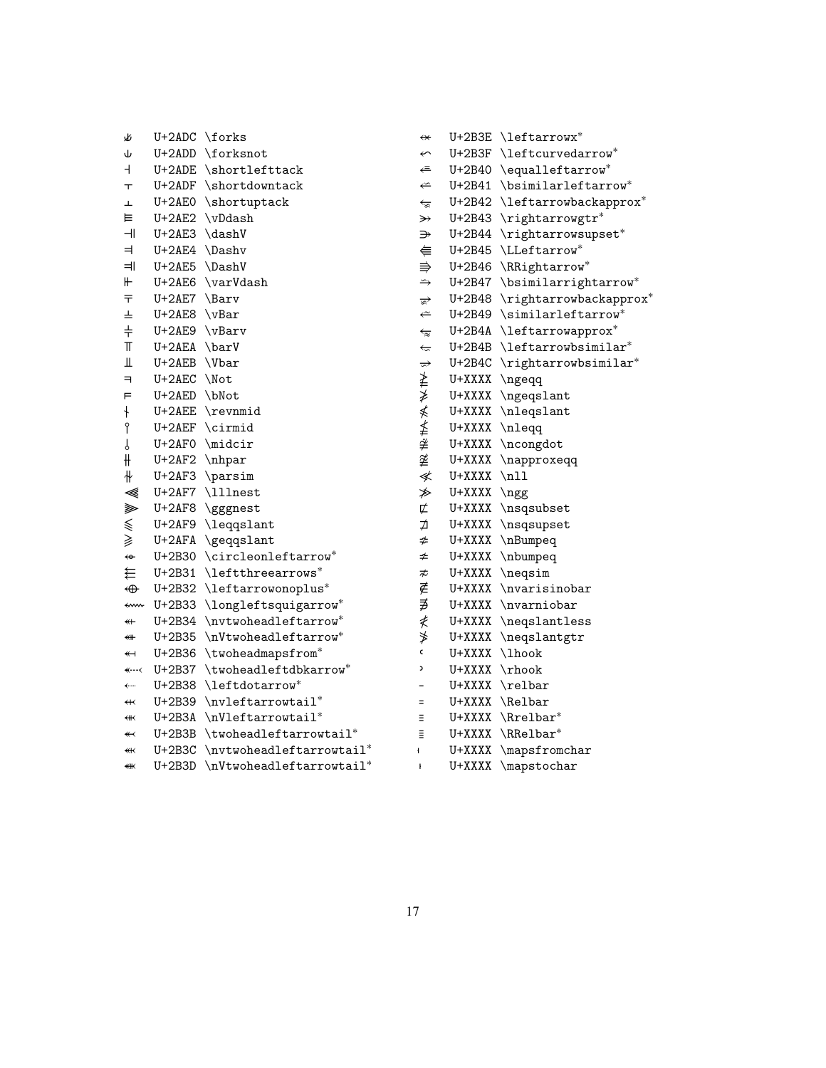| | | |
|---|---|---|
| ⫝̸ | U+2ADC | \forks |
| ⫝ | U+2ADD | \forksnot |
| ⫞ | U+2ADE | \shortlefttack |
| ⫟ | U+2ADF | \shortdowntack |
| ⫠ | U+2AE0 | \shortuptack |
| ⫢ | U+2AE2 | \vDdash |
| ⫣ | U+2AE3 | \dashV |
| ⫤ | U+2AE4 | \Dashv |
| ⫥ | U+2AE5 | \DashV |
| ⫦ | U+2AE6 | \varVdash |
| ⫧ | U+2AE7 | \Barv |
| ⫨ | U+2AE8 | \vBar |
| ⫩ | U+2AE9 | \vBarv |
| ⫪ | U+2AEA | \barV |
| ⫫ | U+2AEB | \Vbar |
| ⫬ | U+2AEC | \Not |
| ⫭ | U+2AED | \bNot |
| ⫮ | U+2AEE | \revnmid |
| ⫯ | U+2AEF | \cirmid |
| ⫰ | U+2AF0 | \midcir |
| ⫲ | U+2AF2 | \nhpar |
| ⫳ | U+2AF3 | \parsim |
| ⫷ | U+2AF7 | \lllnest |
| ⫸ | U+2AF8 | \gggnest |
| ⫹ | U+2AF9 | \leqqslant |
| ⫺ | U+2AFA | \geqqslant |
| ⬰ | U+2B30 | \circleonleftarrow* |
| ⬱ | U+2B31 | \leftthreearrows* |
| ⬲ | U+2B32 | \leftarrowonoplus* |
| ⬳ | U+2B33 | \longleftsquigarrow* |
| ⬴ | U+2B34 | \nvtwoheadleftarrow* |
| ⬵ | U+2B35 | \nVtwoheadleftarrow* |
| ⬶ | U+2B36 | \twoheadmapsfrom* |
| ⬷ | U+2B37 | \twoheadleftdbkarrow* |
| ⬸ | U+2B38 | \leftdotarrow* |
| ⬹ | U+2B39 | \nvleftarrowtail* |
| ⬺ | U+2B3A | \nVleftarrowtail* |
| ⬻ | U+2B3B | \twoheadleftarrowtail* |
| ⬼ | U+2B3C | \nvtwoheadleftarrowtail* |
| ⬽ | U+2B3D | \nVtwoheadleftarrowtail* |
| ⬾ | U+2B3E | \leftarrowx* |
| ⬿ | U+2B3F | \leftcurvedarrow* |
| ⭀ | U+2B40 | \equalleftarrow* |
| ⭁ | U+2B41 | \bsimilarleftarrow* |
| ⭂ | U+2B42 | \leftarrowbackapprox* |
| ⭃ | U+2B43 | \rightarrowgtr* |
| ⭄ | U+2B44 | \rightarrowsupset* |
| ⭅ | U+2B45 | \LLeftarrow* |
| ⭆ | U+2B46 | \RRightarrow* |
| ⭇ | U+2B47 | \bsimilarrightarrow* |
| ⭈ | U+2B48 | \rightarrowbackapprox* |
| ⭉ | U+2B49 | \similarleftarrow* |
| ⭊ | U+2B4A | \leftarrowapprox* |
| ⭋ | U+2B4B | \leftarrowbsimilar* |
| ⭌ | U+2B4C | \rightarrowbsimilar* |
| ≱ | U+XXXX | \ngeqq |
| ≱ | U+XXXX | \ngeqslant |
| ≰ | U+XXXX | \nleqslant |
| ≰ | U+XXXX | \nleqq |
| ≇ | U+XXXX | \ncongdot |
| ≇ | U+XXXX | \napproxeqq |
| ≪̸ | U+XXXX | \nll |
| ≫̸ | U+XXXX | \ngg |
| ⊏̸ | U+XXXX | \nsqsubset |
| ⊐̸ | U+XXXX | \nsqsupset |
| ≎̸ | U+XXXX | \nBumpeq |
| ≏̸ | U+XXXX | \nbumpeq |
| ≂̸ | U+XXXX | \neqsim |
| ∉ | U+XXXX | \nvarisinobar |
| ∌ | U+XXXX | \nvarniobar |
| ≮ | U+XXXX | \neqslantless |
| ≯ | U+XXXX | \neqslantgtr |
| | U+XXXX | \lhook |
| | U+XXXX | \rhook |
| | U+XXXX | \relbar |
| | U+XXXX | \Relbar |
| | U+XXXX | \Rrelbar* |
| | U+XXXX | \RRelbar* |
| | U+XXXX | \mapsfromchar |
| | U+XXXX | \mapstochar |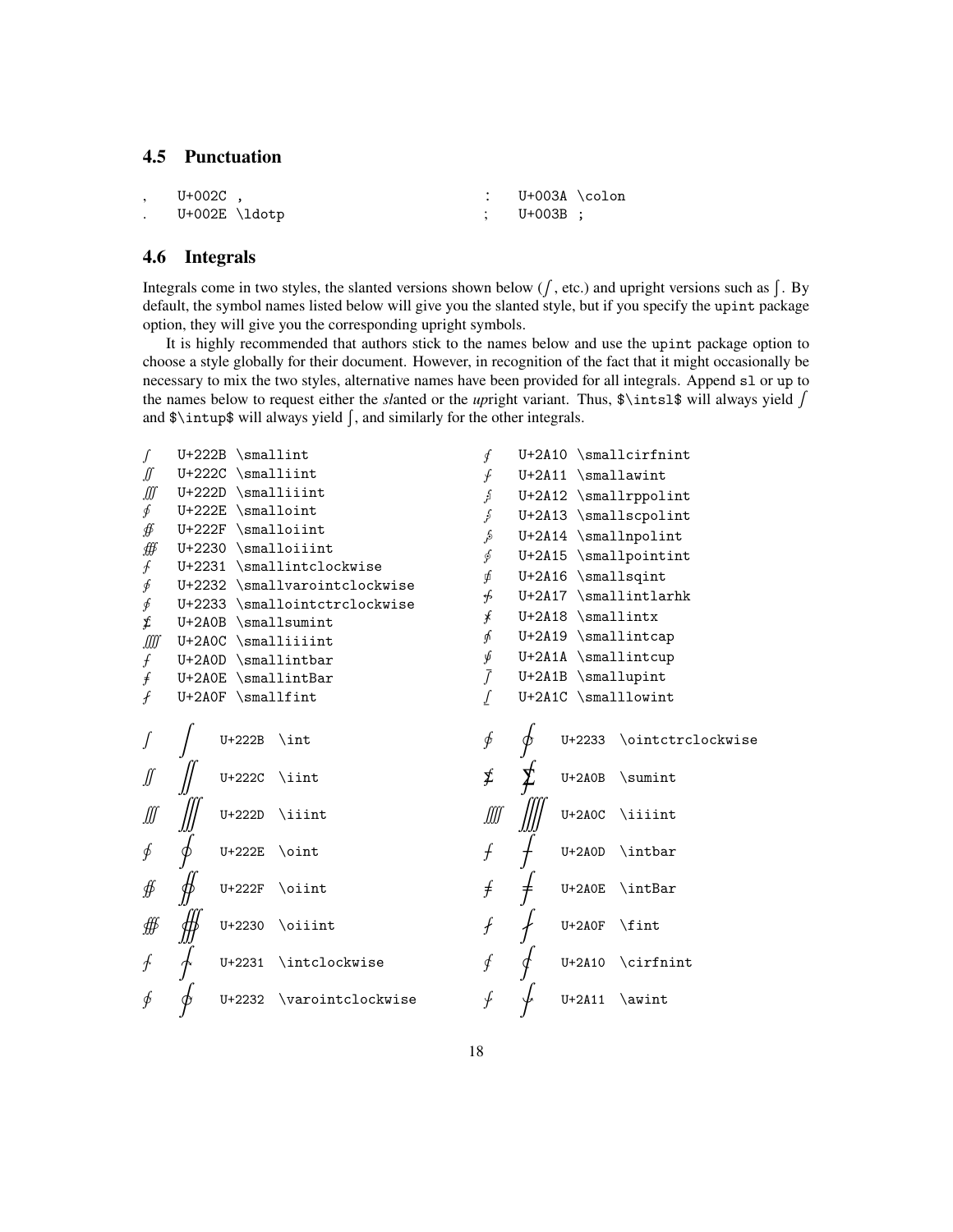## 4.5 Punctuation

| | | | |
|---|---|---|---|
| , | U+002C , | : | U+003A \colon |
| . | U+002E \ldotp | ; | U+003B ; |

## 4.6 Integrals

Integrals come in two styles, the slanted versions shown below (∫, etc.) and upright versions such as ∫. By default, the symbol names listed below will give you the slanted style, but if you specify the `upint` package option, they will give you the corresponding upright symbols.

It is highly recommended that authors stick to the names below and use the `upint` package option to choose a style globally for their document. However, in recognition of the fact that it might occasionally be necessary to mix the two styles, alternative names have been provided for all integrals. Append `sl` or `up` to the names below to request either the *sl*anted or the *up*right variant. Thus, `$\intsl$` will always yield ∫ and `$\intup$` will always yield ∫, and similarly for the other integrals.

| | | | | | |
|---|---|---|---|---|---|
| ∫ | U+222B | \smallint | ⨐ | U+2A10 | \smallcirfnint |
| ∬ | U+222C | \smalliint | ⨑ | U+2A11 | \smallawint |
| ∭ | U+222D | \smalliiint | ⨒ | U+2A12 | \smallrppolint |
| ∮ | U+222E | \smalloint | ⨓ | U+2A13 | \smallscpolint |
| ∯ | U+222F | \smalloiint | ⨔ | U+2A14 | \smallnpolint |
| ∰ | U+2230 | \smalloiiint | ⨕ | U+2A15 | \smallpointint |
| ∱ | U+2231 | \smallintclockwise | ⨖ | U+2A16 | \smallsqint |
| ∲ | U+2232 | \smallvarointclockwise | ⨗ | U+2A17 | \smallintlarhk |
| ∳ | U+2233 | \smallointctrclockwise | ⨘ | U+2A18 | \smallintx |
| ⨋ | U+2A0B | \smallsumint | ⨙ | U+2A19 | \smallintcap |
| ⨌ | U+2A0C | \smalliiiint | ⨚ | U+2A1A | \smallintcup |
| ⨍ | U+2A0D | \smallintbar | ⨛ | U+2A1B | \smallupint |
| ⨎ | U+2A0E | \smallintBar | ⨜ | U+2A1C | \smalllowint |
| ⨏ | U+2A0F | \smallfint | | | |

| | | | | | | | |
|---|---|---|---|---|---|---|---|
| ∫ | ∫ | U+222B | \int | ∳ | ∳ | U+2233 | \ointctrclockwise |
| ∬ | ∬ | U+222C | \iint | ⨋ | ⨋ | U+2A0B | \sumint |
| ∭ | ∭ | U+222D | \iiint | ⨌ | ⨌ | U+2A0C | \iiiint |
| ∮ | ∮ | U+222E | \oint | ⨍ | ⨍ | U+2A0D | \intbar |
| ∯ | ∯ | U+222F | \oiint | ⨎ | ⨎ | U+2A0E | \intBar |
| ∰ | ∰ | U+2230 | \oiiint | ⨏ | ⨏ | U+2A0F | \fint |
| ∱ | ∱ | U+2231 | \intclockwise | ⨐ | ⨐ | U+2A10 | \cirfnint |
| ∲ | ∲ | U+2232 | \varointclockwise | ⨑ | ⨑ | U+2A11 | \awint |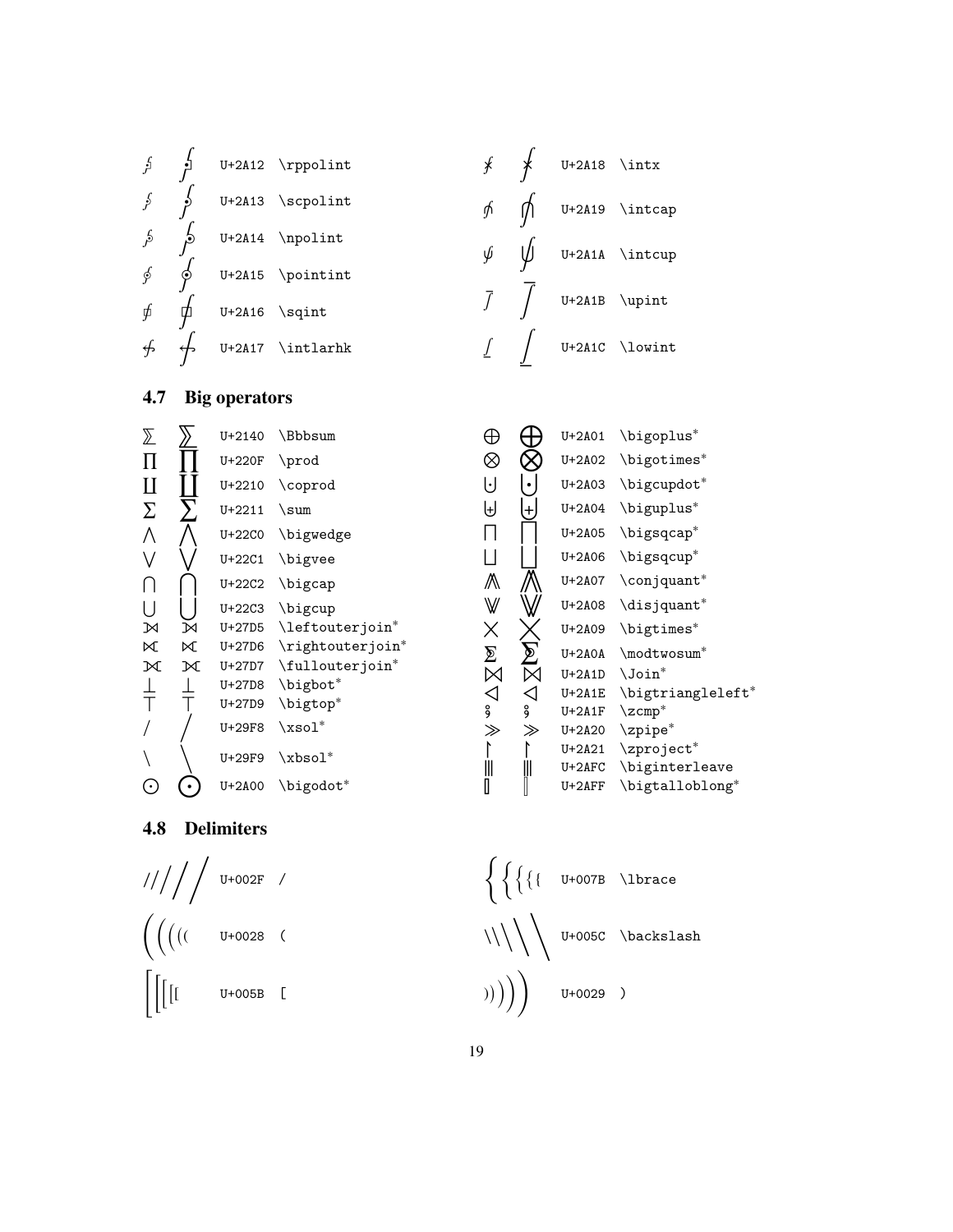| | | | |
|---|---|---|---|
| ⨒ | ⨒ | U+2A12 | \rppolint |
| ⨓ | ⨓ | U+2A13 | \scpolint |
| ⨔ | ⨔ | U+2A14 | \npolint |
| ⨕ | ⨕ | U+2A15 | \pointint |
| ⨖ | ⨖ | U+2A16 | \sqint |
| ⨗ | ⨗ | U+2A17 | \intlarhk |
| ⨘ | ⨘ | U+2A18 | \intx |
| ⨙ | ⨙ | U+2A19 | \intcap |
| ⨚ | ⨚ | U+2A1A | \intcup |
| ⨛ | ⨛ | U+2A1B | \upint |
| ⨜ | ⨜ | U+2A1C | \lowint |

## 4.7 Big operators

| | | | |
|---|---|---|---|
| ⅀ | ⅀ | U+2140 | \Bbbsum |
| ∏ | ∏ | U+220F | \prod |
| ∐ | ∐ | U+2210 | \coprod |
| ∑ | ∑ | U+2211 | \sum |
| ⋀ | ⋀ | U+22C0 | \bigwedge |
| ⋁ | ⋁ | U+22C1 | \bigvee |
| ⋂ | ⋂ | U+22C2 | \bigcap |
| ⋃ | ⋃ | U+22C3 | \bigcup |
| ⟕ | ⟕ | U+27D5 | \leftouterjoin* |
| ⟖ | ⟖ | U+27D6 | \rightouterjoin* |
| ⟗ | ⟗ | U+27D7 | \fullouterjoin* |
| ⟘ | ⟘ | U+27D8 | \bigbot* |
| ⟙ | ⟙ | U+27D9 | \bigtop* |
| ⧸ | ⧸ | U+29F8 | \xsol* |
| ⧹ | ⧹ | U+29F9 | \xbsol* |
| ⨀ | ⨀ | U+2A00 | \bigodot* |
| ⨁ | ⨁ | U+2A01 | \bigoplus* |
| ⨂ | ⨂ | U+2A02 | \bigotimes* |
| ⨃ | ⨃ | U+2A03 | \bigcupdot* |
| ⨄ | ⨄ | U+2A04 | \biguplus* |
| ⨅ | ⨅ | U+2A05 | \bigsqcap* |
| ⨆ | ⨆ | U+2A06 | \bigsqcup* |
| ⨇ | ⨇ | U+2A07 | \conjquant* |
| ⨈ | ⨈ | U+2A08 | \disjquant* |
| ⨉ | ⨉ | U+2A09 | \bigtimes* |
| ⨊ | ⨊ | U+2A0A | \modtwosum* |
| ⨝ | ⨝ | U+2A1D | \Join* |
| ⨞ | ⨞ | U+2A1E | \bigtriangleleft* |
| ⨟ | ⨟ | U+2A1F | \zcmp* |
| ⨠ | ⨠ | U+2A20 | \zpipe* |
| ⨡ | ⨡ | U+2A21 | \zproject* |
| ⫼ | ⫼ | U+2AFC | \biginterleave |
| ⫿ | ⫿ | U+2AFF | \bigtalloblong* |

## 4.8 Delimiters

| | | |
|---|---|---|
| / / / / | U+002F | / |
| ( ( ( ( | U+0028 | ( |
| [ [ [ [ | U+005B | [ |
| { { { { | U+007B | \lbrace |
| \ \ \ \ | U+005C | \backslash |
| ) ) ) ) | U+0029 | ) |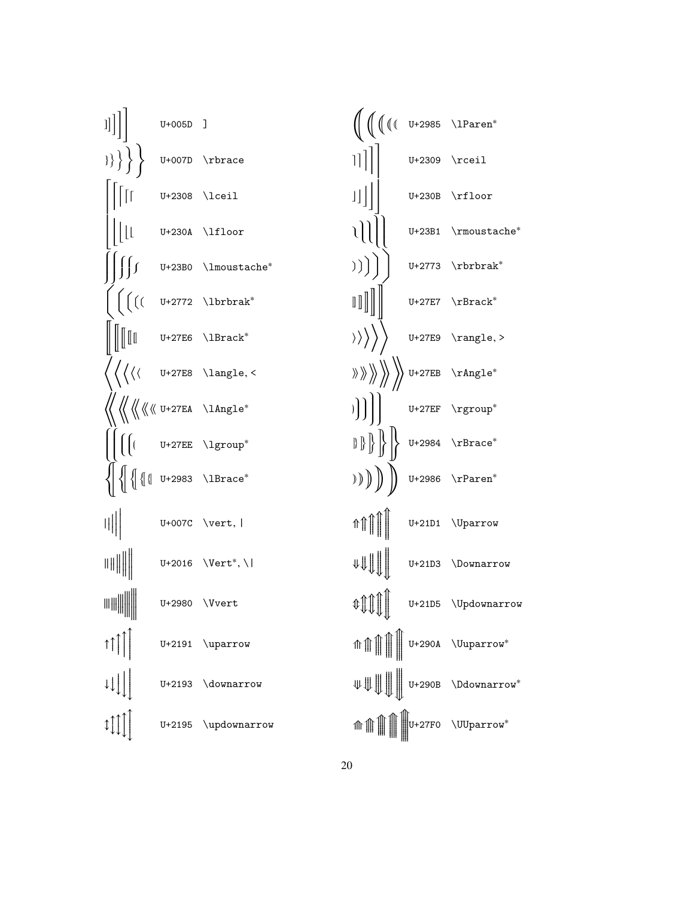| | | | | | |
|---|---|---|---|---|---|
| ]]]] | U+005D | ] | (((( | U+2985 | \lParen* |
| }}}} | U+007D | \rbrace | ⌉⌉⌉⌉ | U+2309 | \rceil |
| ⌈⌈⌈⌈ | U+2308 | \lceil | ⌋⌋⌋⌋ | U+230B | \rfloor |
| ⌊⌊⌊⌊ | U+230A | \lfloor | ⎱⎱⎱⎱ | U+23B1 | \rmoustache* |
| ⎰⎰⎰⎰ | U+23B0 | \lmoustache* | ❳❳❳❳ | U+2773 | \rbrbrak* |
| ❲❲❲❲ | U+2772 | \lbrbrak* | ⟧⟧⟧⟧ | U+27E7 | \rBrack* |
| ⟦⟦⟦⟦ | U+27E6 | \lBrack* | ⟩⟩⟩⟩ | U+27E9 | \rangle, > |
| ⟨⟨⟨⟨ | U+27E8 | \langle, < | ⟫⟫⟫⟫ | U+27EB | \rAngle* |
| ⟪⟪⟪⟪ | U+27EA | \lAngle* | ⟯⟯⟯⟯ | U+27EF | \rgroup* |
| ⟮⟮⟮⟮ | U+27EE | \lgroup* | ⦄⦄⦄⦄ | U+2984 | \rBrace* |
| ⦃⦃⦃⦃ | U+2983 | \lBrace* | ⦆⦆⦆⦆ | U+2986 | \rParen* |
| \|\|\|\| | U+007C | \vert, \| | ⇑⇑⇑⇑ | U+21D1 | \Uparrow |
| ‖‖‖‖ | U+2016 | \Vert*, \\\| | ⇓⇓⇓⇓ | U+21D3 | \Downarrow |
| ⦀⦀⦀⦀ | U+2980 | \Vvert | ⇕⇕⇕⇕ | U+21D5 | \Updownarrow |
| ↑↑↑↑ | U+2191 | \uparrow | ⤊⤊⤊⤊ | U+290A | \Uuparrow* |
| ↓↓↓↓ | U+2193 | \downarrow | ⤋⤋⤋⤋ | U+290B | \Ddownarrow* |
| ↕↕↕↕ | U+2195 | \updownarrow | ⟰⟰⟰⟰ | U+27F0 | \UUparrow* |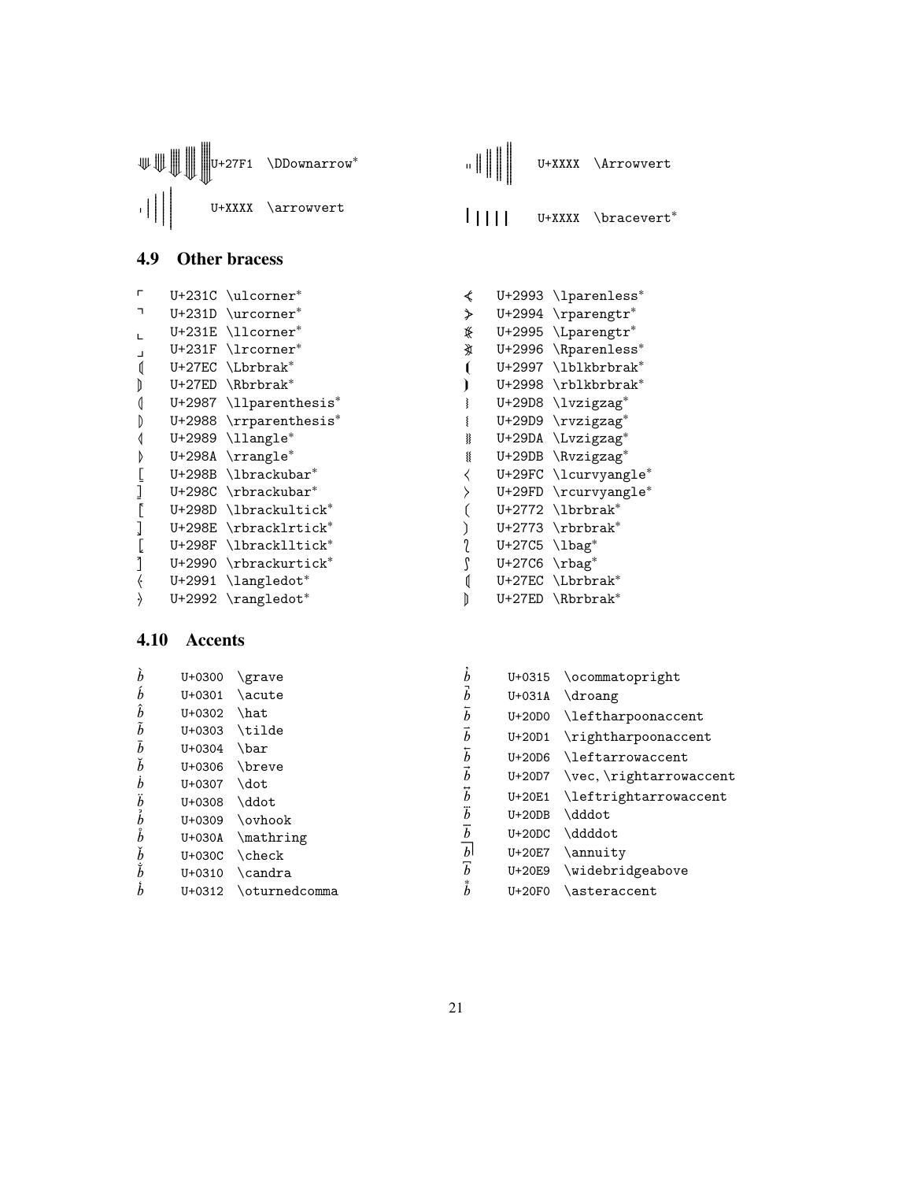| | | | | | |
|---|---|---|---|---|---|
| ⟱ | U+27F1 | \DDownarrow* | ‖ | U+XXXX | \Arrowvert |
| \| | U+XXXX | \arrowvert | ∣ | U+XXXX | \bracevert* |

## 4.9 Other bracess

| | | | | | |
|---|---|---|---|---|---|
| ⌜ | U+231C | \ulcorner* | ⦓ | U+2993 | \lparenless* |
| ⌝ | U+231D | \urcorner* | ⦔ | U+2994 | \rparengtr* |
| ⌞ | U+231E | \llcorner* | ⦕ | U+2995 | \Lparengtr* |
| ⌟ | U+231F | \lrcorner* | ⦖ | U+2996 | \Rparenless* |
| ⟬ | U+27EC | \Lbrbrak* | ⦗ | U+2997 | \lblkbrbrak* |
| ⟭ | U+27ED | \Rbrbrak* | ⦘ | U+2998 | \rblkbrbrak* |
| ⦇ | U+2987 | \llparenthesis* | ⧘ | U+29D8 | \lvzigzag* |
| ⦈ | U+2988 | \rrparenthesis* | ⧙ | U+29D9 | \rvzigzag* |
| ⦉ | U+2989 | \llangle* | ⧚ | U+29DA | \Lvzigzag* |
| ⦊ | U+298A | \rrangle* | ⧛ | U+29DB | \Rvzigzag* |
| ⦋ | U+298B | \lbrackubar* | ⧼ | U+29FC | \lcurvyangle* |
| ⦌ | U+298C | \rbrackubar* | ⧽ | U+29FD | \rcurvyangle* |
| ⦍ | U+298D | \lbrackultick* | ❲ | U+2772 | \lbrbrak* |
| ⦎ | U+298E | \rbracklrtick* | ❳ | U+2773 | \rbrbrak* |
| ⦏ | U+298F | \lbracklltick* | ⟅ | U+27C5 | \lbag* |
| ⦐ | U+2990 | \rbrackurtick* | ⟆ | U+27C6 | \rbag* |
| ⦑ | U+2991 | \langledot* | ⟬ | U+27EC | \Lbrbrak* |
| ⦒ | U+2992 | \rangledot* | ⟭ | U+27ED | \Rbrbrak* |

## 4.10 Accents

| | | | | | |
|---|---|---|---|---|---|
| $\grave{b}$ | U+0300 | \grave | b̕ | U+0315 | \ocommatopright |
| $\acute{b}$ | U+0301 | \acute | b̚ | U+031A | \droang |
| $\hat{b}$ | U+0302 | \hat | b⃐ | U+20D0 | \leftharpoonaccent |
| $\tilde{b}$ | U+0303 | \tilde | b⃑ | U+20D1 | \rightharpoonaccent |
| $\bar{b}$ | U+0304 | \bar | b⃖ | U+20D6 | \leftarrowaccent |
| $\breve{b}$ | U+0306 | \breve | $\vec{b}$ | U+20D7 | \vec, \rightarrowaccent |
| $\dot{b}$ | U+0307 | \dot | b⃡ | U+20E1 | \leftrightarrowaccent |
| $\ddot{b}$ | U+0308 | \ddot | $\dddot{b}$ | U+20DB | \dddot |
| b̉ | U+0309 | \ovhook | $\ddddot{b}$ | U+20DC | \ddddot |
| $\mathring{b}$ | U+030A | \mathring | b⃧ | U+20E7 | \annuity |
| $\check{b}$ | U+030C | \check | b⃩ | U+20E9 | \widebridgeabove |
| b̐ | U+0310 | \candra | b⃰ | U+20F0 | \asteraccent |
| b̒ | U+0312 | \oturnedcomma | | | |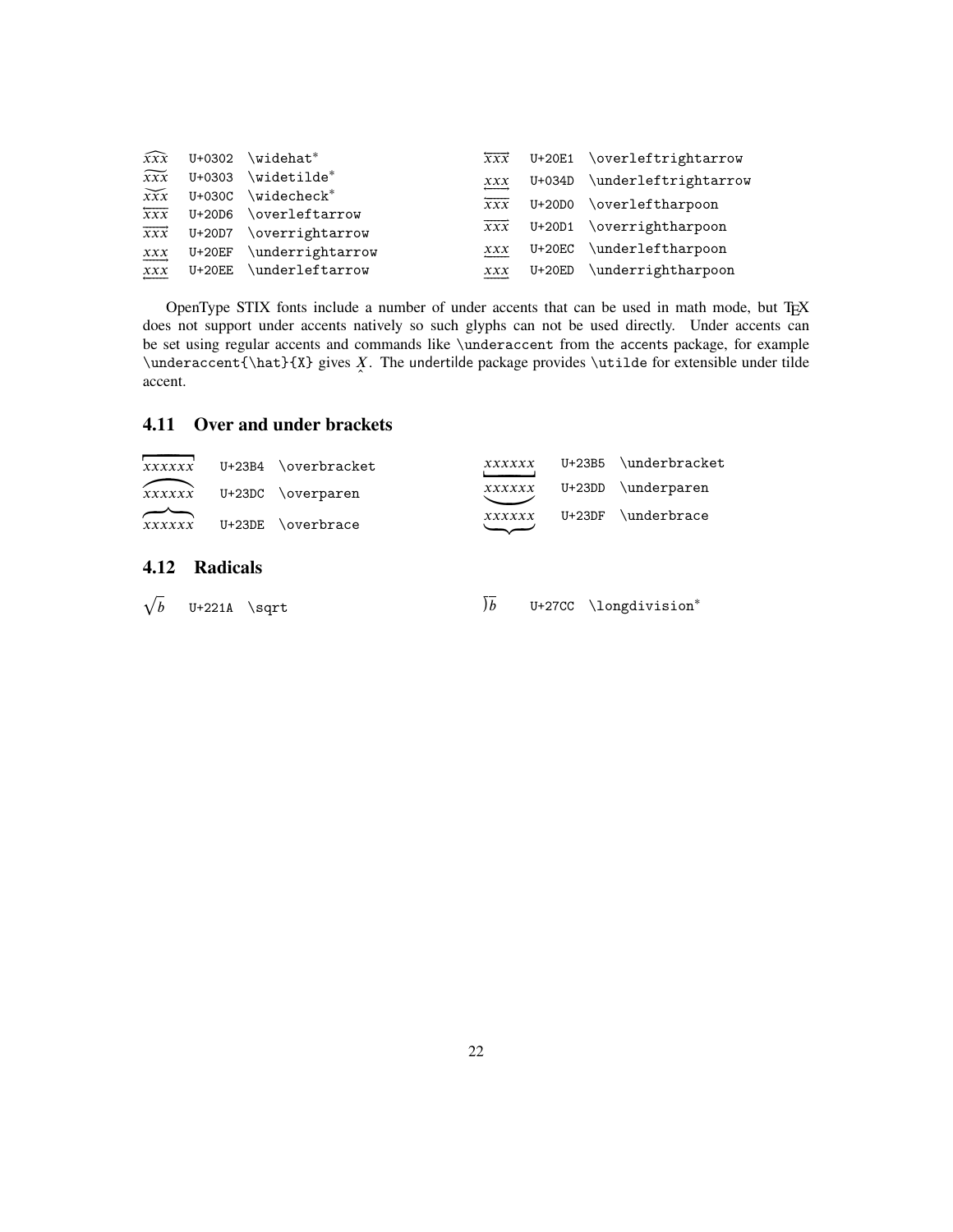| | | | | | |
|---|---|---|---|---|---|
| $\widehat{xxx}$ | U+0302 | `\widehat`* | $\overleftrightarrow{xxx}$ | U+20E1 | `\overleftrightarrow` |
| $\widetilde{xxx}$ | U+0303 | `\widetilde`* | $\underleftrightarrow{xxx}$ | U+034D | `\underleftrightarrow` |
| $\widecheck{xxx}$ | U+030C | `\widecheck`* | $\overleftharpoon{xxx}$ | U+20D0 | `\overleftharpoon` |
| $\overleftarrow{xxx}$ | U+20D6 | `\overleftarrow` | $\overrightharpoon{xxx}$ | U+20D1 | `\overrightharpoon` |
| $\overrightarrow{xxx}$ | U+20D7 | `\overrightarrow` | $\underleftharpoon{xxx}$ | U+20EC | `\underleftharpoon` |
| $\underrightarrow{xxx}$ | U+20EF | `\underrightarrow` | $\underrightharpoon{xxx}$ | U+20ED | `\underrightharpoon` |
| $\underleftarrow{xxx}$ | U+20EE | `\underleftarrow` | | | |

OpenType STIX fonts include a number of under accents that can be used in math mode, but TEX does not support under accents natively so such glyphs can not be used directly. Under accents can be set using regular accents and commands like `\underaccent` from the accents package, for example `\underaccent{\hat}{X}` gives $\underaccent{\hat}{X}$. The undertilde package provides `\utilde` for extensible under tilde accent.

### 4.11 Over and under brackets

| | | | | | |
|---|---|---|---|---|---|
| $\overbracket{xxxxxx}$ | U+23B4 | `\overbracket` | $\underbracket{xxxxxx}$ | U+23B5 | `\underbracket` |
| $\overparen{xxxxxx}$ | U+23DC | `\overparen` | $\underparen{xxxxxx}$ | U+23DD | `\underparen` |
| $\overbrace{xxxxxx}$ | U+23DE | `\overbrace` | $\underbrace{xxxxxx}$ | U+23DF | `\underbrace` |

### 4.12 Radicals

| | | | | | |
|---|---|---|---|---|---|
| $\sqrt{b}$ | U+221A | `\sqrt` | $\longdivision{b}$ | U+27CC | `\longdivision`* |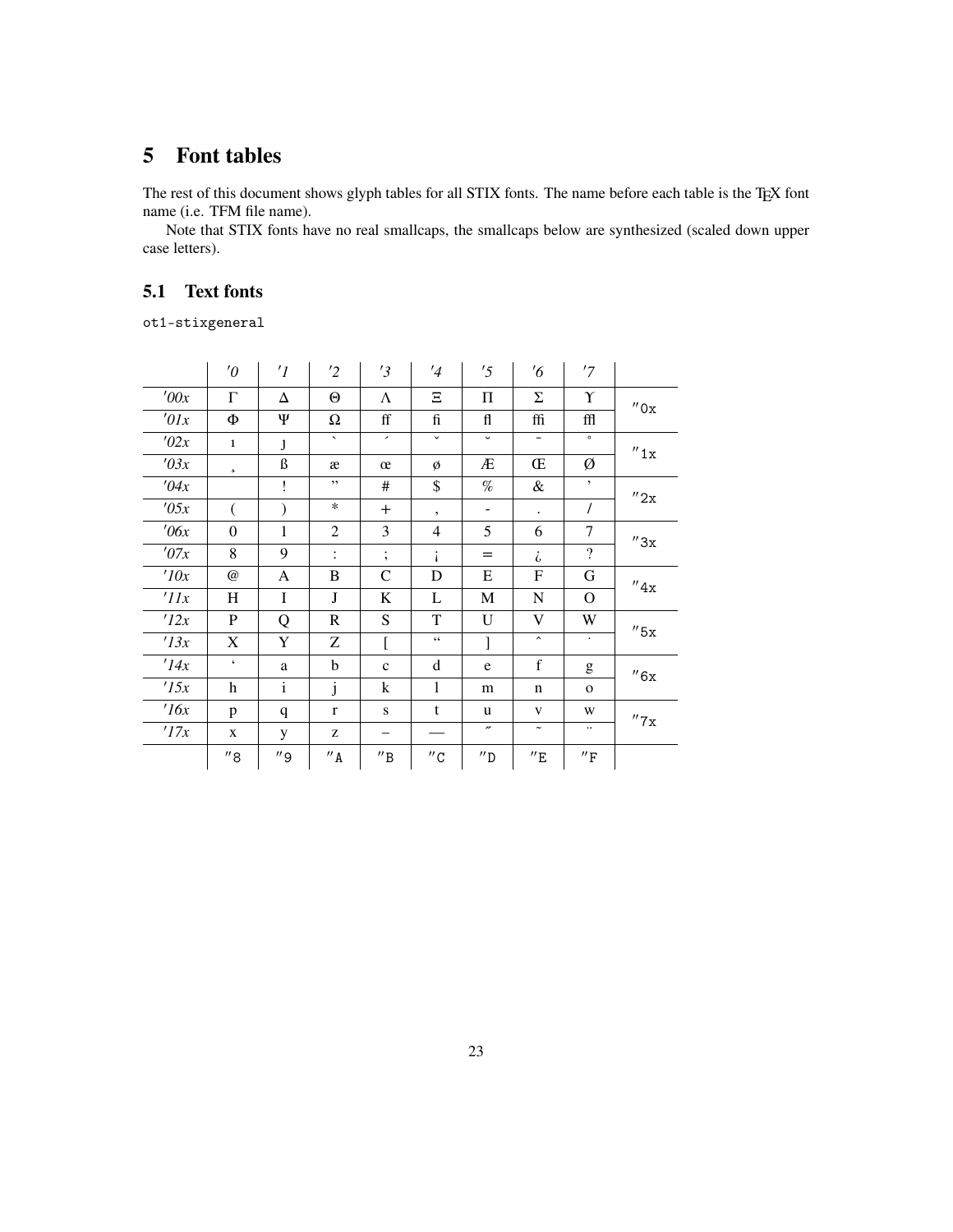# 5 Font tables

The rest of this document shows glyph tables for all STIX fonts. The name before each table is the TEX font name (i.e. TFM file name).

Note that STIX fonts have no real smallcaps, the smallcaps below are synthesized (scaled down upper case letters).

## 5.1 Text fonts

ot1-stixgeneral

| | ′0 | ′1 | ′2 | ′3 | ′4 | ′5 | ′6 | ′7 | |
|---|---|---|---|---|---|---|---|---|---|
| ′00x | Γ | Δ | Θ | Λ | Ξ | Π | Σ | ϒ | ″0x |
| ′01x | Φ | Ψ | Ω | ff | fi | fl | ffi | ffl | |
| ′02x | ı | ȷ | ` | ´ | ˇ | ˘ | ¯ | ˚ | ″1x |
| ′03x | ¸ | ß | æ | œ | ø | Æ | Œ | Ø | |
| ′04x | | ! | ” | # | $ | % | & | ’ | ″2x |
| ′05x | ( | ) | * | + | , | - | . | / | |
| ′06x | 0 | 1 | 2 | 3 | 4 | 5 | 6 | 7 | ″3x |
| ′07x | 8 | 9 | : | ; | ¡ | = | ¿ | ? | |
| ′10x | @ | A | B | C | D | E | F | G | ″4x |
| ′11x | H | I | J | K | L | M | N | O | |
| ′12x | P | Q | R | S | T | U | V | W | ″5x |
| ′13x | X | Y | Z | [ | “ | ] | ˆ | ˙ | |
| ′14x | ‘ | a | b | c | d | e | f | g | ″6x |
| ′15x | h | i | j | k | l | m | n | o | |
| ′16x | p | q | r | s | t | u | v | w | ″7x |
| ′17x | x | y | z | – | — | ˝ | ˜ | ¨ | |
| | ″8 | ″9 | ″A | ″B | ″C | ″D | ″E | ″F | |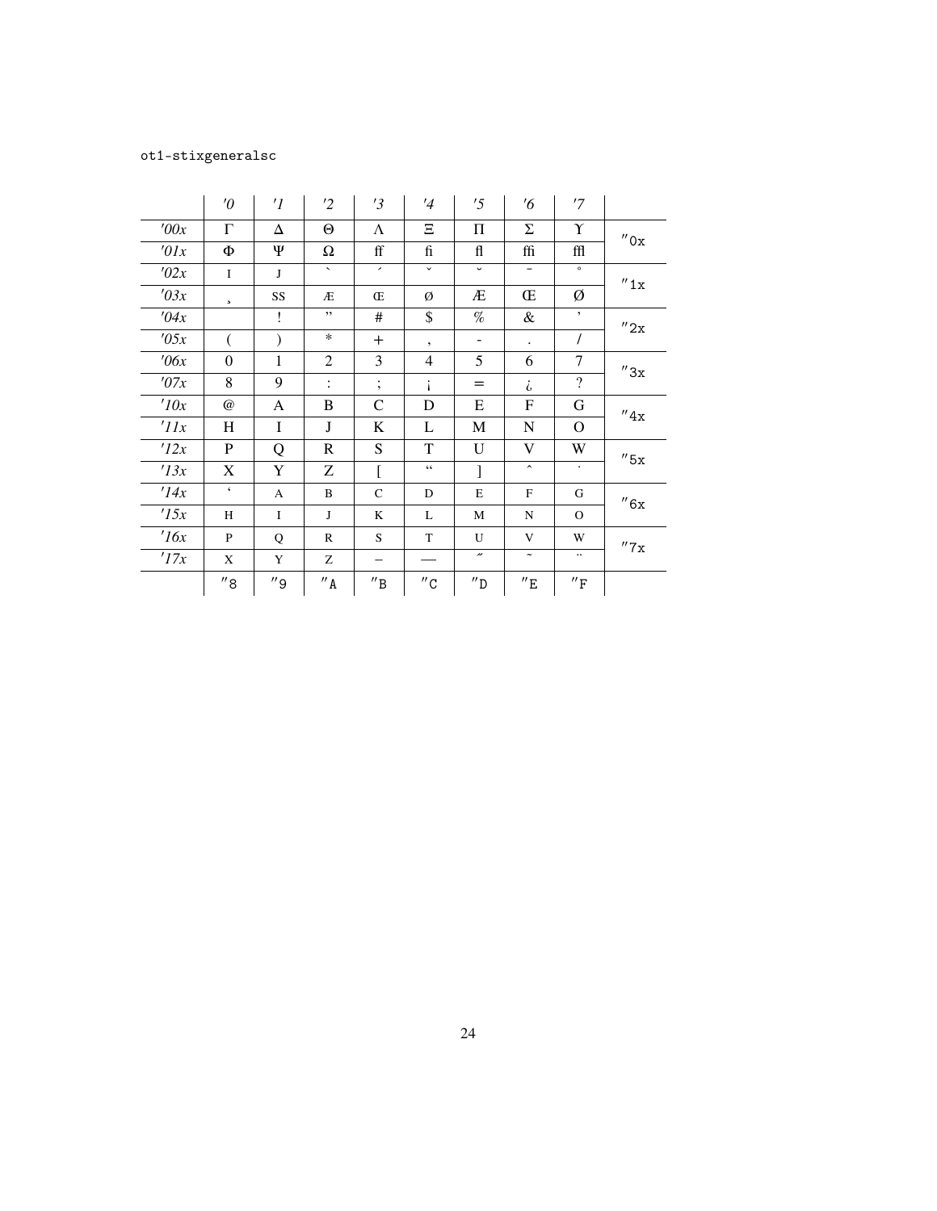ot1-stixgeneralsc

| | ′0 | ′1 | ′2 | ′3 | ′4 | ′5 | ′6 | ′7 | |
|---|---|---|---|---|---|---|---|---|---|
| ′00x | Γ | Δ | Θ | Λ | Ξ | Π | Σ | ϒ | ″0x |
| ′01x | Φ | Ψ | Ω | ff | fi | fl | ffi | ffl | |
| ′02x | ı | ȷ | ` | ´ | ˇ | ˘ | ¯ | ˚ | ″1x |
| ′03x | ¸ | ss | æ | œ | ø | Æ | Œ | Ø | |
| ′04x | | ! | ” | # | $ | % | & | ’ | ″2x |
| ′05x | ( | ) | * | + | , | - | . | / | |
| ′06x | 0 | 1 | 2 | 3 | 4 | 5 | 6 | 7 | ″3x |
| ′07x | 8 | 9 | : | ; | ¡ | = | ¿ | ? | |
| ′10x | @ | A | B | C | D | E | F | G | ″4x |
| ′11x | H | I | J | K | L | M | N | O | |
| ′12x | P | Q | R | S | T | U | V | W | ″5x |
| ′13x | X | Y | Z | [ | “ | ] | ˆ | ˙ | |
| ′14x | ‘ | a | b | c | d | e | f | g | ″6x |
| ′15x | h | i | j | k | l | m | n | o | |
| ′16x | p | q | r | s | t | u | v | w | ″7x |
| ′17x | x | y | z | – | — | ˝ | ˜ | ¨ | |
| | ″8 | ″9 | ″A | ″B | ″C | ″D | ″E | ″F | |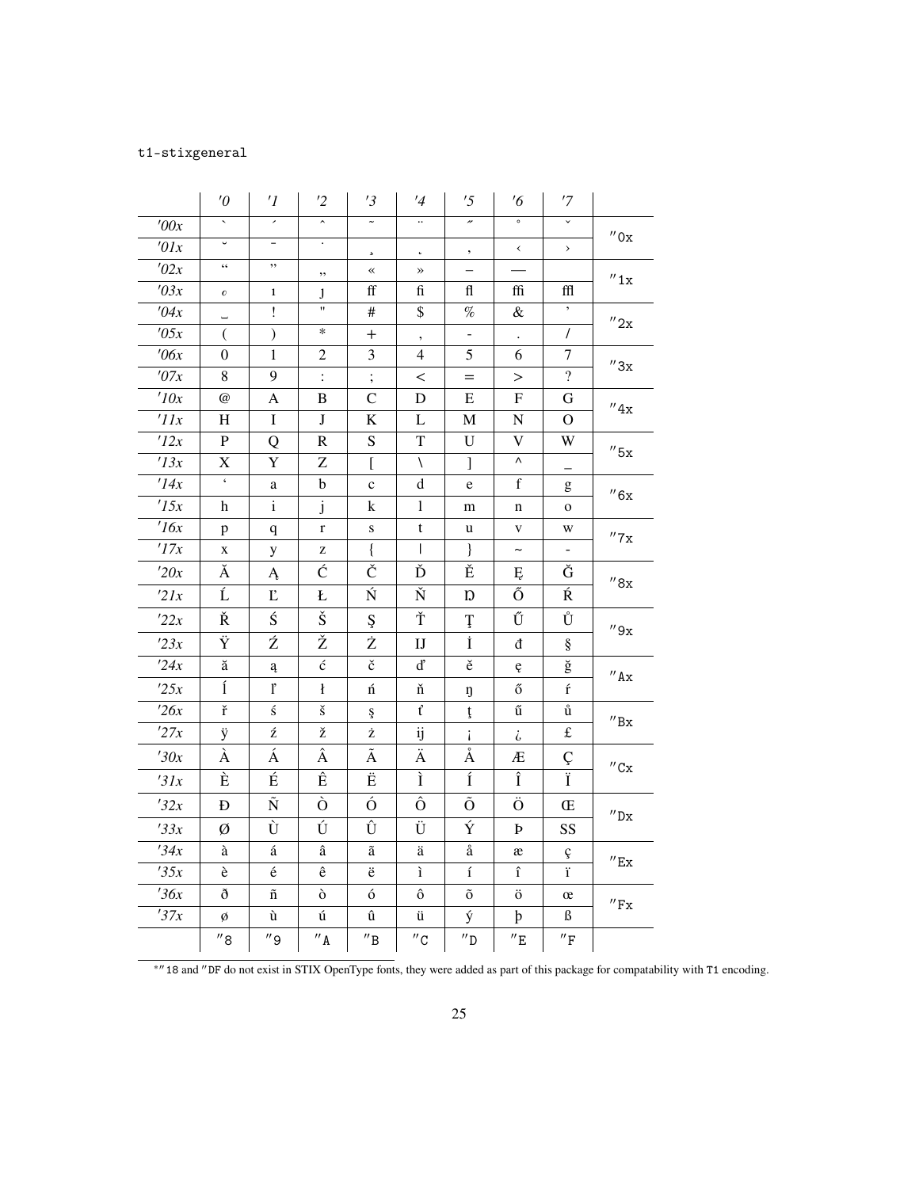t1-stixgeneral

| | '0 | '1 | '2 | '3 | '4 | '5 | '6 | '7 | |
|---|---|---|---|---|---|---|---|---|---|
| '00x | ` | ´ | ˆ | ˜ | ¨ | ˝ | ˚ | ˇ | "0x |
| '01x | ˘ | ¯ | ˙ | ¸ | ˛ | ‚ | ‹ | › | |
| '02x | “ | ” | „ | « | » | – | — | | "1x |
| '03x | ₀ | ı | ȷ | ff | fi | fl | ffi | ffl | |
| '04x | ␣ | ! | " | # | $ | % | & | ’ | "2x |
| '05x | ( | ) | * | + | , | - | . | / | |
| '06x | 0 | 1 | 2 | 3 | 4 | 5 | 6 | 7 | "3x |
| '07x | 8 | 9 | : | ; | < | = | > | ? | |
| '10x | @ | A | B | C | D | E | F | G | "4x |
| '11x | H | I | J | K | L | M | N | O | |
| '12x | P | Q | R | S | T | U | V | W | "5x |
| '13x | X | Y | Z | [ | \ | ] | ^ | _ | |
| '14x | ‘ | a | b | c | d | e | f | g | "6x |
| '15x | h | i | j | k | l | m | n | o | |
| '16x | p | q | r | s | t | u | v | w | "7x |
| '17x | x | y | z | { | \| | } | ~ | - | |
| '20x | Ă | Ą | Ć | Č | Ď | Ě | Ę | Ğ | "8x |
| '21x | Ĺ | Ľ | Ł | Ń | Ň | Ŋ | Ő | Ŕ | |
| '22x | Ř | Ś | Š | Ş | Ť | Ţ | Ű | Ů | "9x |
| '23x | Ÿ | Ź | Ž | Ż | Ĳ | İ | đ | § | |
| '24x | ă | ą | ć | č | ď | ě | ę | ğ | "Ax |
| '25x | ĺ | ľ | ł | ń | ň | ŋ | ő | ŕ | |
| '26x | ř | ś | š | ş | ť | ţ | ű | ů | "Bx |
| '27x | ÿ | ź | ž | ż | ĳ | ¡ | ¿ | £ | |
| '30x | À | Á | Â | Ã | Ä | Å | Æ | Ç | "Cx |
| '31x | È | É | Ê | Ë | Ì | Í | Î | Ï | |
| '32x | Ð | Ñ | Ò | Ó | Ô | Õ | Ö | Œ | "Dx |
| '33x | Ø | Ù | Ú | Û | Ü | Ý | Þ | SS | |
| '34x | à | á | â | ã | ä | å | æ | ç | "Ex |
| '35x | è | é | ê | ë | ì | í | î | ï | |
| '36x | ð | ñ | ò | ó | ô | õ | ö | œ | "Fx |
| '37x | ø | ù | ú | û | ü | ý | þ | ß | |
| | "8 | "9 | "A | "B | "C | "D | "E | "F | |

*"18 and "DF do not exist in STIX OpenType fonts, they were added as part of this package for compatability with T1 encoding.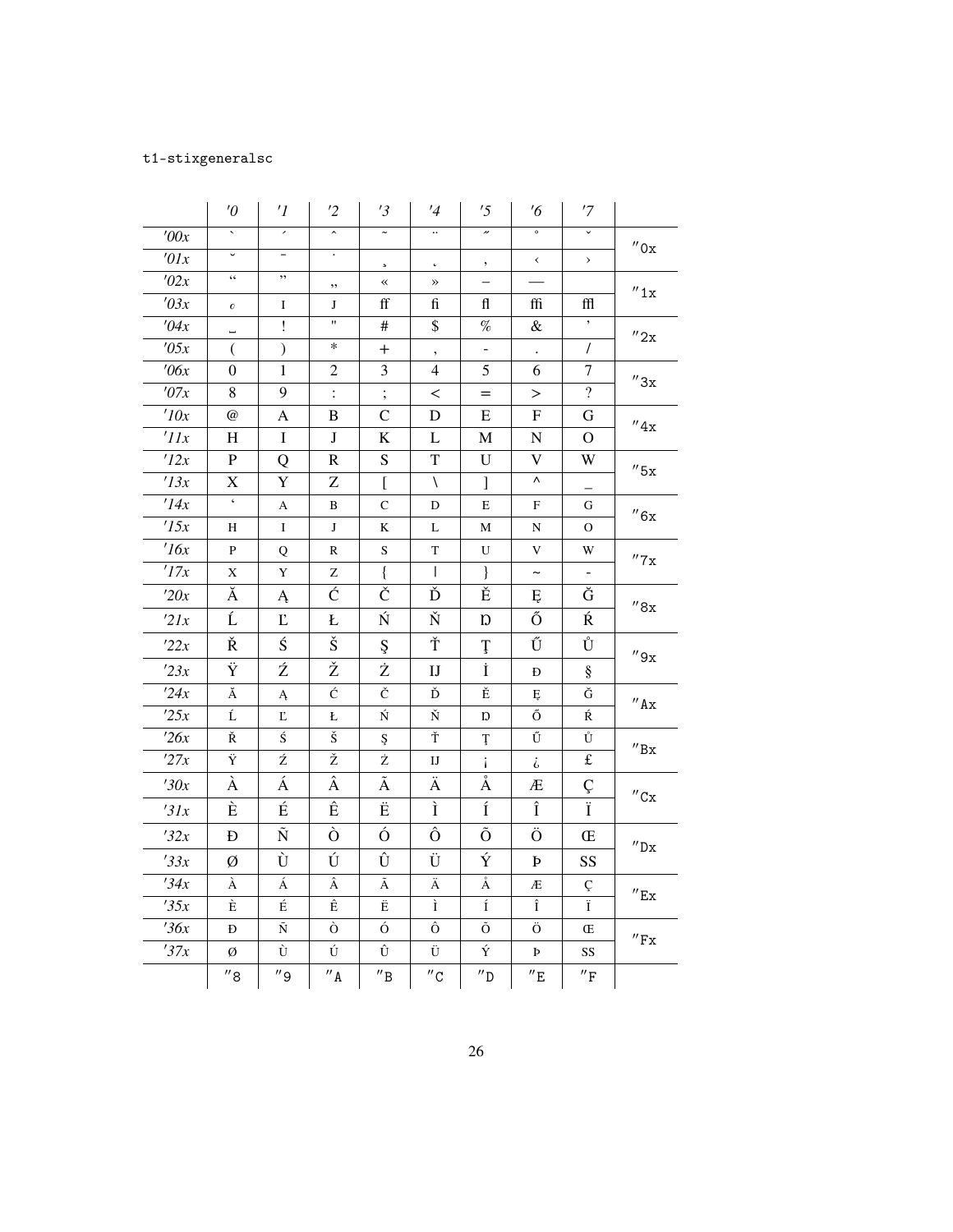t1-stixgeneralsc

| | '0 | '1 | '2 | '3 | '4 | '5 | '6 | '7 | |
|---|---|---|---|---|---|---|---|---|---|
| '00x | ` | ´ | ˆ | ˜ | ¨ | ˝ | ˚ | ˇ | "0x |
| '01x | ˘ | ¯ | ˙ | ¸ | ˛ | , | ‹ | › | |
| '02x | “ | ” | „ | « | » | – | — | | "1x |
| '03x | ₀ | ı | ȷ | ff | fi | fl | ffi | ffl | |
| '04x | ␣ | ! | " | # | $ | % | & | ’ | "2x |
| '05x | ( | ) | * | + | , | - | . | / | |
| '06x | 0 | 1 | 2 | 3 | 4 | 5 | 6 | 7 | "3x |
| '07x | 8 | 9 | : | ; | < | = | > | ? | |
| '10x | @ | A | B | C | D | E | F | G | "4x |
| '11x | H | I | J | K | L | M | N | O | |
| '12x | P | Q | R | S | T | U | V | W | "5x |
| '13x | X | Y | Z | [ | \ | ] | ^ | _ | |
| '14x | ‘ | ᴀ | ʙ | ᴄ | ᴅ | ᴇ | ꜰ | ɢ | "6x |
| '15x | ʜ | ɪ | ᴊ | ᴋ | ʟ | ᴍ | ɴ | ᴏ | |
| '16x | ᴘ | ǫ | ʀ | ꜱ | ᴛ | ᴜ | ᴠ | ᴡ | "7x |
| '17x | x | ʏ | ᴢ | { | \| | } | ~ | - | |
| '20x | Ă | Ą | Ć | Č | Ď | Ě | Ę | Ğ | "8x |
| '21x | Ĺ | Ľ | Ł | Ń | Ň | Ŋ | Ő | Ŕ | |
| '22x | Ř | Ś | Š | Ş | Ť | Ţ | Ű | Ů | "9x |
| '23x | Ÿ | Ź | Ž | Ż | Ĳ | İ | đ | § | |
| '24x | ă | ą | ć | č | ď | ě | ę | ğ | "Ax |
| '25x | ĺ | ľ | ł | ń | ň | ŋ | ő | ŕ | |
| '26x | ř | ś | š | ş | ť | ţ | ű | ů | "Bx |
| '27x | ÿ | ź | ž | ż | ĳ | ¡ | ¿ | £ | |
| '30x | À | Á | Â | Ã | Ä | Å | Æ | Ç | "Cx |
| '31x | È | É | Ê | Ë | Ì | Í | Î | Ï | |
| '32x | Ð | Ñ | Ò | Ó | Ô | Õ | Ö | Œ | "Dx |
| '33x | Ø | Ù | Ú | Û | Ü | Ý | Þ | SS | |
| '34x | à | á | â | ã | ä | å | æ | ç | "Ex |
| '35x | è | é | ê | ë | ì | í | î | ï | |
| '36x | ð | ñ | ò | ó | ô | õ | ö | œ | "Fx |
| '37x | ø | ù | ú | û | ü | ý | þ | ss | |
| | "8 | "9 | "A | "B | "C | "D | "E | "F | |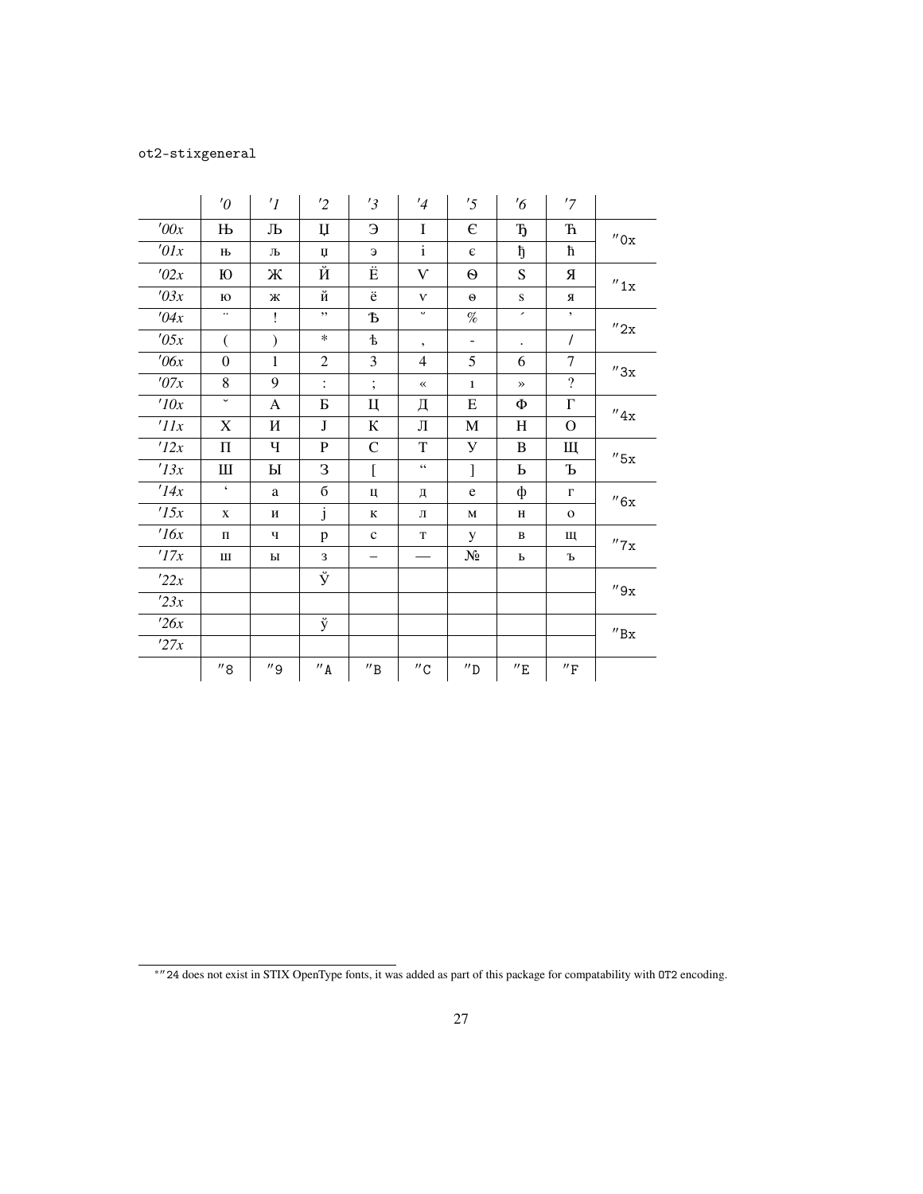ot2-stixgeneral

| | ′0 | ′1 | ′2 | ′3 | ′4 | ′5 | ′6 | ′7 | |
|---|---|---|---|---|---|---|---|---|---|
| ′00x | Њ | Љ | Џ | Э | І | Є | Ђ | Ћ | ″0x |
| ′01x | њ | љ | џ | э | і | є | ђ | ћ | |
| ′02x | Ю | Ж | Й | Ё | Ѵ | Ѳ | Ѕ | Я | ″1x |
| ′03x | ю | ж | й | ё | ѵ | ѳ | ѕ | я | |
| ′04x | ¨ | ! | ” | Ѣ | ˘ | % | ´ | ’ | ″2x |
| ′05x | ( | ) | * | ѣ | , | - | . | / | |
| ′06x | 0 | 1 | 2 | 3 | 4 | 5 | 6 | 7 | ″3x |
| ′07x | 8 | 9 | : | ; | « | ı | » | ? | |
| ′10x | ˘ | А | Б | Ц | Д | Е | Ф | Г | ″4x |
| ′11x | Х | И | Ј | К | Л | М | Н | О | |
| ′12x | П | Ч | Р | С | Т | У | В | Щ | ″5x |
| ′13x | Ш | Ы | З | [ | “ | ] | Ь | Ъ | |
| ′14x | ‘ | а | б | ц | д | е | ф | г | ″6x |
| ′15x | х | и | ј | к | л | м | н | о | |
| ′16x | п | ч | р | с | т | у | в | щ | ″7x |
| ′17x | ш | ы | з | – | — | № | ь | ъ | |
| ′22x | | | Ў | | | | | | ″9x |
| ′23x | | | | | | | | | |
| ′26x | | | ў | | | | | | ″Bx |
| ′27x | | | | | | | | | |
| | ″8 | ″9 | ″A | ″B | ″C | ″D | ″E | ″F | |

*″24 does not exist in STIX OpenType fonts, it was added as part of this package for compatability with OT2 encoding.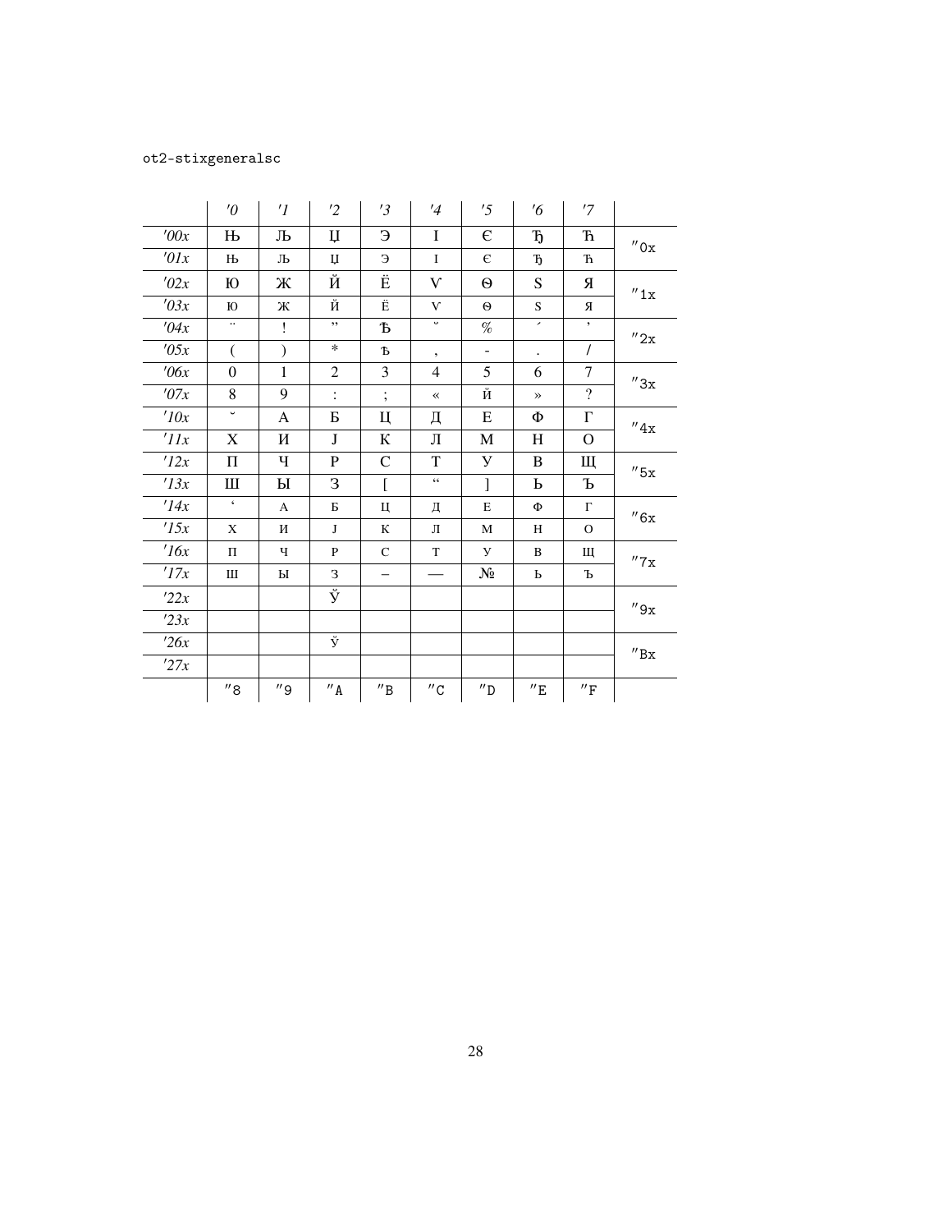ot2-stixgeneralsc

| | '0 | '1 | '2 | '3 | '4 | '5 | '6 | '7 | |
|---|---|---|---|---|---|---|---|---|---|
| '00x | Њ | Љ | Џ | Э | І | Є | Ђ | Ћ | "0x |
| '01x | њ | љ | џ | э | і | є | ђ | ћ | |
| '02x | Ю | Ж | Й | Ё | Ѵ | Ѳ | Ѕ | Я | "1x |
| '03x | ю | ж | й | ё | ѵ | ѳ | ѕ | я | |
| '04x | ¨ | ! | ” | Ѣ | ˘ | % | ´ | ’ | "2x |
| '05x | ( | ) | * | ѣ | , | - | . | / | |
| '06x | 0 | 1 | 2 | 3 | 4 | 5 | 6 | 7 | "3x |
| '07x | 8 | 9 | : | ; | « | й | » | ? | |
| '10x | ˘ | А | Б | Ц | Д | Е | Ф | Г | "4x |
| '11x | Х | И | Ј | К | Л | М | Н | О | |
| '12x | П | Ч | Р | С | Т | У | В | Щ | "5x |
| '13x | Ш | Ы | З | [ | “ | ] | Ь | Ъ | |
| '14x | ‘ | а | б | ц | д | е | ф | г | "6x |
| '15x | х | и | ј | к | л | м | н | о | |
| '16x | п | ч | р | с | т | у | в | щ | "7x |
| '17x | ш | ы | з | – | — | № | ь | ъ | |
| '22x | | | Ў | | | | | | "9x |
| '23x | | | | | | | | | |
| '26x | | | ў | | | | | | "Bx |
| '27x | | | | | | | | | |
| | "8 | "9 | "A | "B | "C | "D | "E | "F | |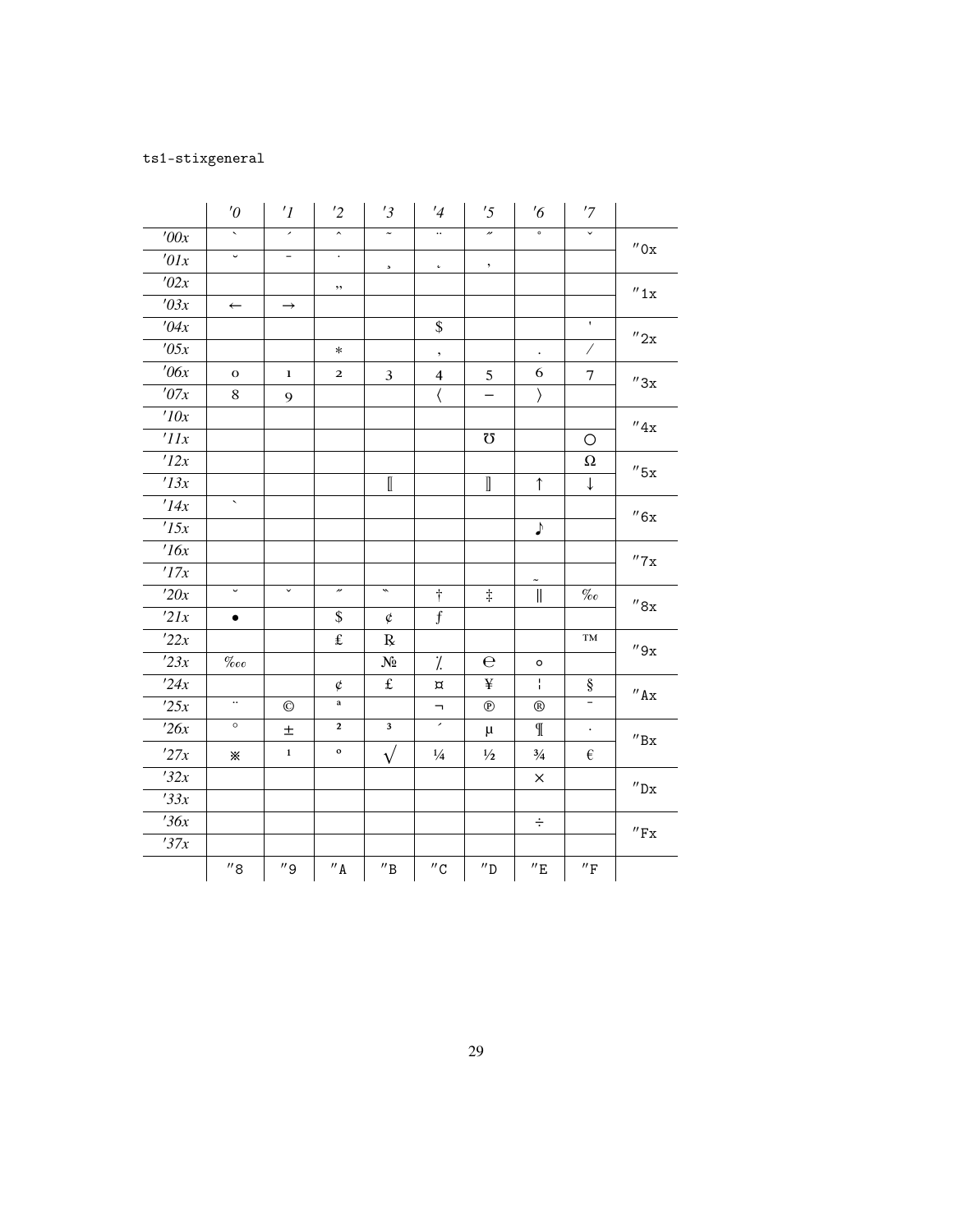ts1-stixgeneral

| | '0 | '1 | '2 | '3 | '4 | '5 | '6 | '7 | |
|---|---|---|---|---|---|---|---|---|---|
| '00x | ` | ´ | ˆ | ˜ | ¨ | ˝ | ˚ | ˇ | "0x |
| '01x | ˘ | ¯ | ˙ | ¸ | ˛ | ‚ | | | |
| '02x | | | „ | | | | | | "1x |
| '03x | ← | → | | | | | | | |
| '04x | | | | | $ | | | ' | "2x |
| '05x | | | ∗ | | , | | . | ⁄ | |
| '06x | 0 | 1 | 2 | 3 | 4 | 5 | 6 | 7 | "3x |
| '07x | 8 | 9 | | | ⟨ | − | ⟩ | | |
| '10x | | | | | | | | | "4x |
| '11x | | | | | | ℧ | | ◯ | |
| '12x | | | | | | | | Ω | "5x |
| '13x | | | | ⟦ | | ⟧ | ↑ | ↓ | |
| '14x | ` | | | | | | | | "6x |
| '15x | | | | | | | ♪ | | |
| '16x | | | | | | | | | "7x |
| '17x | | | | | | | ˜ | | |
| '20x | ˘ | ˇ | ˝ | ̏ | † | ‡ | ‖ | ‰ | "8x |
| '21x | • | | $ | ¢ | ƒ | | | | |
| '22x | | | ₤ | ℞ | | | | ™ | "9x |
| '23x | ‱ | | | № | ⁒ | ℮ | ∘ | | |
| '24x | | | ¢ | £ | ¤ | ¥ | ¦ | § | "Ax |
| '25x | ¨ | © | ª | | ¬ | ℗ | ® | ¯ | |
| '26x | ° | ± | ² | ³ | ´ | µ | ¶ | · | "Bx |
| '27x | ※ | ¹ | º | √ | ¼ | ½ | ¾ | € | |
| '32x | | | | | | | × | | "Dx |
| '33x | | | | | | | | | |
| '36x | | | | | | | ÷ | | "Fx |
| '37x | | | | | | | | | |
| | "8 | "9 | "A | "B | "C | "D | "E | "F | |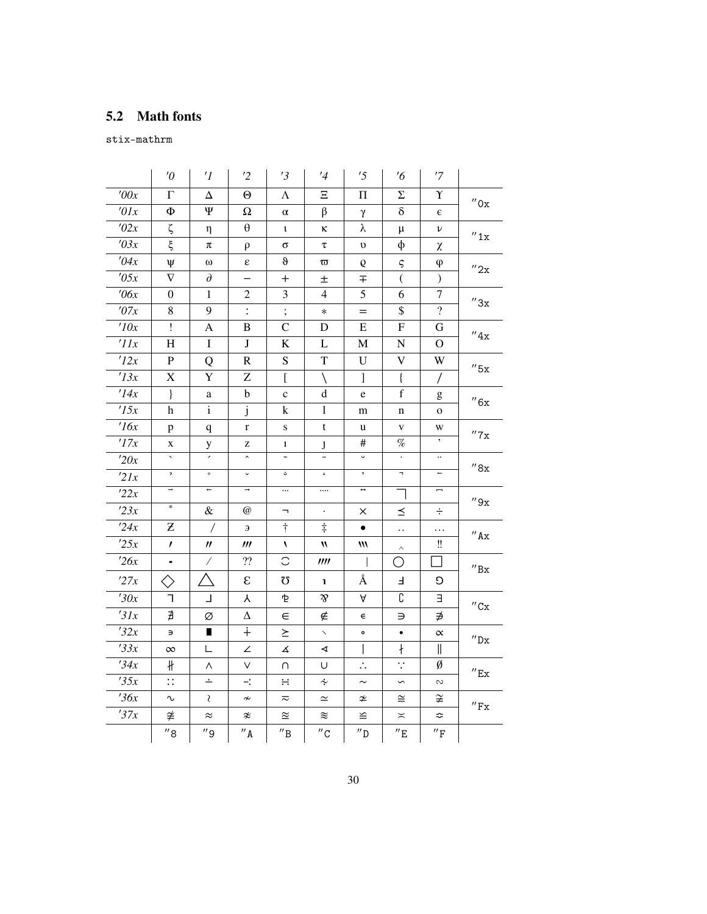## 5.2 Math fonts

stix-mathrm

| | '0 | '1 | '2 | '3 | '4 | '5 | '6 | '7 | |
|---|---|---|---|---|---|---|---|---|---|
| '00x | Γ | Δ | Θ | Λ | Ξ | Π | Σ | ϒ | "0x |
| '01x | Φ | Ψ | Ω | α | β | γ | δ | ϵ | |
| '02x | ζ | η | θ | ι | κ | λ | μ | ν | "1x |
| '03x | ξ | π | ρ | σ | τ | υ | ϕ | χ | |
| '04x | ψ | ω | ε | ϑ | ϖ | ϱ | ς | φ | "2x |
| '05x | ∇ | ∂ | − | + | ± | ∓ | ( | ) | |
| '06x | 0 | 1 | 2 | 3 | 4 | 5 | 6 | 7 | "3x |
| '07x | 8 | 9 | : | ; | ∗ | = | $ | ? | |
| '10x | ! | A | B | C | D | E | F | G | "4x |
| '11x | H | I | J | K | L | M | N | O | |
| '12x | P | Q | R | S | T | U | V | W | "5x |
| '13x | X | Y | Z | [ | \ | ] | { | / | |
| '14x | } | a | b | c | d | e | f | g | "6x |
| '15x | h | i | j | k | l | m | n | o | |
| '16x | p | q | r | s | t | u | v | w | "7x |
| '17x | x | y | z | ı | ȷ | # | % | ' | |
| '20x | ˋ | ˊ | ˆ | ˜ | ¯ | ˘ | ˙ | ¨ | "8x |
| '21x | ̉ | ˚ | ˇ | ̐ | ̨ | , | ¬ | ↼ | |
| '22x | ⇀ | ← | → | ⃛ | ⃜ | ↔ | ⃧ | ⃐ | "9x |
| '23x | * | & | @ | ¬ | · | × | ≤ | ÷ | |
| '24x | Ƶ | / | ϶ | † | ‡ | • | ‥ | … | "Ax |
| '25x | ′ | ″ | ‴ | ‵ | ‶ | ‷ | ‸ | ‼ | |
| '26x | ⁃ | ⁄ | ⁇ | ⁀ | ⁗ | ⃒ | ◯ | □ | "Bx |
| '27x | ◇ | △ | Ɛ | ℧ | ℩ | Å | Ⅎ | ⅁ | |
| '30x | ⅂ | ⅃ | ⅄ | ⅋ | ⅋ | ∀ | ∁ | ∃ | "Cx |
| '31x | ∄ | ∅ | ∆ | ∈ | ∉ | ∊ | ∋ | ∌ | |
| '32x | ∍ | ∎ | ∔ | ≥ | ∖ | ∘ | ∙ | ∝ | "Dx |
| '33x | ∞ | ∟ | ∠ | ∡ | ∢ | ∣ | ∤ | ∥ | |
| '34x | ∦ | ∧ | ∨ | ∩ | ∪ | ∴ | ∵ | ∅ | "Ex |
| '35x | ∷ | ∸ | ∹ | ∺ | ∻ | ∼ | ∽ | ∾ | |
| '36x | ∿ | ≀ | ≁ | ≂ | ≃ | ≄ | ≅ | ≆ | "Fx |
| '37x | ≇ | ≈ | ≉ | ≊ | ≋ | ≌ | ≍ | ≎ | |
| | "8 | "9 | "A | "B | "C | "D | "E | "F | |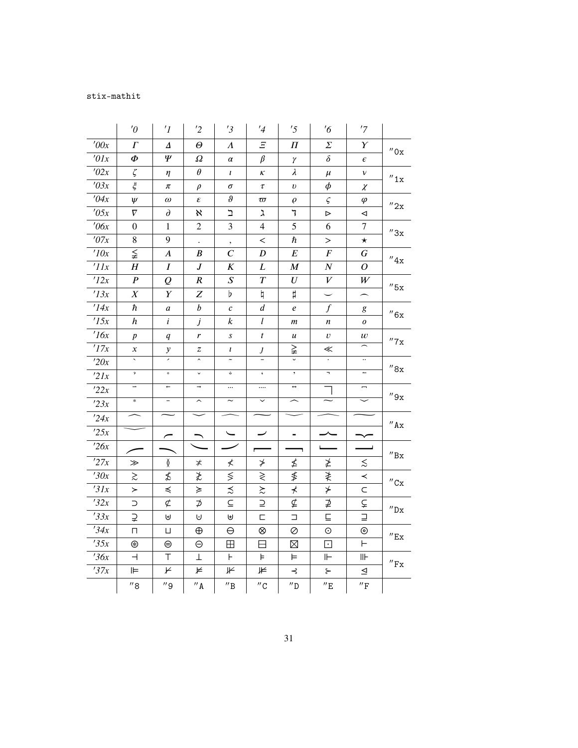stix-mathit

| | ′0 | ′1 | ′2 | ′3 | ′4 | ′5 | ′6 | ′7 | |
|---|---|---|---|---|---|---|---|---|---|
| ′00x | $\mathit{\Gamma}$ | $\mathit{\Delta}$ | $\mathit{\Theta}$ | $\mathit{\Lambda}$ | $\mathit{\Xi}$ | $\mathit{\Pi}$ | $\mathit{\Sigma}$ | $\mathit{\Upsilon}$ | ″0x |
| ′01x | $\mathit{\Phi}$ | $\mathit{\Psi}$ | $\mathit{\Omega}$ | $\alpha$ | $\beta$ | $\gamma$ | $\delta$ | $\epsilon$ | |
| ′02x | $\zeta$ | $\eta$ | $\theta$ | $\iota$ | $\kappa$ | $\lambda$ | $\mu$ | $\nu$ | ″1x |
| ′03x | $\xi$ | $\pi$ | $\rho$ | $\sigma$ | $\tau$ | $\upsilon$ | $\phi$ | $\chi$ | |
| ′04x | $\psi$ | $\omega$ | $\varepsilon$ | $\vartheta$ | $\varpi$ | $\varrho$ | $\varsigma$ | $\varphi$ | ″2x |
| ′05x | $\nabla$ | $\partial$ | $\aleph$ | $\beth$ | $\gimel$ | $\daleth$ | ⊳ | ⊲ | |
| ′06x | 0 | 1 | 2 | 3 | 4 | 5 | 6 | 7 | ″3x |
| ′07x | 8 | 9 | . | , | $<$ | $\hbar$ | $>$ | $\star$ | |
| ′10x | $\lneqq$ | $A$ | $B$ | $C$ | $D$ | $E$ | $F$ | $G$ | ″4x |
| ′11x | $H$ | $I$ | $J$ | $K$ | $L$ | $M$ | $N$ | $O$ | |
| ′12x | $P$ | $Q$ | $R$ | $S$ | $T$ | $U$ | $V$ | $W$ | ″5x |
| ′13x | $X$ | $Y$ | $Z$ | $\flat$ | $\natural$ | $\sharp$ | $\smile$ | $\frown$ | |
| ′14x | $\hbar$ | $a$ | $b$ | $c$ | $d$ | $e$ | $f$ | $g$ | ″6x |
| ′15x | $h$ | $i$ | $j$ | $k$ | $l$ | $m$ | $n$ | $o$ | |
| ′16x | $p$ | $q$ | $r$ | $s$ | $t$ | $u$ | $v$ | $w$ | ″7x |
| ′17x | $x$ | $y$ | $z$ | $\imath$ | $\jmath$ | $\gneqq$ | $\ll$ | ⌒ | |
| ′20x | ˋ | ˊ | ˆ | ˜ | ˉ | ˘ | ˙ | ¨ | ″8x |
| ′21x | ̉ | ˚ | ˇ | ̐ | ̒ | ̦ | ⌐ | ↼ | |
| ′22x | ⇀ | ← | → | … | …. | ↔ | ⌉ | ⌈ | ″9x |
| ′23x | * | ‾ | ⌃ | ∼ | ⌄ | ⌢ | ∼ | ⌣ | |
| ′24x | ⌢ | ∼ | ⌣ | ⌢ | ∼ | ⌣ | ⌢ | ∼ | ″Ax |
| ′25x | ⌣ | ⌒ | ⌒ | ⌣ | ⌣ | ▬ | ⏞ | ⏟ | |
| ′26x | ⌒ | ⌒ | ⌣ | ⌣ | ⎴ | ⎴ | ⎵ | ⎵ | ″Bx |
| ′27x | $\gg$ | ≬ | $\not\asymp$ | $\nless$ | $\ngtr$ | $\nleq$ | $\ngeq$ | $\lesssim$ | |
| ′30x | $\gtrsim$ | ≴ | ≵ | $\lessgtr$ | $\gtrless$ | ≸ | ≹ | $\prec$ | ″Cx |
| ′31x | $\succ$ | $\preccurlyeq$ | $\succcurlyeq$ | $\precsim$ | $\succsim$ | $\nprec$ | $\nsucc$ | $\subset$ | |
| ′32x | $\supset$ | $\not\subset$ | $\not\supset$ | $\subseteq$ | $\supseteq$ | $\nsubseteq$ | $\nsupseteq$ | $\subsetneq$ | ″Dx |
| ′33x | $\supsetneq$ | ⊌ | $\cup$ | $\uplus$ | $\sqsubset$ | $\sqsupset$ | $\sqsubseteq$ | $\sqsupseteq$ | |
| ′34x | $\sqcap$ | $\sqcup$ | $\oplus$ | $\ominus$ | $\otimes$ | $\oslash$ | $\odot$ | $\circledcirc$ | ″Ex |
| ′35x | $\circledast$ | ⊜ | $\circleddash$ | $\boxplus$ | $\boxminus$ | $\boxtimes$ | $\boxdot$ | $\vdash$ | |
| ′36x | $\dashv$ | $\top$ | $\perp$ | ⊦ | $\models$ | $\vDash$ | $\Vdash$ | $\Vvdash$ | ″Fx |
| ′37x | ⊫ | $\nvdash$ | $\nvDash$ | $\nVdash$ | $\nVDash$ | ⊰ | ⊱ | $\trianglelefteq$ | |
| | ″8 | ″9 | ″A | ″B | ″C | ″D | ″E | ″F | |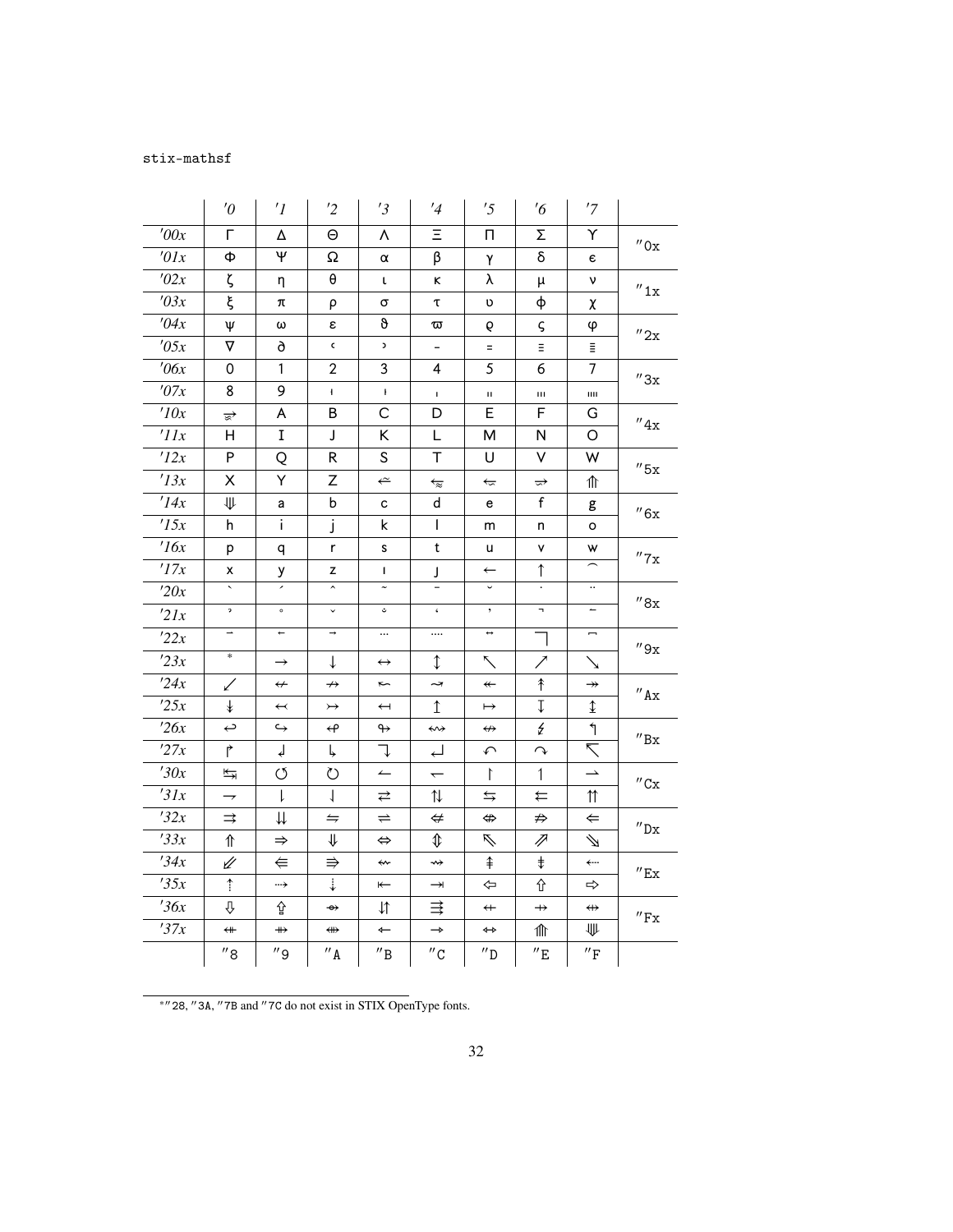stix-mathsf

| | '0 | '1 | '2 | '3 | '4 | '5 | '6 | '7 | |
|---|---|---|---|---|---|---|---|---|---|
| '00x | Γ | Δ | Θ | Λ | Ξ | Π | Σ | ϒ | "0x |
| '01x | Φ | Ψ | Ω | α | β | γ | δ | ϵ | |
| '02x | ζ | η | θ | ι | κ | λ | μ | ν | "1x |
| '03x | ξ | π | ρ | σ | τ | υ | ϕ | χ | |
| '04x | ψ | ω | ε | ϑ | ϖ | ϱ | ς | φ | "2x |
| '05x | ∇ | ∂ | ‹ | › | − | = | ≡ | ≣ | |
| '06x | 0 | 1 | 2 | 3 | 4 | 5 | 6 | 7 | "3x |
| '07x | 8 | 9 | ′ | ′ | ′ | ″ | ‴ | ⁗ | |
| '10x | ⥵ | A | B | C | D | E | F | G | "4x |
| '11x | H | I | J | K | L | M | N | O | |
| '12x | P | Q | R | S | T | U | V | W | "5x |
| '13x | X | Y | Z | ⭁ | ⭉ | ⭂ | ⥴ | ⤊ | |
| '14x | ⤋ | a | b | c | d | e | f | g | "6x |
| '15x | h | i | j | k | l | m | n | o | |
| '16x | p | q | r | s | t | u | v | w | "7x |
| '17x | x | y | z | ı | ȷ | ← | ↑ | ⌒ | |
| '20x | ` | ´ | ˆ | ˜ | ¯ | ˘ | ˙ | ¨ | "8x |
| '21x | ̉ | ˚ | ˇ | ̐ | ̨ | ̦ | ¬ | ‒ | |
| '22x | ⃐ | ⃖ | ⃗ | … | ⁘ | ⃡ | ⌉ | ⌐ | "9x |
| '23x | * | → | ↓ | ↔ | ↕ | ↖ | ↗ | ↘ | |
| '24x | ↙ | ↚ | ↛ | ↜ | ↝ | ↞ | ↟ | ↠ | "Ax |
| '25x | ↡ | ↢ | ↣ | ↤ | ↥ | ↦ | ↧ | ↨ | |
| '26x | ↩ | ↪ | ↫ | ↬ | ↭ | ↮ | ↯ | ↰ | "Bx |
| '27x | ↱ | ↲ | ↳ | ↴ | ↵ | ↶ | ↷ | ↸ | |
| '30x | ↹ | ↺ | ↻ | ↼ | ↽ | ↾ | ↿ | ⇀ | "Cx |
| '31x | ⇁ | ⇂ | ⇃ | ⇄ | ⇅ | ⇆ | ⇇ | ⇈ | |
| '32x | ⇉ | ⇊ | ⇋ | ⇌ | ⇍ | ⇎ | ⇏ | ⇐ | "Dx |
| '33x | ⇑ | ⇒ | ⇓ | ⇔ | ⇕ | ⇖ | ⇗ | ⇘ | |
| '34x | ⇙ | ⇚ | ⇛ | ⇜ | ⇝ | ⇞ | ⇟ | ⇠ | "Ex |
| '35x | ⇡ | ⇢ | ⇣ | ⇤ | ⇥ | ⇦ | ⇧ | ⇨ | |
| '36x | ⇩ | ⇪ | ⇴ | ⇵ | ⇶ | ⇷ | ⇸ | ⇹ | "Fx |
| '37x | ⇺ | ⇻ | ⇼ | ⇽ | ⇾ | ⇿ | ⤊ | ⤋ | |
| | "8 | "9 | "A | "B | "C | "D | "E | "F | |

*"28, "3A, "7B and "7C do not exist in STIX OpenType fonts.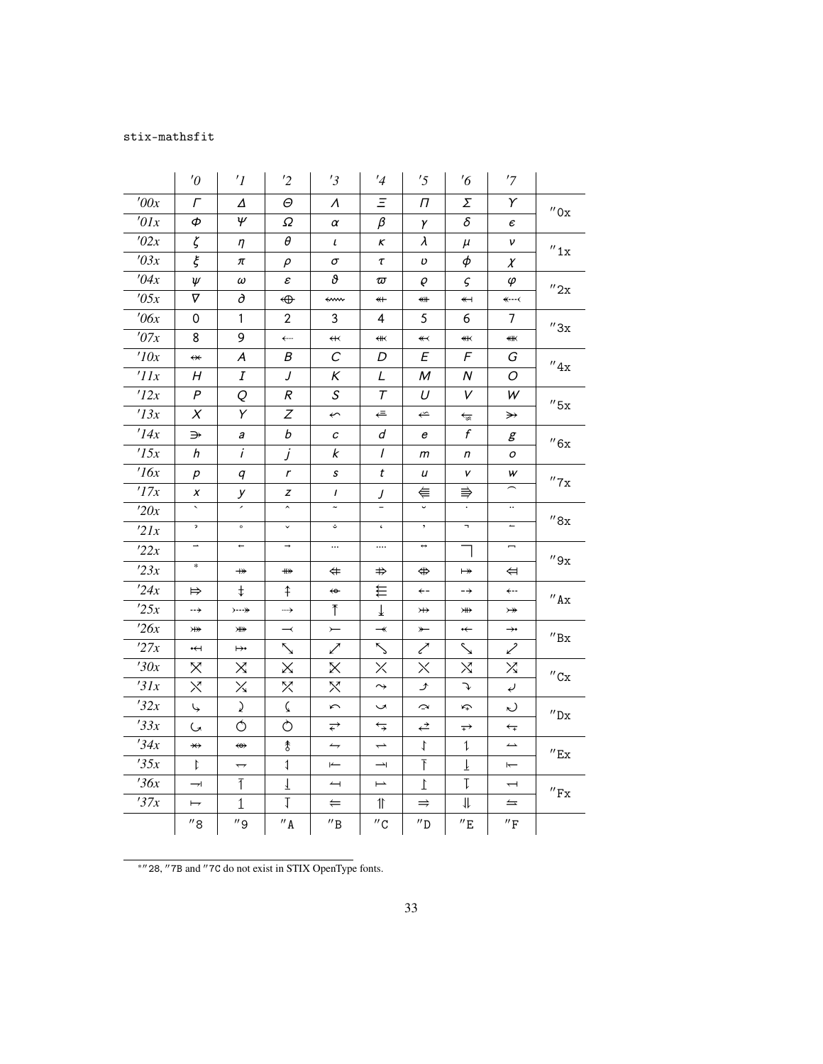stix-mathsfit

| | '0 | '1 | '2 | '3 | '4 | '5 | '6 | '7 | |
|---|---|---|---|---|---|---|---|---|---|
| '00x | Γ | Δ | Θ | Λ | Ξ | Π | Σ | Υ | ″0x |
| '01x | Φ | Ψ | Ω | α | β | γ | δ | ϵ | |
| '02x | ζ | η | θ | ι | κ | λ | μ | ν | ″1x |
| '03x | ξ | π | ρ | σ | τ | υ | ϕ | χ | |
| '04x | ψ | ω | ε | ϑ | ϖ | ϱ | ς | φ | ″2x |
| '05x | ∇ | ∂ | ⥈ | ⬳ | ⬴ | ⬵ | ⬶ | ⬷ | |
| '06x | 0 | 1 | 2 | 3 | 4 | 5 | 6 | 7 | ″3x |
| '07x | 8 | 9 | ⬸ | ⬹ | ⬺ | ⬻ | ⬼ | ⬽ | |
| '10x | ⬾ | A | B | C | D | E | F | G | ″4x |
| '11x | H | I | J | K | L | M | N | O | |
| '12x | P | Q | R | S | T | U | V | W | ″5x |
| '13x | X | Y | Z | ↜ | ⭀ | ⭁ | ⭂ | ⤀ | |
| '14x | ⤁ | a | b | c | d | e | f | g | ″6x |
| '15x | h | i | j | k | l | m | n | o | |
| '16x | p | q | r | s | t | u | v | w | ″7x |
| '17x | x | y | z | ı | ȷ | ⭅ | ⭆ | ⁀ | |
| '20x | ˋ | ˊ | ˆ | ˜ | ˉ | ˘ | ˙ | ¨ | ″8x |
| '21x | ̉ | ˚ | ˇ | ̐ | ̒ | ̓ | ¬ | ‾ | |
| '22x | ‾ | ← | → | … | …. | ↔ | ⎤ | ⎴ | ″9x |
| '23x | * | ⤀ | ⤁ | ⇷ | ⇸ | ⇹ | ⤅ | ⇺ | |
| '24x | ⇻ | ⇞ | ⇟ | ⇼ | ⬱ | ⇠ | ⇢ | ⬸ | ″Ax |
| '25x | ⤏ | ⤐ | ⤑ | ⤒ | ⤓ | ⤔ | ⤕ | ⤖ | |
| '26x | ⤗ | ⤘ | ⤙ | ⤚ | ⤛ | ⤜ | ⤝ | ⤞ | ″Bx |
| '27x | ⤟ | ⤠ | ⤡ | ⤢ | ⤣ | ⤤ | ⤥ | ⤦ | |
| '30x | ⤧ | ⤨ | ⤩ | ⤪ | ⤫ | ⤬ | ⤭ | ⤮ | ″Cx |
| '31x | ⤯ | ⤰ | ⤱ | ⤲ | ⤳ | ⤴ | ⤵ | ⤶ | |
| '32x | ⤷ | ⤸ | ⤹ | ⤺ | ⤻ | ⤼ | ⤽ | ⤾ | ″Dx |
| '33x | ⤿ | ⥀ | ⥁ | ⥂ | ⥃ | ⥄ | ⥅ | ⥆ | |
| '34x | ⥇ | ⥈ | ⥉ | ⥊ | ⥋ | ⥌ | ⥍ | ⥎ | ″Ex |
| '35x | ⥏ | ⥐ | ⥑ | ⥒ | ⥓ | ⥔ | ⥕ | ⥖ | |
| '36x | ⥗ | ⥘ | ⥙ | ⥚ | ⥛ | ⥜ | ⥝ | ⥞ | ″Fx |
| '37x | ⥟ | ⥠ | ⥡ | ⥢ | ⥣ | ⥤ | ⥥ | ⥦ | |
| | ″8 | ″9 | ″A | ″B | ″C | ″D | ″E | ″F | |

*″28, ″7B and ″7C do not exist in STIX OpenType fonts.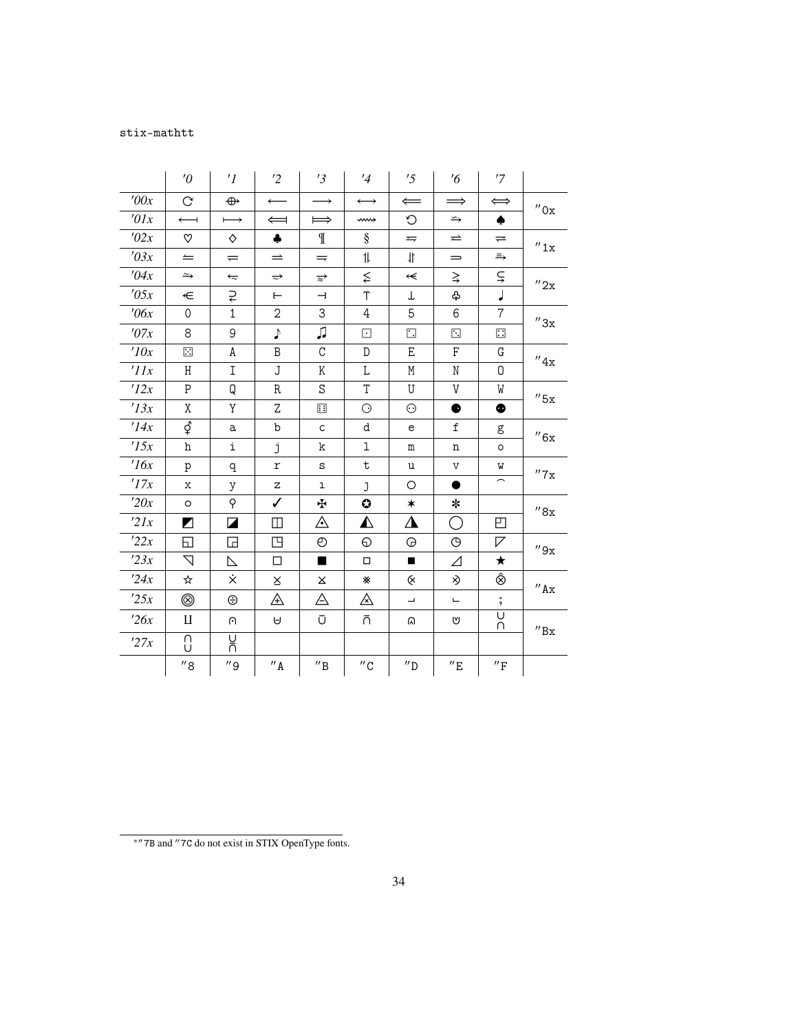stix-mathtt

| | '0 | '1 | '2 | '3 | '4 | '5 | '6 | '7 | |
|---|---|---|---|---|---|---|---|---|---|
| '00x | ↻ | ⥈ | ⟵ | ⟶ | ⟷ | ⟸ | ⟹ | ⟺ | ″0x |
| '01x | ⟻ | ⟼ | ⟽ | ⟾ | ⟿ | ⟲ | ⥲ | ♠ | |
| '02x | ♡ | ◇ | ♣ | ¶ | § | ⥢ | ⥤ | ⥦ | ″1x |
| '03x | ⥪ | ⥫ | ⥬ | ⥭ | ⥮ | ⥯ | ⥰ | ⥱ | |
| '04x | ⥲ | ⥳ | ⥴ | ⥵ | ⪅ | ⬾ | ⪆ | ⫋ | ″2x |
| '05x | ⋲ | ⫌ | ⬿ | ⥅ | ⫪ | ⫫ | ♧ | ♩ | |
| '06x | 0 | 1 | 2 | 3 | 4 | 5 | 6 | 7 | ″3x |
| '07x | 8 | 9 | ♪ | ♫ | ⚀ | ⚁ | ⚂ | ⚃ | |
| '10x | ⚄ | A | B | C | D | E | F | G | ″4x |
| '11x | H | I | J | K | L | M | N | O | |
| '12x | P | Q | R | S | T | U | V | W | ″5x |
| '13x | X | Y | Z | ⚅ | ⚆ | ⚇ | ⚈ | ⚉ | |
| '14x | ⚥ | a | b | c | d | e | f | g | ″6x |
| '15x | h | i | j | k | l | m | n | o | |
| '16x | p | q | r | s | t | u | v | w | ″7x |
| '17x | x | y | z | ı | ȷ | ○ | ● | ⌒ | |
| '20x | ∘ | ♀ | ✓ | ✠ | ✪ | ✶ | ✽ | | ″8x |
| '21x | ◩ | ◪ | ◫ | ◬ | ◭ | ◮ | ◯ | ◰ | |
| '22x | ◱ | ◲ | ◳ | ◴ | ◵ | ◶ | ◷ | ◸ | ″9x |
| '23x | ◹ | ◺ | □ | ■ | ◽ | ◾ | ◿ | ★ | |
| '24x | ☆ | ⨰ | ⩣ | ⩞ | ⨷ | ⨴ | ⨵ | ⨶ | ″Ax |
| '25x | ⦻ | ⨸ | ⨹ | ⨺ | ⨻ | ⌟ | ⌞ | ⨟ | |
| '26x | ⨿ | ⩀ | ⊎ | ⩂ | ⩃ | ⩄ | ⩅ | ⩆ | ″Bx |
| '27x | ⩇ | ⩈ | | | | | | | |
| | ″8 | ″9 | ″A | ″B | ″C | ″D | ″E | ″F | |

*″7B and ″7C do not exist in STIX OpenType fonts.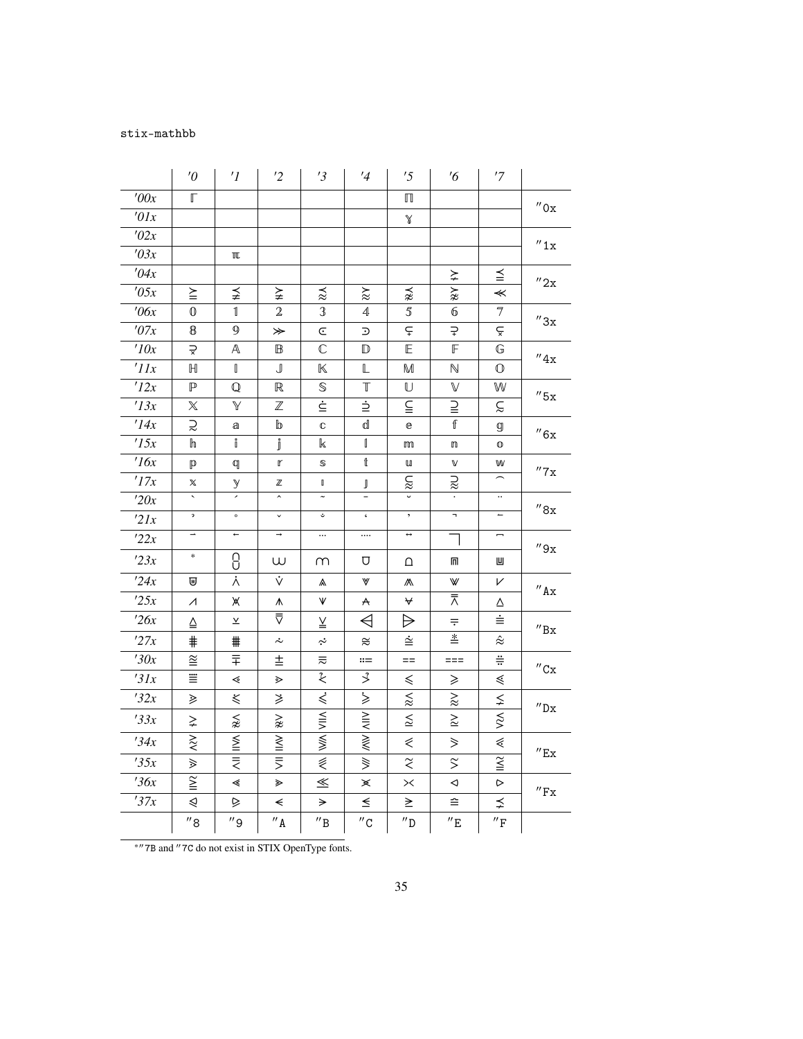stix-mathbb

| | ′0 | ′1 | ′2 | ′3 | ′4 | ′5 | ′6 | ′7 | |
|---|---|---|---|---|---|---|---|---|---|
| ′00x | 𝔽 | | | | | ℿ | | | ″0x |
| ′01x | | | | | | 𝕐 | | | |
| ′02x | | | | | | | | | ″1x |
| ′03x | | ℼ | | | | | | | |
| ′04x | | | | | | | ⪰̸ | ≦ | ″2x |
| ′05x | ≧ | ⪯̸ | ⪰̸ | ≾ | ≿ | ⋨ | ⋩ | ≪̸ | |
| ′06x | 𝟘 | 𝟙 | 𝟚 | 𝟛 | 𝟜 | 𝟝 | 𝟞 | 𝟟 | ″3x |
| ′07x | 𝟠 | 𝟡 | ≫̸ | ⋐ | ⋑ | ⊊ | ⊋ | ⫋ | |
| ′10x | ⫌ | 𝔸 | 𝔹 | ℂ | 𝔻 | 𝔼 | 𝔽 | 𝔾 | ″4x |
| ′11x | ℍ | 𝕀 | 𝕁 | 𝕂 | 𝕃 | 𝕄 | ℕ | 𝕆 | |
| ′12x | ℙ | ℚ | ℝ | 𝕊 | 𝕋 | 𝕌 | 𝕍 | 𝕎 | ″5x |
| ′13x | 𝕏 | 𝕐 | ℤ | ⫃ | ⫄ | ⫅ | ⫆ | ⫉ | |
| ′14x | ⫊ | 𝕒 | 𝕓 | 𝕔 | 𝕕 | 𝕖 | 𝕗 | 𝕘 | ″6x |
| ′15x | 𝕙 | 𝕚 | 𝕛 | 𝕜 | 𝕝 | 𝕞 | 𝕟 | 𝕠 | |
| ′16x | 𝕡 | 𝕢 | 𝕣 | 𝕤 | 𝕥 | 𝕦 | 𝕧 | 𝕨 | ″7x |
| ′17x | 𝕩 | 𝕪 | 𝕫 | ı | ȷ | ⫇ | ⫈ | ⌢ | |
| ′20x | ˋ | ˊ | ˆ | ˜ | ˉ | ˘ | ˙ | ¨ | ″8x |
| ′21x | ̉ | ˚ | ˇ | ̐ | ̨ | , | ¬ | ↼ | |
| ′22x | ⇀ | ← | → | … | ⁘ | ↔ | ⌉ | ⌐ | ″9x |
| ′23x | * | ⫘ | ⨆ | ⨅ | ⊍ | ⩀ | ⩎ | ⩏ | |
| ′24x | ⨸ | ⩑ | ⩒ | ⩕ | ⩖ | ⩓ | ⩔ | ⩗ | ″Ax |
| ′25x | ⩘ | ⩙ | ⩚ | ⩛ | ⩜ | ⩝ | ⩞ | ⩟ | |
| ′26x | ⩠ | ⩡ | ⩢ | ⩣ | ⊲ | ⊳ | ⩦ | ⩧ | ″Bx |
| ′27x | ⩨ | ⩩ | ⩪ | ⩫ | ⩬ | ⩭ | ⩮ | ⩯ | |
| ′30x | ⩰ | ⩱ | ⩲ | ⩳ | ⩴ | ⩵ | ⩶ | ⩷ | ″Cx |
| ′31x | ⩸ | ⩹ | ⩺ | ⩻ | ⩼ | ⩽ | ⩾ | ⩿ | |
| ′32x | ⪀ | ⪁ | ⪂ | ⪃ | ⪄ | ⪅ | ⪆ | ⪇ | ″Dx |
| ′33x | ⪈ | ⪉ | ⪊ | ⪋ | ⪌ | ⪍ | ⪎ | ⪏ | |
| ′34x | ⪐ | ⪑ | ⪒ | ⪓ | ⪔ | ⪕ | ⪖ | ⪗ | ″Ex |
| ′35x | ⪘ | ⪙ | ⪚ | ⪛ | ⪜ | ⪝ | ⪞ | ⪟ | |
| ′36x | ⪠ | ⪡ | ⪢ | ⪣ | ⪤ | ⪥ | ⪦ | ⪧ | ″Fx |
| ′37x | ⪨ | ⪩ | ⪪ | ⪫ | ⪬ | ⪭ | ⪮ | ⪯̸ | |
| | ″8 | ″9 | ″A | ″B | ″C | ″D | ″E | ″F | |

*″7B and ″7C do not exist in STIX OpenType fonts.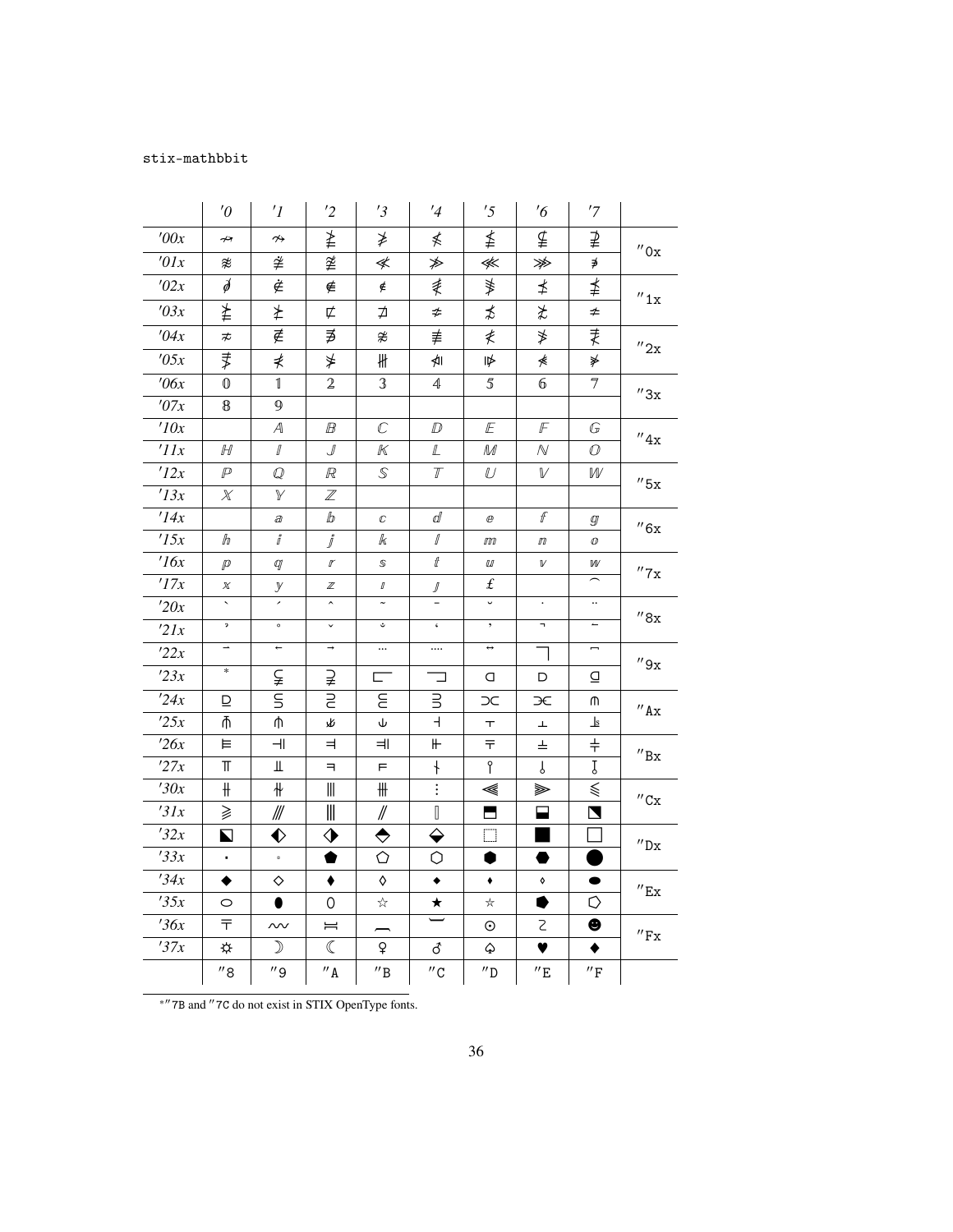stix-mathbbit

| | '0 | '1 | '2 | '3 | '4 | '5 | '6 | '7 | |
|---|---|---|---|---|---|---|---|---|---|
| '00x | ↚ | ↛ | ⋧ | ≯ | ≮ | ⪇ | ⊈ | ⊉ | ″0x |
| '01x | ≉ | ≇ | ≇ | ≮ | ≯ | ⋘̸ | ⋙̸ | ≢ | |
| '02x | ∤ | ⋵̸ | ∉ | ∉ | ⪇ | ⪈ | ⪯̸ | ⪯̸ | ″1x |
| '03x | ⪰̸ | ⪰̸ | ⊄ | ⊅ | ≠ | ≴ | ≵ | ≠ | |
| '04x | ≁ | ∉ | ∄ | ≉ | ≢ | ≮ | ≯ | ⪇ | ″2x |
| '05x | ⪈ | ≰ | ≱ | ⧻ | ⋪ | ⋫ | ⊀ | ⊁ | |
| '06x | 𝟘 | 𝟙 | 𝟚 | 𝟛 | 𝟜 | 𝟝 | 𝟞 | 𝟟 | ″3x |
| '07x | 𝟠 | 𝟡 | | | | | | | |
| '10x | | 𝔸 | 𝔹 | ℂ | 𝔻 | 𝔼 | 𝔽 | 𝔾 | ″4x |
| '11x | ℍ | 𝕀 | 𝕁 | 𝕂 | 𝕃 | 𝕄 | ℕ | 𝕆 | |
| '12x | ℙ | ℚ | ℝ | 𝕊 | 𝕋 | 𝕌 | 𝕍 | 𝕎 | ″5x |
| '13x | 𝕏 | 𝕐 | ℤ | | | | | | |
| '14x | | 𝕒 | 𝕓 | 𝕔 | 𝕕 | 𝕖 | 𝕗 | 𝕘 | ″6x |
| '15x | 𝕙 | 𝕚 | 𝕛 | 𝕜 | 𝕝 | 𝕞 | 𝕟 | 𝕠 | |
| '16x | 𝕡 | 𝕢 | 𝕣 | 𝕤 | 𝕥 | 𝕦 | 𝕧 | 𝕨 | ″7x |
| '17x | 𝕩 | 𝕪 | 𝕫 | ı | ȷ | £ | | ⌢ | |
| '20x | ` | ´ | ˆ | ˜ | ¯ | ˘ | ˙ | ¨ | ″8x |
| '21x | ̉ | ˚ | ˇ | ̑ | ̨ | ̦ | ¬ | ↼ | |
| '22x | ⇀ | ← | → | … | …. | ↔ | ⌉ | ⌐ | ″9x |
| '23x | * | ⊊ | ⊋ | ⊏ | ⊐ | ⊏ | ⊐ | ⊑ | |
| '24x | ⊒ | ⫅ | ⫆ | ⋐ | ⋑ | ⊐⊏ | ⊐⊏ | ⋒ | ″Ax |
| '25x | ⩣ | ⋔ | ⫙ | ⩂ | ⊣ | ⊤ | ⊥ | ⫫ | |
| '26x | ⊨ | ⫤ | ⫣ | ⫥ | ⊩ | ⫧ | ⫨ | ⫲ | ″Bx |
| '27x | ⫪ | ⫫ | ⫟ | ⫞ | ⫮ | ⫯ | ⫰ | ⫱ | |
| '30x | ⫲ | ⫳ | ⦀ | ⧺ | ⋮ | ⫷ | ⫸ | ⪕ | ″Cx |
| '31x | ⪖ | ⫻ | ⫴ | ⫽ | ⟦ | ⬒ | ⬓ | ◪ | |
| '32x | ◩ | ⬖ | ⬗ | ⬘ | ⬙ | ⬚ | ■ | □ | ″Dx |
| '33x | ▪ | ▫ | ⬟ | ⬠ | ⬡ | ⬢ | ⬣ | ⬤ | |
| '34x | ◆ | ◇ | ⧫ | ◊ | ⬩ | ⬪ | ⬫ | ⬬ | ″Ex |
| '35x | ⬭ | ⬮ | ⬯ | ☆ | ★ | ☆ | ⭓ | ⭔ | |
| '36x | ⫪ | ∾ | ⩸ | ⎴ | ⎵ | ⊙ | ≀ | ☻ | ″Fx |
| '37x | ☼ | ☽ | ☾ | ♀ | ♂ | ♤ | ♥ | ♦ | |
| | ″8 | ″9 | ″A | ″B | ″C | ″D | ″E | ″F | |

*″7B and ″7C do not exist in STIX OpenType fonts.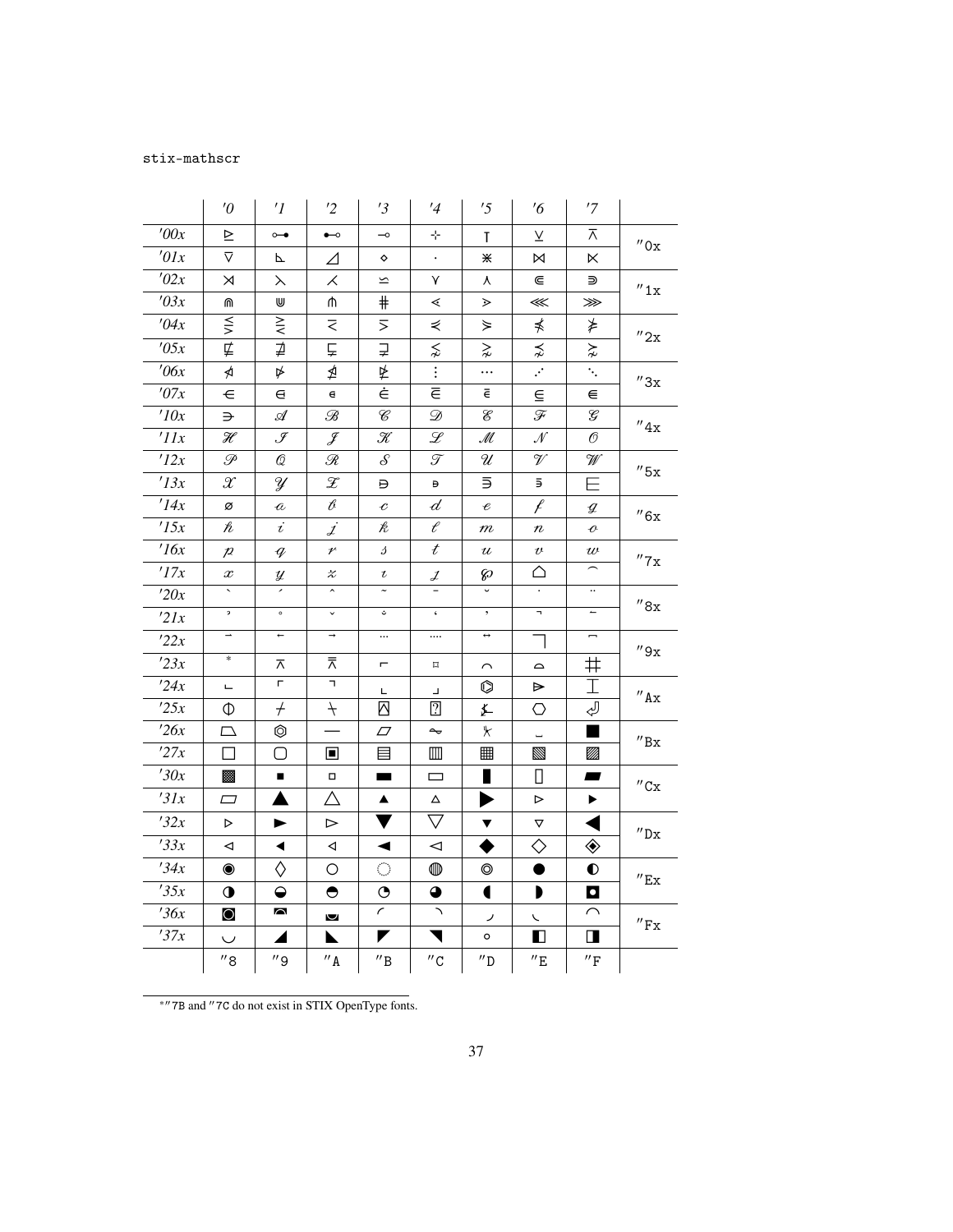stix-mathscr

| | '0 | '1 | '2 | '3 | '4 | '5 | '6 | '7 | |
|---|---|---|---|---|---|---|---|---|---|
| '00x | ⊵ | ⧟ | ⊷ | ⊸ | ∻ | ⫯ | ⊻ | ⊼ | "0x |
| '01x | ⊽ | ⊾ | ⊿ | ⋄ | ⋅ | ⋇ | ⋈ | ⋉ | |
| '02x | ⋊ | ⋋ | ⋌ | ⋍ | ⋎ | ⋏ | ⋐ | ⋑ | "1x |
| '03x | ⋒ | ⋓ | ⋔ | ⋕ | ⋖ | ⋗ | ⋘ | ⋙ | |
| '04x | ⋚ | ⋛ | ⋜ | ⋝ | ⋞ | ⋟ | ⋠ | ⋡ | "2x |
| '05x | ⋢ | ⋣ | ⋤ | ⋥ | ⋦ | ⋧ | ⋨ | ⋩ | |
| '06x | ⋪ | ⋫ | ⋬ | ⋭ | ⋮ | ⋯ | ⋰ | ⋱ | "3x |
| '07x | ⋲ | ⋳ | ⋴ | ⋵ | ⋶ | ⋷ | ⋸ | ⋹ | |
| '10x | ⋺ | $\mathscr{A}$ | $\mathscr{B}$ | $\mathscr{C}$ | $\mathscr{D}$ | $\mathscr{E}$ | $\mathscr{F}$ | $\mathscr{G}$ | "4x |
| '11x | $\mathscr{H}$ | $\mathscr{I}$ | $\mathscr{J}$ | $\mathscr{K}$ | $\mathscr{L}$ | $\mathscr{M}$ | $\mathscr{N}$ | $\mathscr{O}$ | |
| '12x | $\mathscr{P}$ | $\mathscr{Q}$ | $\mathscr{R}$ | $\mathscr{S}$ | $\mathscr{T}$ | $\mathscr{U}$ | $\mathscr{V}$ | $\mathscr{W}$ | "5x |
| '13x | $\mathscr{X}$ | $\mathscr{Y}$ | $\mathscr{Z}$ | ⋻ | ⋼ | ⋽ | ⋾ | ⋿ | |
| '14x | ⌀ | $\mathscr{a}$ | $\mathscr{b}$ | $\mathscr{c}$ | $\mathscr{d}$ | $\mathscr{e}$ | $\mathscr{f}$ | $\mathscr{g}$ | "6x |
| '15x | $\mathscr{h}$ | $\mathscr{i}$ | $\mathscr{j}$ | $\mathscr{k}$ | $\mathscr{l}$ | $\mathscr{m}$ | $\mathscr{n}$ | $\mathscr{o}$ | |
| '16x | $\mathscr{p}$ | $\mathscr{q}$ | $\mathscr{r}$ | $\mathscr{s}$ | $\mathscr{t}$ | $\mathscr{u}$ | $\mathscr{v}$ | $\mathscr{w}$ | "7x |
| '17x | $\mathscr{x}$ | $\mathscr{y}$ | $\mathscr{z}$ | ı | ȷ | ℘ | ⌂ | ⌒ | |
| '20x | ˋ | ˊ | ˆ | ˜ | ¯ | ˘ | ˙ | ¨ | "8x |
| '21x | ̉ | ˚ | ˇ | ̐ | ̒ | ̦ | ̚ | ̠ | |
| '22x | ⃐ | ⃖ | ⃗ | ⃛ | ⃜ | ⃡ | ⌉ | ̲ | "9x |
| '23x | * | ⌅ | ⌆ | ⌌ | ⌑ | ⌒ | ⌓ | ⌗ | |
| '24x | ⌞ | ⌜ | ⌝ | ⌞ | ⌟ | ⌬ | ⌲ | ⌶ | "Ax |
| '25x | ⌽ | ⌿ | ⍀ | ⍓ | ⍰ | ⎀ | ⎔ | ⏎ | |
| '26x | ⏢ | ⏣ | ⏤ | ⏥ | ⏦ | ⏧ | ␣ | ■ | "Bx |
| '27x | □ | ▢ | ▣ | ▤ | ▥ | ▦ | ▧ | ▨ | |
| '30x | ▩ | ▪ | ▫ | ▬ | ▭ | ▮ | ▯ | ▰ | "Cx |
| '31x | ▱ | ▲ | △ | ▴ | ▵ | ▶ | ▷ | ▸ | |
| '32x | ▹ | ► | ▻ | ▼ | ▽ | ▾ | ▿ | ◀ | "Dx |
| '33x | ◁ | ◂ | ◃ | ◄ | ◅ | ◆ | ◇ | ◈ | |
| '34x | ◉ | ◊ | ○ | ◌ | ◍ | ◎ | ● | ◐ | "Ex |
| '35x | ◑ | ◒ | ◓ | ◔ | ◕ | ◖ | ◗ | ◘ | |
| '36x | ◙ | ◚ | ◛ | ◜ | ◝ | ◞ | ◟ | ◠ | "Fx |
| '37x | ◡ | ◢ | ◣ | ◤ | ◥ | ◦ | ◧ | ◨ | |
| | "8 | "9 | "A | "B | "C | "D | "E | "F | |

*"7B and "7C do not exist in STIX OpenType fonts.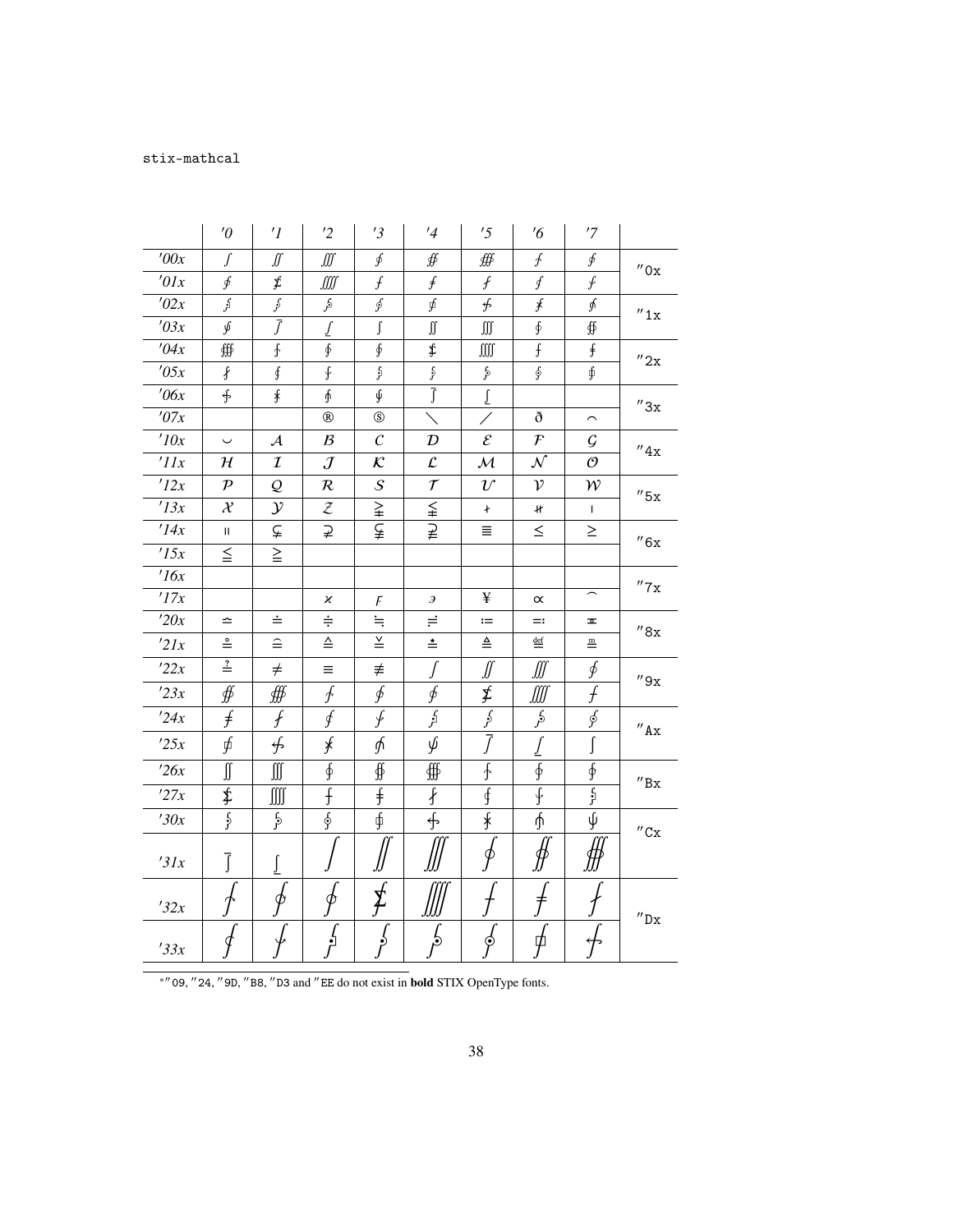stix-mathcal

| | '0 | '1 | '2 | '3 | '4 | '5 | '6 | '7 | |
|---|---|---|---|---|---|---|---|---|---|
| '00x | ∫ | ∬ | ∭ | ∮ | ∯ | ∰ | ⨍ | ∲ | ″0x |
| '01x | ∳ | ⨊ | ⨌ | ⨍ | ⨎ | ⨏ | ⨐ | ⨑ | |
| '02x | ⨒ | ⨓ | ⨔ | ⨕ | ⨖ | ⨗ | ⨘ | ⨙ | ″1x |
| '03x | ⨚ | ⨛ | ⨜ | ∫ | ∬ | ∭ | ∮ | ∯ | |
| '04x | ∰ | ⨍ | ∲ | ∳ | ⨊ | ⨌ | ⨍ | ⨎ | ″2x |
| '05x | ⨏ | ⨐ | ⨑ | ⨒ | ⨓ | ⨔ | ⨕ | ⨖ | |
| '06x | ⨗ | ⨘ | ⨙ | ⨚ | ⨛ | ⨜ | | | ″3x |
| '07x | | | ® | Ⓢ | ╲ | ╱ | ð | ⌢ | |
| '10x | ⌣ | $\mathcal{A}$ | $\mathcal{B}$ | $\mathcal{C}$ | $\mathcal{D}$ | $\mathcal{E}$ | $\mathcal{F}$ | $\mathcal{G}$ | ″4x |
| '11x | $\mathcal{H}$ | $\mathcal{I}$ | $\mathcal{J}$ | $\mathcal{K}$ | $\mathcal{L}$ | $\mathcal{M}$ | $\mathcal{N}$ | $\mathcal{O}$ | |
| '12x | $\mathcal{P}$ | $\mathcal{Q}$ | $\mathcal{R}$ | $\mathcal{S}$ | $\mathcal{T}$ | $\mathcal{U}$ | $\mathcal{V}$ | $\mathcal{W}$ | ″5x |
| '13x | $\mathcal{X}$ | $\mathcal{Y}$ | $\mathcal{Z}$ | ⪈ | ⪇ | ⫮ | ⫲ | ∣ | |
| '14x | ∥ | ⊊ | ⊋ | ⫋ | ⫌ | ≣ | ≤ | ≥ | ″6x |
| '15x | ≦ | ≧ | | | | | | | |
| '16x | | | | | | | | | ″7x |
| '17x | | | ϰ | ϝ | ϶ | ¥ | ∝ | ⌢ | |
| '20x | ≏ | ≐ | ≑ | ≒ | ≓ | ≔ | ≕ | ≖ | ″8x |
| '21x | ≗ | ≘ | ≙ | ≚ | ≛ | ≜ | ≝ | ≞ | |
| '22x | ≟ | ≠ | ≡ | ≢ | ∫ | ∬ | ∭ | ∮ | ″9x |
| '23x | ∯ | ∰ | ⨍ | ∲ | ∳ | ⨊ | ⨌ | ⨍ | |
| '24x | ⨎ | ⨏ | ⨐ | ⨑ | ⨒ | ⨓ | ⨔ | ⨕ | ″Ax |
| '25x | ⨖ | ⨗ | ⨘ | ⨙ | ⨚ | ⨛ | ⨜ | ∫ | |
| '26x | ∬ | ∭ | ∮ | ∯ | ∰ | ⨍ | ∲ | ∳ | ″Bx |
| '27x | ⨊ | ⨌ | ⨍ | ⨎ | ⨏ | ⨐ | ⨑ | ⨒ | |
| '30x | ⨓ | ⨔ | ⨕ | ⨖ | ⨗ | ⨘ | ⨙ | ⨚ | ″Cx |
| '31x | ⨛ | ⨜ | ∫ | ∬ | ∭ | ∮ | ∯ | ∰ | |
| '32x | ⨍ | ∲ | ∳ | ⨊ | ⨌ | ⨍ | ⨎ | ⨏ | ″Dx |
| '33x | ⨐ | ⨑ | ⨒ | ⨓ | ⨔ | ⨕ | ⨖ | ⨗ | |

*″09, ″24, ″9D, ″B8, ″D3 and ″EE do not exist in **bold** STIX OpenType fonts.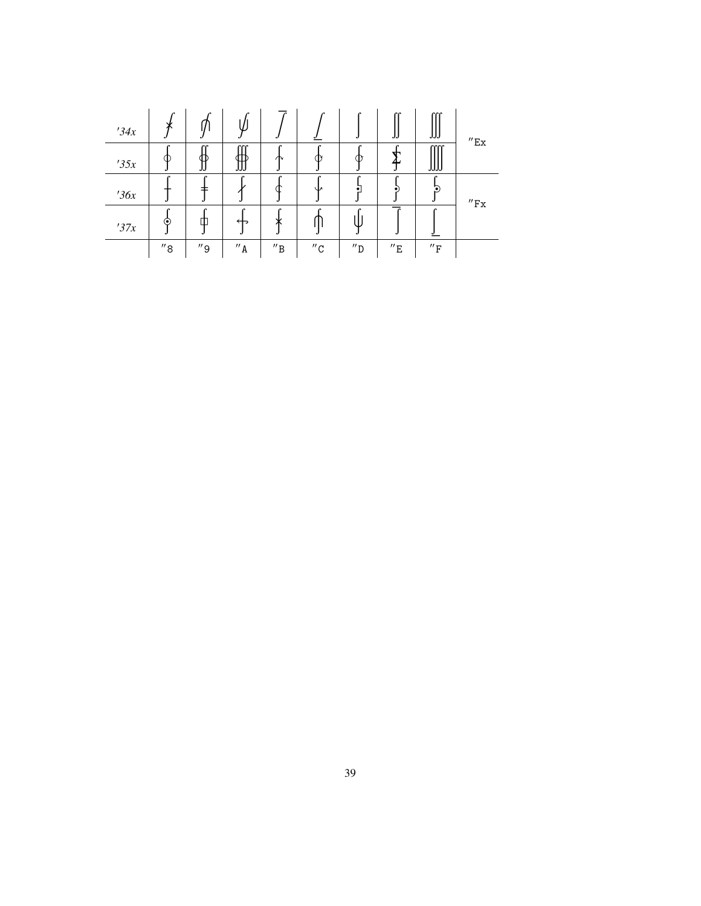| | | | | | | | | | |
|---|---|---|---|---|---|---|---|---|---|
| '34x | ⨏ | ⨐ | ⨑ | ⨒ | ⨓ | ∫ | ∬ | ∭ | ″Ex |
| '35x | ∮ | ∯ | ∰ | ⨗ | ∲ | ∳ | ⨋ | ⨌ | |
| '36x | ⨍ | ⨎ | ⨏ | ⨕ | ⨔ | ⨓ | ⨖ | ⨘ | ″Fx |
| '37x | ⨙ | ⨚ | ⨛ | ⨜ | ⨐ | ⨑ | ⨒ | ⨓ | |
| | ″8 | ″9 | ″A | ″B | ″C | ″D | ″E | ″F | |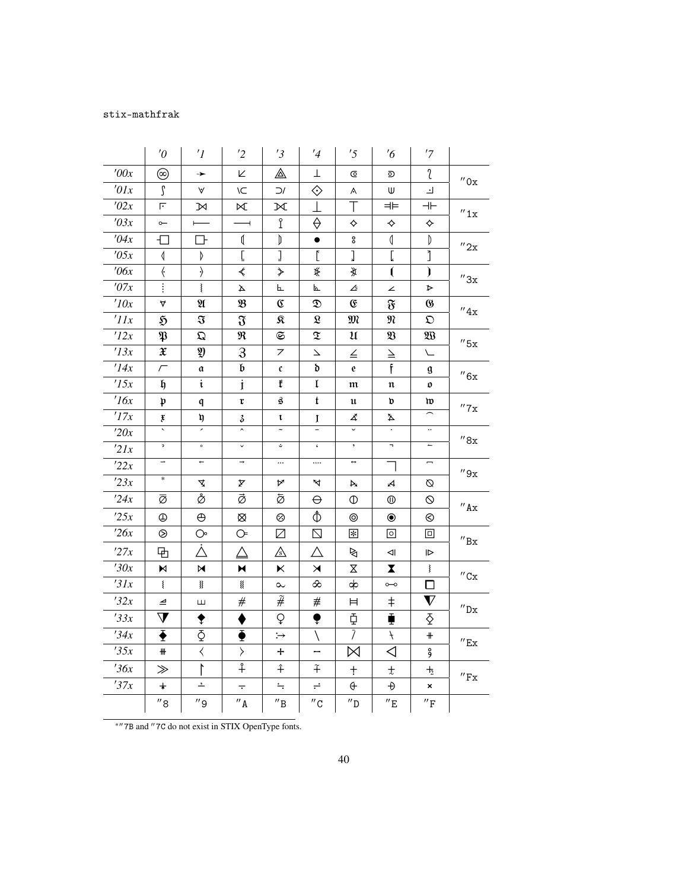stix-mathfrak

| | '0 | '1 | '2 | '3 | '4 | '5 | '6 | '7 | |
|---|---|---|---|---|---|---|---|---|---|
| '00x | ⧜ | ➛ | ⟀ | ⟁ | ⊥ | ⟃ | ⟄ | ⟅ | "0x |
| '01x | ⟆ | ⟇ | ⟈ | ⟉ | ⟐ | ⟑ | ⟒ | ⟓ | |
| '02x | ⟔ | ⟕ | ⟖ | ⟗ | ⟘ | ⟙ | ⟚ | ⟛ | "1x |
| '03x | ⟜ | ⟝ | ⟞ | ⟟ | ⟠ | ⟡ | ⟢ | ⟣ | |
| '04x | ⟤ | ⟥ | ⟬ | ⟭ | ● | ⦂ | ⦅ | ⦆ | "2x |
| '05x | ⦇ | ⦈ | ⦋ | ⦌ | ⦍ | ⦎ | ⦏ | ⦐ | |
| '06x | ⦑ | ⦒ | ⦓ | ⦔ | ⦕ | ⦖ | ⦗ | ⦘ | "3x |
| '07x | ⦙ | ⦚ | ⦛ | ⦜ | ⦝ | ⦞ | ⦟ | ⦠ | |
| '10x | ⦡ | 𝔄 | 𝔅 | ℭ | 𝔇 | 𝔈 | 𝔉 | 𝔊 | "4x |
| '11x | ℌ | ℑ | 𝔍 | 𝔎 | 𝔏 | 𝔐 | 𝔑 | 𝔒 | |
| '12x | 𝔓 | 𝔔 | ℜ | 𝔖 | 𝔗 | 𝔘 | 𝔙 | 𝔚 | "5x |
| '13x | 𝔛 | 𝔜 | ℨ | ⦢ | ⦣ | ⦤ | ⦥ | ⦦ | |
| '14x | ⦧ | 𝔞 | 𝔟 | 𝔠 | 𝔡 | 𝔢 | 𝔣 | 𝔤 | "6x |
| '15x | 𝔥 | 𝔦 | 𝔧 | 𝔨 | 𝔩 | 𝔪 | 𝔫 | 𝔬 | |
| '16x | 𝔭 | 𝔮 | 𝔯 | 𝔰 | 𝔱 | 𝔲 | 𝔳 | 𝔴 | "7x |
| '17x | 𝔵 | 𝔶 | 𝔷 | ı | ȷ | ⦨ | ⦩ | ⌒ | |
| '20x | ` | ´ | ˆ | ˜ | ¯ | ˘ | ˙ | ¨ | "8x |
| '21x | ̉ | ˚ | ˇ | ̐ | ̒ | ̕ | ̚ | ↼ | |
| '22x | ⇀ | ← | → | ⋯ | ⁘ | ↔ | ⃧ | ⃨ | "9x |
| '23x | * | ⦪ | ⦫ | ⦬ | ⦭ | ⦮ | ⦯ | ⦰ | |
| '24x | ⦱ | ⦲ | ⦳ | ⦴ | ⦵ | ⦶ | ⦷ | ⦸ | "Ax |
| '25x | ⦹ | ⦺ | ⦻ | ⦼ | ⦽ | ⦾ | ⦿ | ⧀ | |
| '26x | ⧁ | ⧂ | ⧃ | ⧄ | ⧅ | ⧆ | ⧇ | ⧈ | "Bx |
| '27x | ⧉ | ⧊ | ⧋ | ⧌ | ⧍ | ⧎ | ⧏ | ⧐ | |
| '30x | ⧑ | ⧒ | ⧓ | ⧔ | ⧕ | ⧖ | ⧗ | ⧘ | "Cx |
| '31x | ⧙ | ⧚ | ⧛ | ⧜ | ⧝ | ⧞ | ⧟ | ⧠ | |
| '32x | ⧡ | ⧢ | ⧣ | ⧤ | ⧥ | ⧦ | ⧧ | ⧨ | "Dx |
| '33x | ⧩ | ⧪ | ⧫ | ⧬ | ⧭ | ⧮ | ⧯ | ⧰ | |
| '34x | ⧱ | ⧲ | ⧳ | ⧴ | ⧵ | ⧶ | ⧷ | ⧺ | "Ex |
| '35x | ⧻ | ⧼ | ⧽ | ⨢ | ⨩ | ⨝ | ⨞ | ⨠ | |
| '36x | ≫ | ↾ | ⨢ | ⨣ | ⨤ | ⨥ | ⨦ | ⨧ | "Fx |
| '37x | ⨨ | ⨪ | ⨫ | ⨬ | ⨭ | ⨮ | ⨯ | × | |
| | "8 | "9 | "A | "B | "C | "D | "E | "F | |

*"7B and "7C do not exist in STIX OpenType fonts.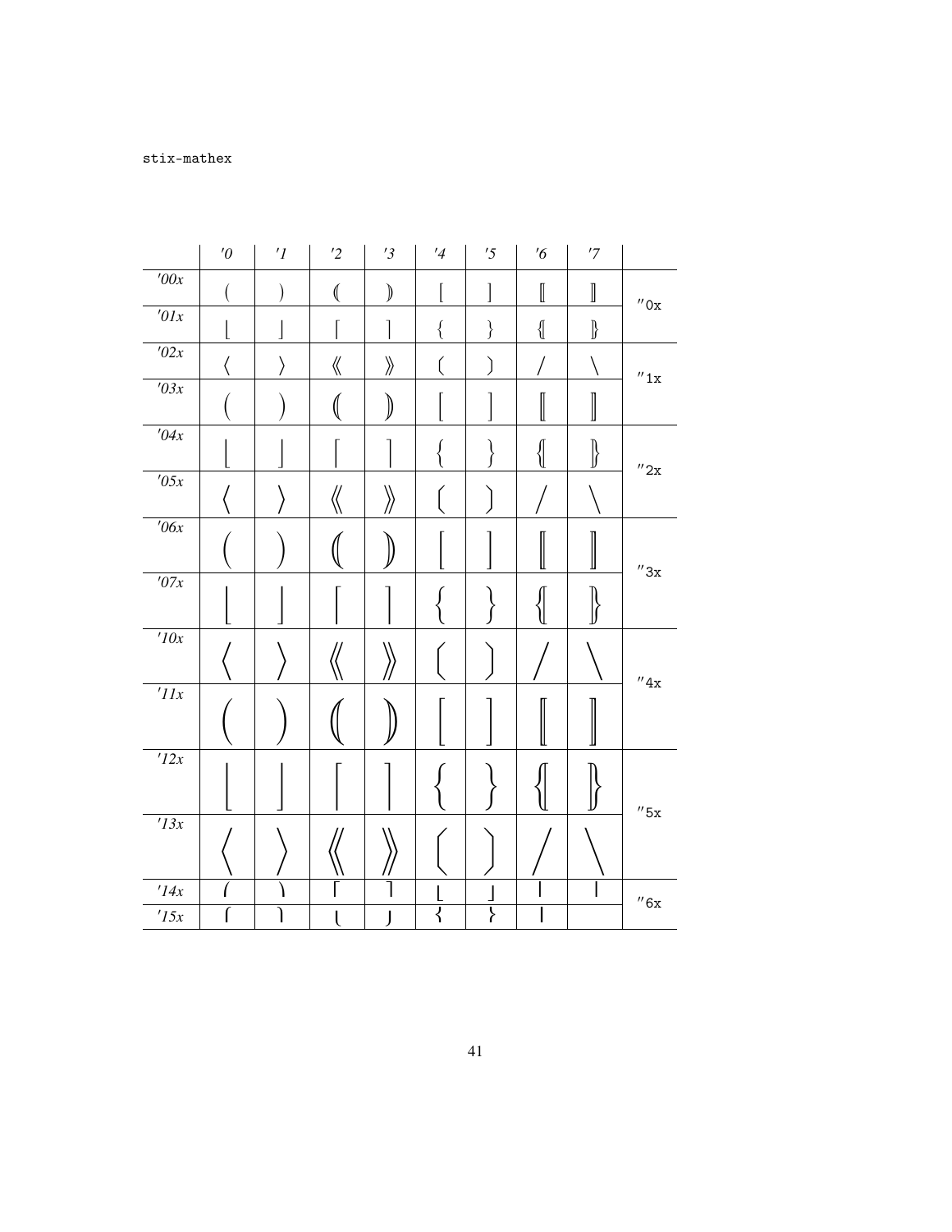stix-mathex

|  | '0 | '1 | '2 | '3 | '4 | '5 | '6 | '7 |  |
|---|---|---|---|---|---|---|---|---|---|
| '00x | ( | ) | ⦅ | ⦆ | [ | ] | ⟦ | ⟧ | ″0x |
| '01x | ⌊ | ⌋ | ⌈ | ⌉ | { | } | ⦃ | ⦄ |  |
| '02x | ⟨ | ⟩ | ⟪ | ⟫ | ⟮ | ⟯ | / | \ | ″1x |
| '03x | ( | ) | ⦅ | ⦆ | [ | ] | ⟦ | ⟧ |  |
| '04x | ⌊ | ⌋ | ⌈ | ⌉ | { | } | ⦃ | ⦄ | ″2x |
| '05x | ⟨ | ⟩ | ⟪ | ⟫ | ⟮ | ⟯ | / | \ |  |
| '06x | ( | ) | ⦅ | ⦆ | [ | ] | ⟦ | ⟧ | ″3x |
| '07x | ⌊ | ⌋ | ⌈ | ⌉ | { | } | ⦃ | ⦄ |  |
| '10x | ⟨ | ⟩ | ⟪ | ⟫ | ⟮ | ⟯ | / | \ | ″4x |
| '11x | ( | ) | ⦅ | ⦆ | [ | ] | ⟦ | ⟧ |  |
| '12x | ⌊ | ⌋ | ⌈ | ⌉ | { | } | ⦃ | ⦄ | ″5x |
| '13x | ⟨ | ⟩ | ⟪ | ⟫ | ⟮ | ⟯ | / | \ |  |
| '14x | ⎛ | ⎞ | ⎡ | ⎤ | ⎣ | ⎦ | ⎢ | ⎥ | ″6x |
| '15x | ⎧ | ⎫ | ⎩ | ⎭ | ⎨ | ⎬ | ⎪ |  |  |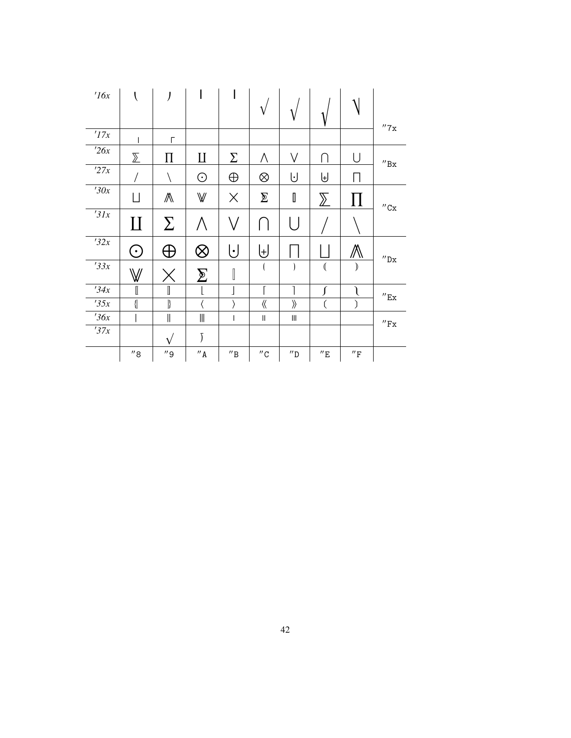| | ″8 | ″9 | ″A | ″B | ″C | ″D | ″E | ″F | |
|---|---|---|---|---|---|---|---|---|---|
| '16x | ⎛ | ⎞ | ∣ | ∣ | $\sqrt{}$ | $\sqrt{}$ | $\sqrt{}$ | ⎷ | ″7x |
| '17x | ∣ | ⌜ | | | | | | | |
| '26x | $\sum$ | $\prod$ | $\coprod$ | $\Sigma$ | $\wedge$ | $\vee$ | $\cap$ | $\cup$ | ″Bx |
| '27x | $/$ | $\backslash$ | $\odot$ | $\oplus$ | $\otimes$ | ⨃ | $\uplus$ | $\sqcap$ | |
| '30x | $\sqcup$ | ⩕ | ⩖ | $\times$ | ⅀ | ⟦ | $\sum$ | $\prod$ | ″Cx |
| '31x | $\coprod$ | $\Sigma$ | $\wedge$ | $\vee$ | $\cap$ | $\cup$ | $/$ | $\backslash$ | |
| '32x | $\odot$ | $\oplus$ | $\otimes$ | ⨃ | $\uplus$ | $\sqcap$ | $\sqcup$ | ⩕ | ″Dx |
| '33x | ⩖ | $\times$ | ⅀ | ⟦ | ( | ) | ⦅ | ⦆ | |
| '34x | ⟦ | ⟧ | ⌊ | ⌋ | ⌈ | ⌉ | ∫ | ⎱ | ″Ex |
| '35x | ⦃ | ⦄ | ⟨ | ⟩ | ⟪ | ⟫ | ( | ) | |
| '36x | ∣ | ∥ | ⦀ | ∣ | ∥ | ⦀ | | | ″Fx |
| '37x | | $\sqrt{}$ | ⌠ | | | | | | |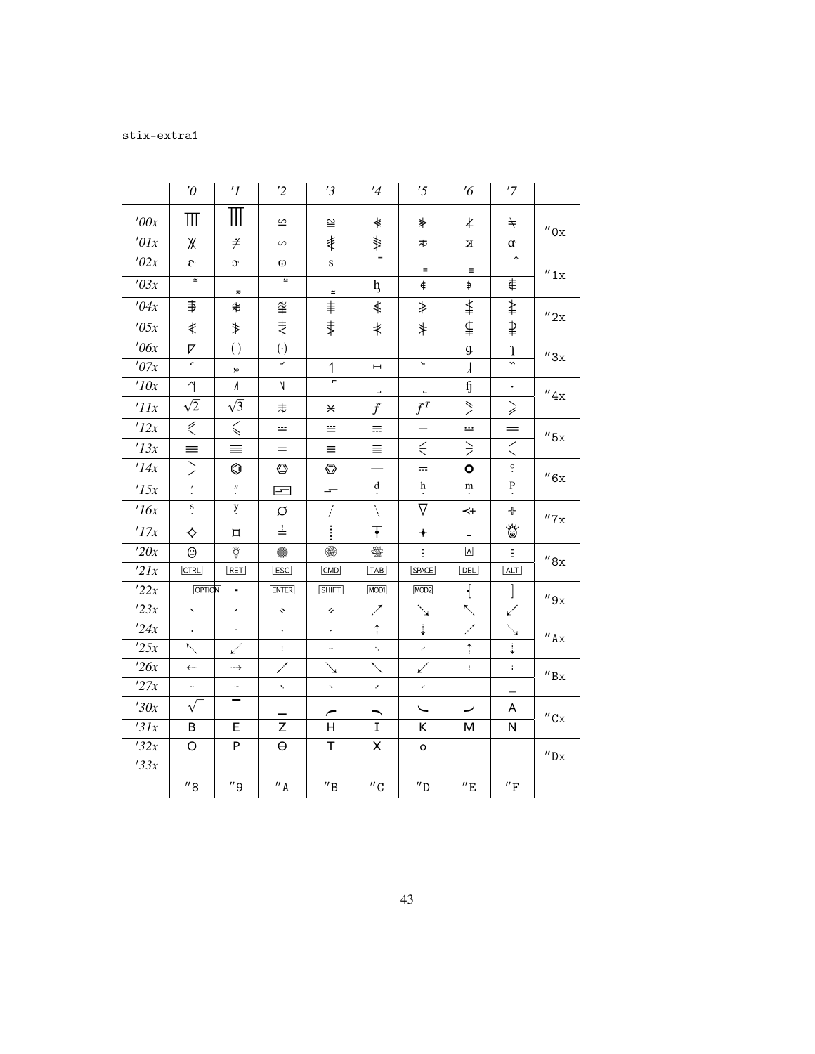stix-extra1

| | '0 | '1 | '2 | '3 | '4 | '5 | '6 | '7 | |
|---|---|---|---|---|---|---|---|---|---|
| '00x | ⫪ | ⫫ | ≌ | ≌ | ⊀ | ⊁ | ⊀ | ≠ | "0x |
| '01x | ⫻ | ≠ | ∽ | ⋨ | ⋩ | ≭ | ϰ | α | |
| '02x | ε | ɔ | ω | s | = | = | ≡ | ^ | "1x |
| '03x | ≃ | ≈ | ≌ | ≃ | ɧ | ∉ | ∌ | ⋶ | |
| '04x | ⋽ | ≉ | ≇ | ≢ | ≰ | ≱ | ⪇ | ⪈ | "2x |
| '05x | ≮ | ≯ | ⋦ | ⋧ | ⊀ | ⊁ | ⊈ | ⊉ | |
| '06x | ∇ | ( ) | (·) | | | | ց | ʅ | "3x |
| '07x | ʳ | ℘ | ˘ | ʅ | ⊢ | ˘ | ʅ | ˜ | |
| '10x | ʅ | / | \ | ⌐ | ⌟ | ⌞ | ɧ | · | "4x |
| '11x | $\sqrt{2}$ | $\sqrt{3}$ | ≢ | ⨯ | $f$ | $f^T$ | ⋟ | ⪸ | |
| '12x | ⪷ | ⪷ | ≕ | ≕ | ≕ | − | ∺ | = | "5x |
| '13x | ≡ | ≣ | = | ≡ | ≣ | ⪯ | ⪰ | < | |
| '14x | > | ⌬ | ⌬ | ⌬ | — | ⩪ | o | ⸰ | "6x |
| '15x | ! | " | ⎓ | ⥊ | d | h | m | p | |
| '16x | s | y | ∅ | / | \ | ∇ | ⥶ | ⊹ | "7x |
| '17x | ⟡ | ⌑ | ≟ | ⋮ | ⫱ | ✦ | ‒ | ☺ | |
| '20x | ☺ | ☼ | ● | ⊛ | ⚛ | ⋮ | ⍓ | ⋮ | "8x |
| '21x | CTRL | RET | ESC | CMD | TAB | SPACE | DEL | ALT | |
| '22x | OPTION | ▪ | ENTER | SHIFT | MOD1 | MOD2 | ⎨ | ⎤ | "9x |
| '23x | ˎ | ˏ | ˵ | ˶ | ⤢ | ⤡ | ↖ | ↙ | |
| '24x | . | · | ˎ | ˏ | ↑ | ↓ | ↗ | ↘ | "Ax |
| '25x | ↖ | ↙ | ⋮ | … | ˎ | ˏ | ↑ | ↓ | |
| '26x | ⇠ | ⇢ | ↗ | ↘ | ↖ | ↙ | ! | ¡ | "Bx |
| '27x | ˗ | ˗ | ˎ | ˎ | ˏ | ˏ | − | _ | |
| '30x | √ | ‾ | _ | ⌒ | ⌒ | ⌣ | ⌣ | A | "Cx |
| '31x | B | E | Z | H | I | K | M | N | |
| '32x | O | P | Θ | T | X | o | | | "Dx |
| '33x | | | | | | | | | |
| | "8 | "9 | "A | "B | "C | "D | "E | "F | |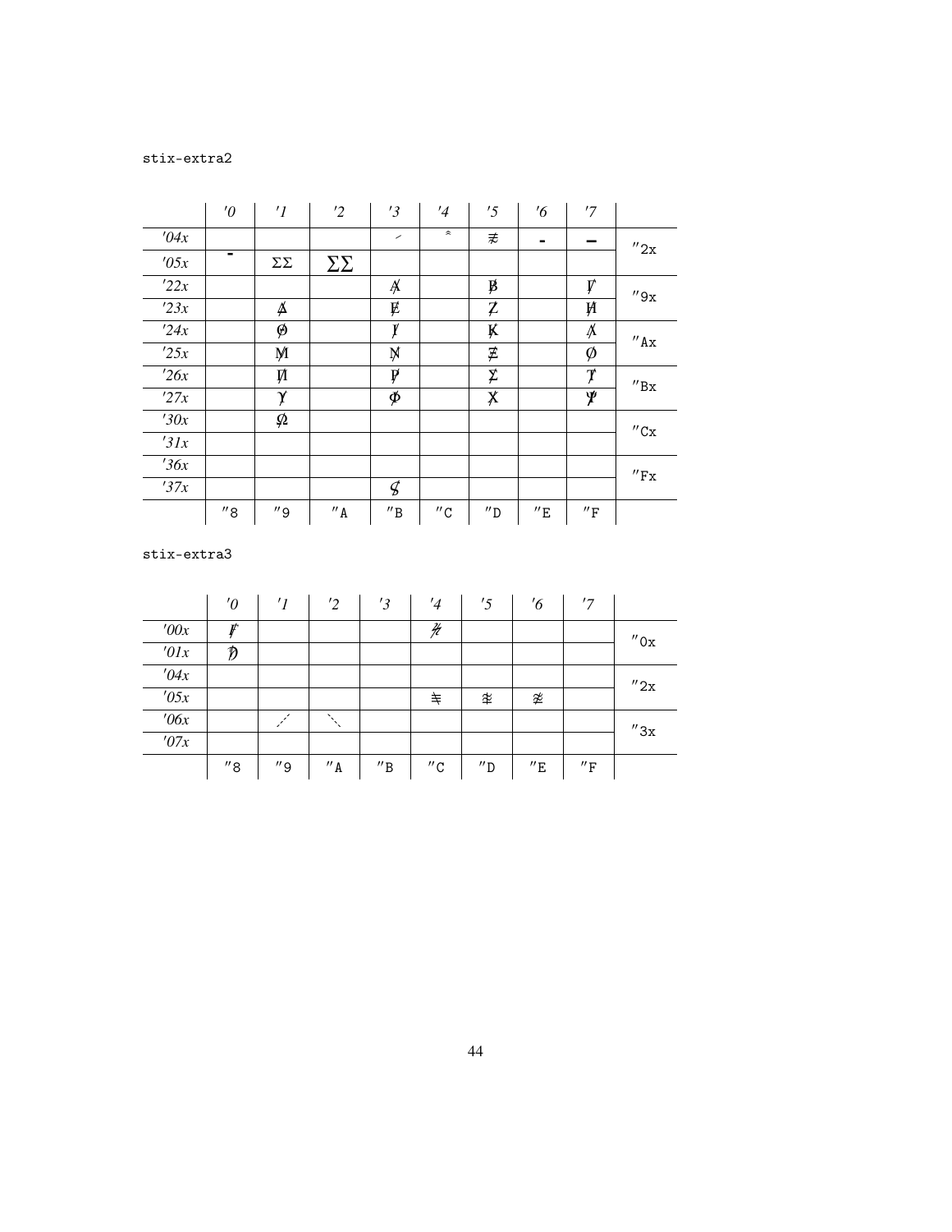stix-extra2

| | '0 | '1 | '2 | '3 | '4 | '5 | '6 | '7 | |
|---|---|---|---|---|---|---|---|---|---|
| '04x | | | | ⟋ | ⌃ | ≭ | - | — | "2x |
| '05x | - | ΣΣ | ∑∑ | | | | | | |
| '22x | | | | A̸ | | B̸ | | Γ̸ | "9x |
| '23x | | Δ̸ | | E̸ | | Z̸ | | H̸ | |
| '24x | | Θ̸ | | I̸ | | K̸ | | Λ̸ | "Ax |
| '25x | | M̸ | | N̸ | | Ξ̸ | | O̸ | |
| '26x | | Π̸ | | P̸ | | Σ̸ | | T̸ | "Bx |
| '27x | | Υ̸ | | Φ̸ | | X̸ | | Ψ̸ | |
| '30x | | Ω̸ | | | | | | | "Cx |
| '31x | | | | | | | | | |
| '36x | | | | | | | | | "Fx |
| '37x | | | | ⊊̸ | | | | | |
| | "8 | "9 | "A | "B | "C | "D | "E | "F | |

stix-extra3

| | '0 | '1 | '2 | '3 | '4 | '5 | '6 | '7 | |
|---|---|---|---|---|---|---|---|---|---|
| '00x | F̸ | | | | ⫽̸ | | | | "0x |
| '01x | Ð̸ | | | | | | | | |
| '04x | | | | | | | | | "2x |
| '05x | | | | | ≑̸ | ≇ | ≵ | | |
| '06x | | ⋰ | ⋱ | | | | | | "3x |
| '07x | | | | | | | | | |
| | "8 | "9 | "A | "B | "C | "D | "E | "F | |